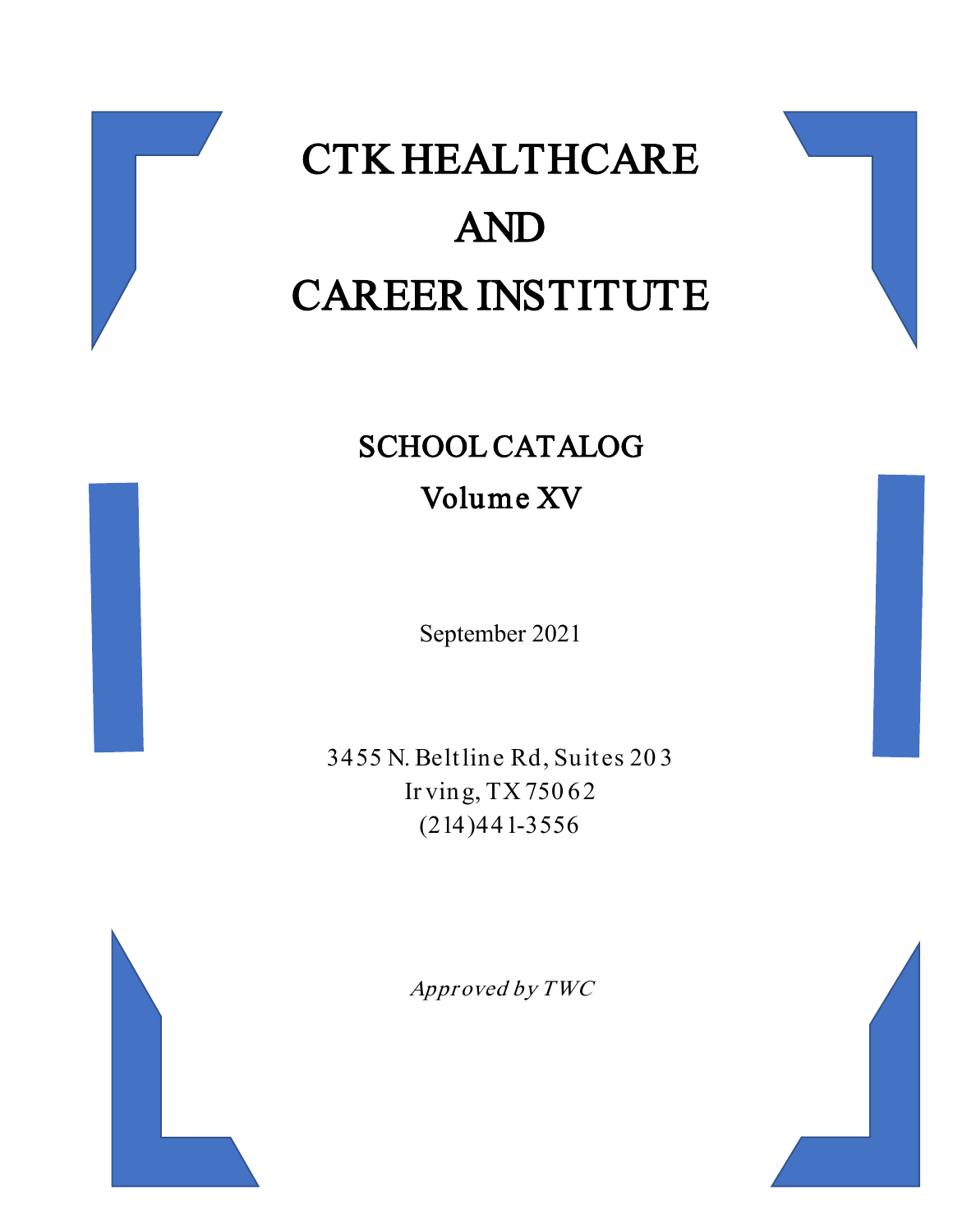# CTK HEALTHCARE AND CAREER INSTITUTE

## SCHOOL CATALOG

## Volume XV

September 2021

3455 N. Beltline Rd, Suites 203
Irving, TX 75062
(214)441-3556

*Approved by TWC*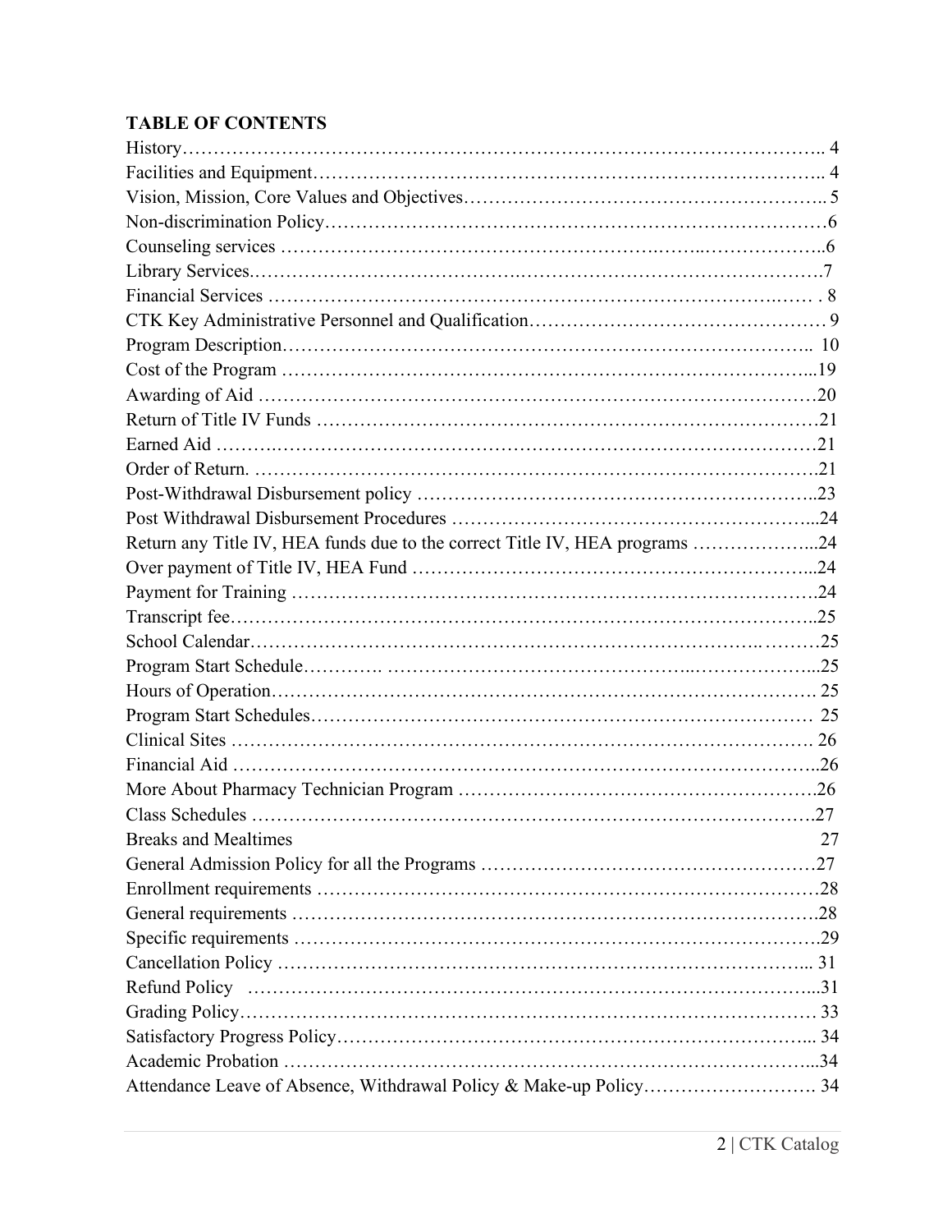**TABLE OF CONTENTS**

| | |
|---|---|
| History | 4 |
| Facilities and Equipment | 4 |
| Vision, Mission, Core Values and Objectives | 5 |
| Non-discrimination Policy | 6 |
| Counseling services | 6 |
| Library Services. | 7 |
| Financial Services | 8 |
| CTK Key Administrative Personnel and Qualification | 9 |
| Program Description | 10 |
| Cost of the Program | 19 |
| Awarding of Aid | 20 |
| Return of Title IV Funds | 21 |
| Earned Aid | 21 |
| Order of Return. | 21 |
| Post-Withdrawal Disbursement policy | 23 |
| Post Withdrawal Disbursement Procedures | 24 |
| Return any Title IV, HEA funds due to the correct Title IV, HEA programs | 24 |
| Over payment of Title IV, HEA Fund | 24 |
| Payment for Training | 24 |
| Transcript fee | 25 |
| School Calendar | 25 |
| Program Start Schedule | 25 |
| Hours of Operation | 25 |
| Program Start Schedules | 25 |
| Clinical Sites | 26 |
| Financial Aid | 26 |
| More About Pharmacy Technician Program | 26 |
| Class Schedules | 27 |
| Breaks and Mealtimes | 27 |
| General Admission Policy for all the Programs | 27 |
| Enrollment requirements | 28 |
| General requirements | 28 |
| Specific requirements | 29 |
| Cancellation Policy | 31 |
| Refund Policy | 31 |
| Grading Policy | 33 |
| Satisfactory Progress Policy | 34 |
| Academic Probation | 34 |
| Attendance Leave of Absence, Withdrawal Policy & Make-up Policy | 34 |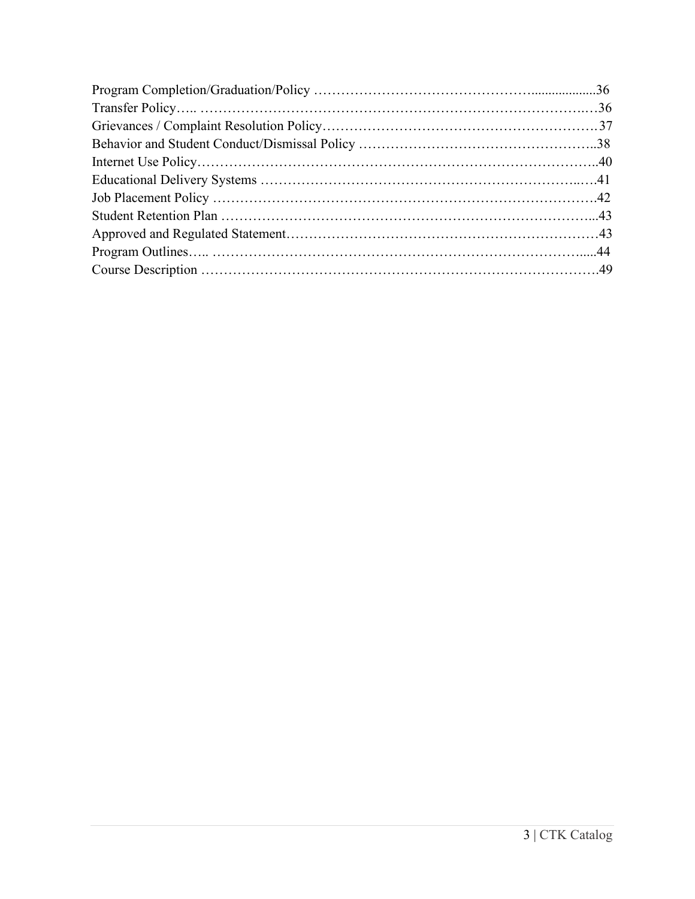Program Completion/Graduation/Policy ………………………………………….................36
Transfer Policy….. ……………………………………………………………………….…36
Grievances / Complaint Resolution Policy……………………………………………………37
Behavior and Student Conduct/Dismissal Policy ……………………………………………..38
Internet Use Policy……………………………………………………………………………..40
Educational Delivery Systems ……………………………………………………………..….41
Job Placement Policy ………………………………………………………………………….42
Student Retention Plan ………………………………………………………………………...43
Approved and Regulated Statement……………………………………………………………43
Program Outlines….. ……………………………………………………………………….....44
Course Description ……………………………………………………………………………49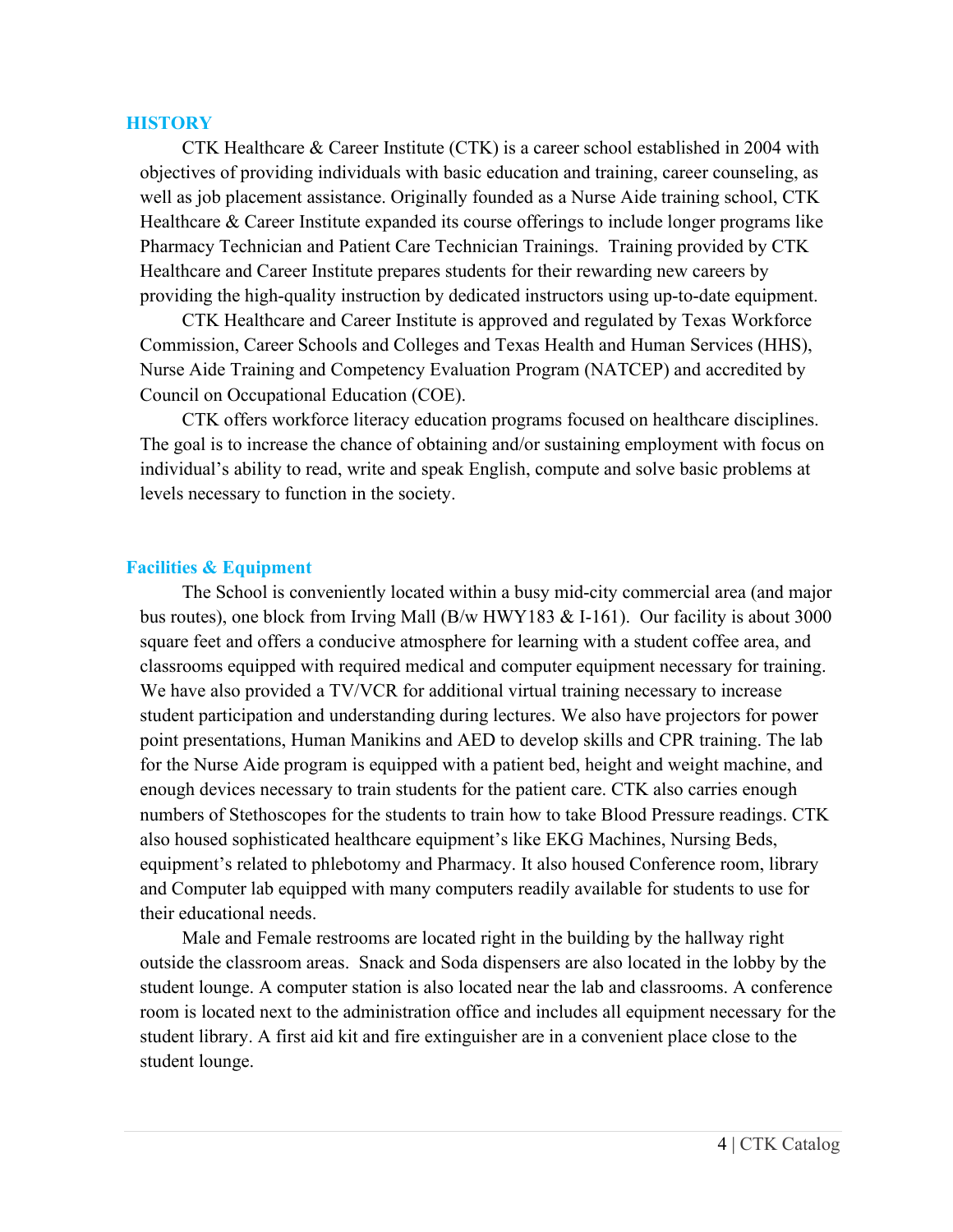## HISTORY

CTK Healthcare & Career Institute (CTK) is a career school established in 2004 with objectives of providing individuals with basic education and training, career counseling, as well as job placement assistance. Originally founded as a Nurse Aide training school, CTK Healthcare & Career Institute expanded its course offerings to include longer programs like Pharmacy Technician and Patient Care Technician Trainings. Training provided by CTK Healthcare and Career Institute prepares students for their rewarding new careers by providing the high-quality instruction by dedicated instructors using up-to-date equipment.

CTK Healthcare and Career Institute is approved and regulated by Texas Workforce Commission, Career Schools and Colleges and Texas Health and Human Services (HHS), Nurse Aide Training and Competency Evaluation Program (NATCEP) and accredited by Council on Occupational Education (COE).

CTK offers workforce literacy education programs focused on healthcare disciplines. The goal is to increase the chance of obtaining and/or sustaining employment with focus on individual's ability to read, write and speak English, compute and solve basic problems at levels necessary to function in the society.

## Facilities & Equipment

The School is conveniently located within a busy mid-city commercial area (and major bus routes), one block from Irving Mall (B/w HWY183 & I-161). Our facility is about 3000 square feet and offers a conducive atmosphere for learning with a student coffee area, and classrooms equipped with required medical and computer equipment necessary for training. We have also provided a TV/VCR for additional virtual training necessary to increase student participation and understanding during lectures. We also have projectors for power point presentations, Human Manikins and AED to develop skills and CPR training. The lab for the Nurse Aide program is equipped with a patient bed, height and weight machine, and enough devices necessary to train students for the patient care. CTK also carries enough numbers of Stethoscopes for the students to train how to take Blood Pressure readings. CTK also housed sophisticated healthcare equipment's like EKG Machines, Nursing Beds, equipment's related to phlebotomy and Pharmacy. It also housed Conference room, library and Computer lab equipped with many computers readily available for students to use for their educational needs.

Male and Female restrooms are located right in the building by the hallway right outside the classroom areas. Snack and Soda dispensers are also located in the lobby by the student lounge. A computer station is also located near the lab and classrooms. A conference room is located next to the administration office and includes all equipment necessary for the student library. A first aid kit and fire extinguisher are in a convenient place close to the student lounge.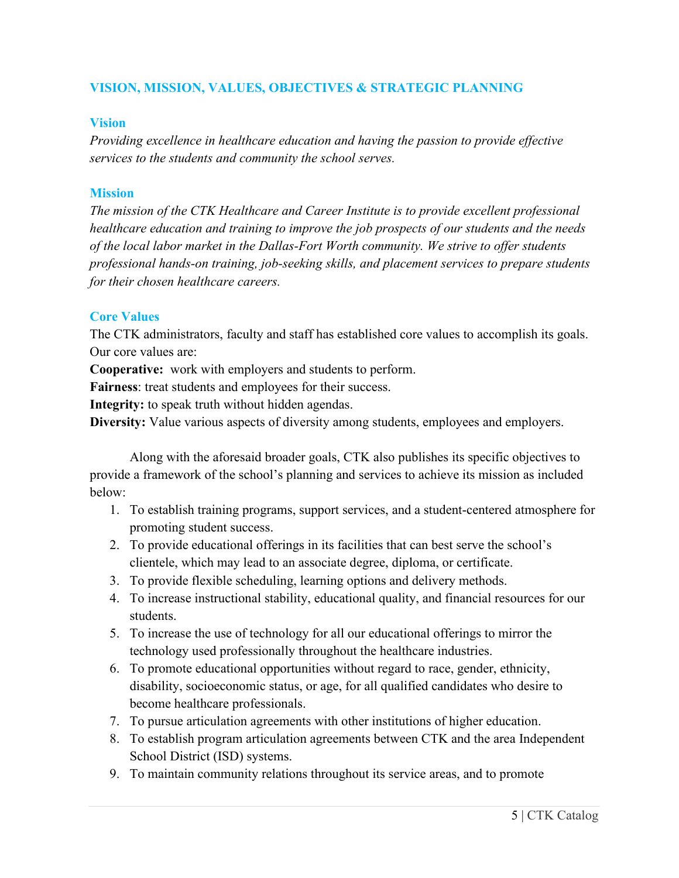## VISION, MISSION, VALUES, OBJECTIVES & STRATEGIC PLANNING

### Vision

*Providing excellence in healthcare education and having the passion to provide effective services to the students and community the school serves.*

### Mission

*The mission of the CTK Healthcare and Career Institute is to provide excellent professional healthcare education and training to improve the job prospects of our students and the needs of the local labor market in the Dallas-Fort Worth community. We strive to offer students professional hands-on training, job-seeking skills, and placement services to prepare students for their chosen healthcare careers.*

### Core Values

The CTK administrators, faculty and staff has established core values to accomplish its goals. Our core values are:

**Cooperative:** work with employers and students to perform.
**Fairness**: treat students and employees for their success.
**Integrity:** to speak truth without hidden agendas.
**Diversity:** Value various aspects of diversity among students, employees and employers.

Along with the aforesaid broader goals, CTK also publishes its specific objectives to provide a framework of the school's planning and services to achieve its mission as included below:

1. To establish training programs, support services, and a student-centered atmosphere for promoting student success.
2. To provide educational offerings in its facilities that can best serve the school's clientele, which may lead to an associate degree, diploma, or certificate.
3. To provide flexible scheduling, learning options and delivery methods.
4. To increase instructional stability, educational quality, and financial resources for our students.
5. To increase the use of technology for all our educational offerings to mirror the technology used professionally throughout the healthcare industries.
6. To promote educational opportunities without regard to race, gender, ethnicity, disability, socioeconomic status, or age, for all qualified candidates who desire to become healthcare professionals.
7. To pursue articulation agreements with other institutions of higher education.
8. To establish program articulation agreements between CTK and the area Independent School District (ISD) systems.
9. To maintain community relations throughout its service areas, and to promote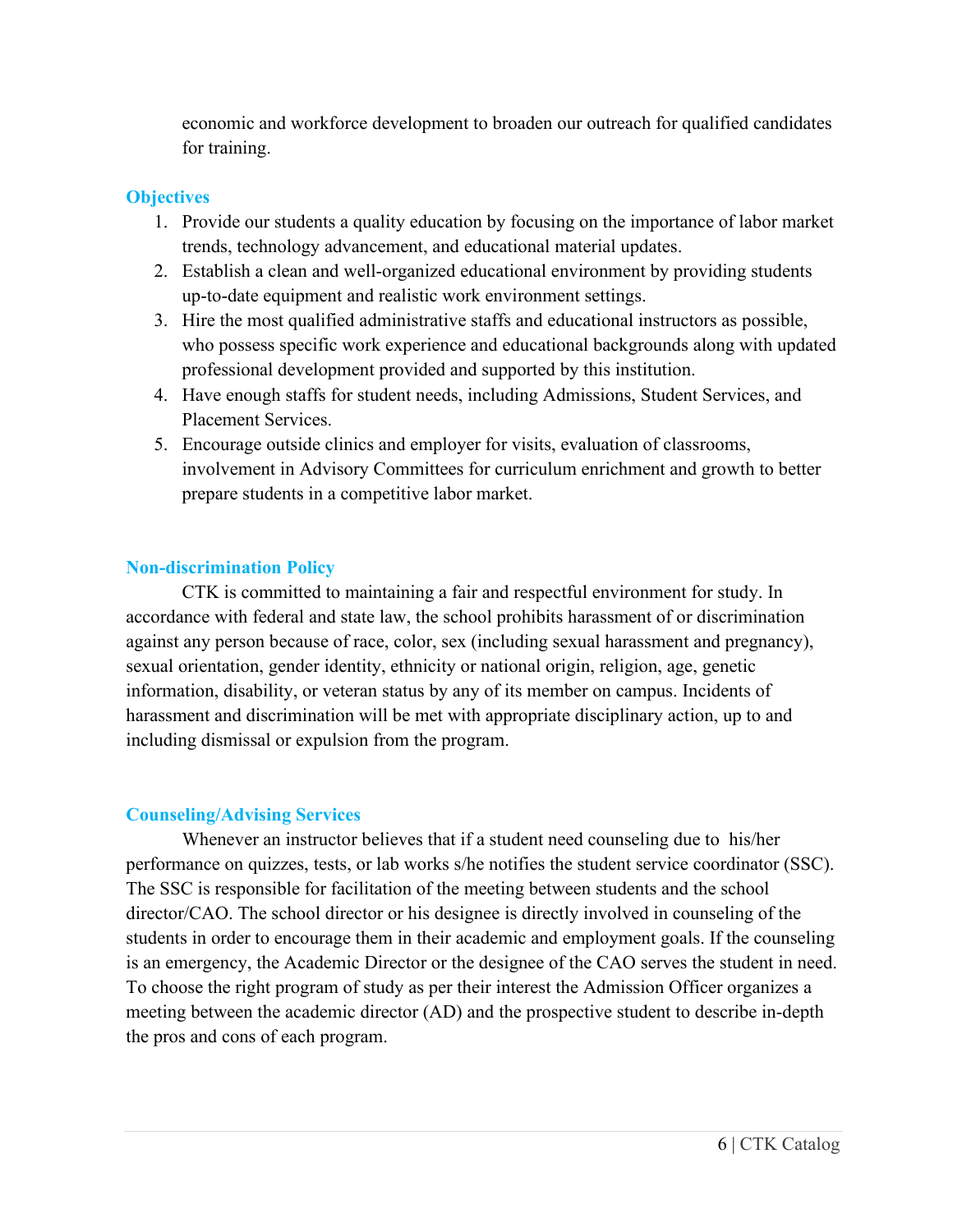economic and workforce development to broaden our outreach for qualified candidates for training.

## Objectives

1. Provide our students a quality education by focusing on the importance of labor market trends, technology advancement, and educational material updates.
2. Establish a clean and well-organized educational environment by providing students up-to-date equipment and realistic work environment settings.
3. Hire the most qualified administrative staffs and educational instructors as possible, who possess specific work experience and educational backgrounds along with updated professional development provided and supported by this institution.
4. Have enough staffs for student needs, including Admissions, Student Services, and Placement Services.
5. Encourage outside clinics and employer for visits, evaluation of classrooms, involvement in Advisory Committees for curriculum enrichment and growth to better prepare students in a competitive labor market.

## Non-discrimination Policy

CTK is committed to maintaining a fair and respectful environment for study. In accordance with federal and state law, the school prohibits harassment of or discrimination against any person because of race, color, sex (including sexual harassment and pregnancy), sexual orientation, gender identity, ethnicity or national origin, religion, age, genetic information, disability, or veteran status by any of its member on campus. Incidents of harassment and discrimination will be met with appropriate disciplinary action, up to and including dismissal or expulsion from the program.

## Counseling/Advising Services

Whenever an instructor believes that if a student need counseling due to his/her performance on quizzes, tests, or lab works s/he notifies the student service coordinator (SSC). The SSC is responsible for facilitation of the meeting between students and the school director/CAO. The school director or his designee is directly involved in counseling of the students in order to encourage them in their academic and employment goals. If the counseling is an emergency, the Academic Director or the designee of the CAO serves the student in need. To choose the right program of study as per their interest the Admission Officer organizes a meeting between the academic director (AD) and the prospective student to describe in-depth the pros and cons of each program.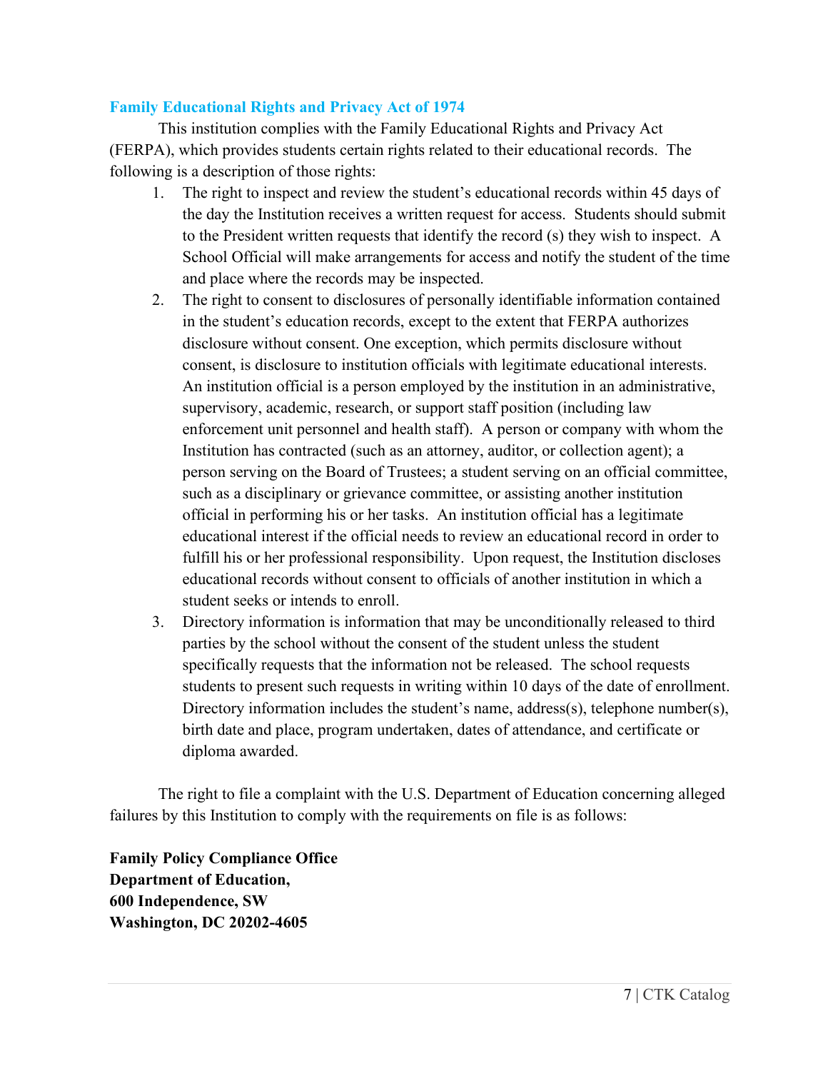## Family Educational Rights and Privacy Act of 1974

This institution complies with the Family Educational Rights and Privacy Act (FERPA), which provides students certain rights related to their educational records. The following is a description of those rights:

1. The right to inspect and review the student's educational records within 45 days of the day the Institution receives a written request for access. Students should submit to the President written requests that identify the record (s) they wish to inspect. A School Official will make arrangements for access and notify the student of the time and place where the records may be inspected.
2. The right to consent to disclosures of personally identifiable information contained in the student's education records, except to the extent that FERPA authorizes disclosure without consent. One exception, which permits disclosure without consent, is disclosure to institution officials with legitimate educational interests. An institution official is a person employed by the institution in an administrative, supervisory, academic, research, or support staff position (including law enforcement unit personnel and health staff). A person or company with whom the Institution has contracted (such as an attorney, auditor, or collection agent); a person serving on the Board of Trustees; a student serving on an official committee, such as a disciplinary or grievance committee, or assisting another institution official in performing his or her tasks. An institution official has a legitimate educational interest if the official needs to review an educational record in order to fulfill his or her professional responsibility. Upon request, the Institution discloses educational records without consent to officials of another institution in which a student seeks or intends to enroll.
3. Directory information is information that may be unconditionally released to third parties by the school without the consent of the student unless the student specifically requests that the information not be released. The school requests students to present such requests in writing within 10 days of the date of enrollment. Directory information includes the student's name, address(s), telephone number(s), birth date and place, program undertaken, dates of attendance, and certificate or diploma awarded.

The right to file a complaint with the U.S. Department of Education concerning alleged failures by this Institution to comply with the requirements on file is as follows:

**Family Policy Compliance Office**
**Department of Education,**
**600 Independence, SW**
**Washington, DC 20202-4605**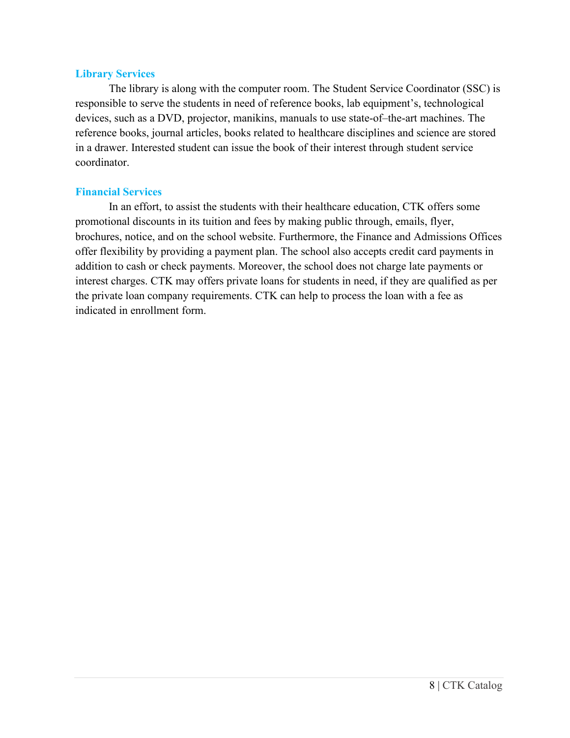## Library Services

The library is along with the computer room. The Student Service Coordinator (SSC) is responsible to serve the students in need of reference books, lab equipment's, technological devices, such as a DVD, projector, manikins, manuals to use state-of–the-art machines. The reference books, journal articles, books related to healthcare disciplines and science are stored in a drawer. Interested student can issue the book of their interest through student service coordinator.

## Financial Services

In an effort, to assist the students with their healthcare education, CTK offers some promotional discounts in its tuition and fees by making public through, emails, flyer, brochures, notice, and on the school website. Furthermore, the Finance and Admissions Offices offer flexibility by providing a payment plan. The school also accepts credit card payments in addition to cash or check payments. Moreover, the school does not charge late payments or interest charges. CTK may offers private loans for students in need, if they are qualified as per the private loan company requirements. CTK can help to process the loan with a fee as indicated in enrollment form.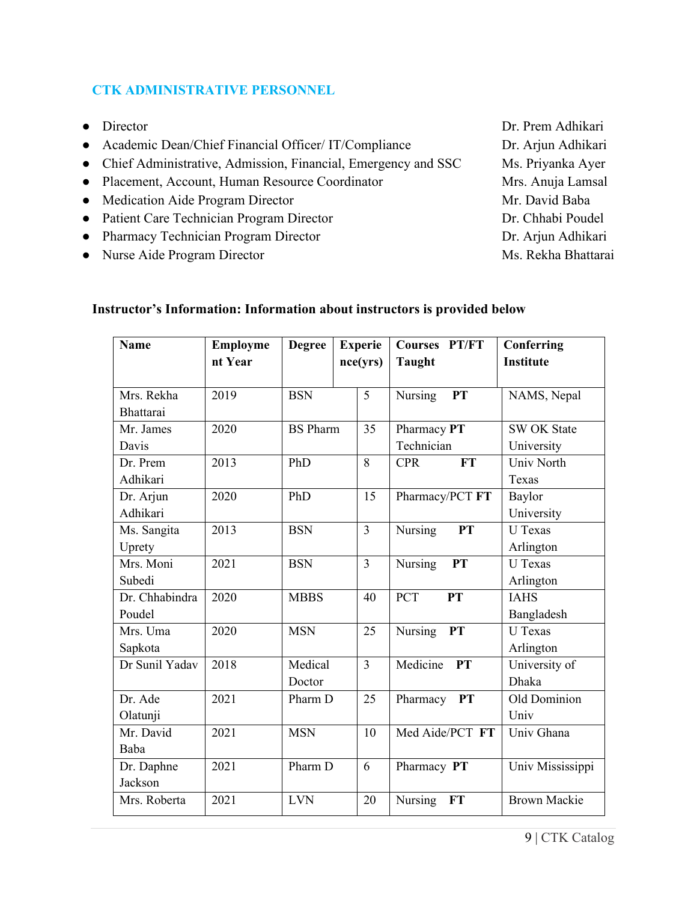## CTK ADMINISTRATIVE PERSONNEL

- Director — Dr. Prem Adhikari
- Academic Dean/Chief Financial Officer/ IT/Compliance — Dr. Arjun Adhikari
- Chief Administrative, Admission, Financial, Emergency and SSC — Ms. Priyanka Ayer
- Placement, Account, Human Resource Coordinator — Mrs. Anuja Lamsal
- Medication Aide Program Director — Mr. David Baba
- Patient Care Technician Program Director — Dr. Chhabi Poudel
- Pharmacy Technician Program Director — Dr. Arjun Adhikari
- Nurse Aide Program Director — Ms. Rekha Bhattarai

**Instructor's Information: Information about instructors is provided below**

| Name | Employment Year | Degree | Experience(yrs) | Courses Taught | PT/FT | Conferring Institute |
|---|---|---|---|---|---|---|
| Mrs. Rekha Bhattarai | 2019 | BSN | 5 | Nursing | **PT** | NAMS, Nepal |
| Mr. James Davis | 2020 | BS Pharm | 35 | Pharmacy Technician | **PT** | SW OK State University |
| Dr. Prem Adhikari | 2013 | PhD | 8 | CPR | **FT** | Univ North Texas |
| Dr. Arjun Adhikari | 2020 | PhD | 15 | Pharmacy/PCT | **FT** | Baylor University |
| Ms. Sangita Uprety | 2013 | BSN | 3 | Nursing | **PT** | U Texas Arlington |
| Mrs. Moni Subedi | 2021 | BSN | 3 | Nursing | **PT** | U Texas Arlington |
| Dr. Chhabindra Poudel | 2020 | MBBS | 40 | PCT | **PT** | IAHS Bangladesh |
| Mrs. Uma Sapkota | 2020 | MSN | 25 | Nursing | **PT** | U Texas Arlington |
| Dr Sunil Yadav | 2018 | Medical Doctor | 3 | Medicine | **PT** | University of Dhaka |
| Dr. Ade Olatunji | 2021 | Pharm D | 25 | Pharmacy | **PT** | Old Dominion Univ |
| Mr. David Baba | 2021 | MSN | 10 | Med Aide/PCT | **FT** | Univ Ghana |
| Dr. Daphne Jackson | 2021 | Pharm D | 6 | Pharmacy | **PT** | Univ Mississippi |
| Mrs. Roberta | 2021 | LVN | 20 | Nursing | **FT** | Brown Mackie |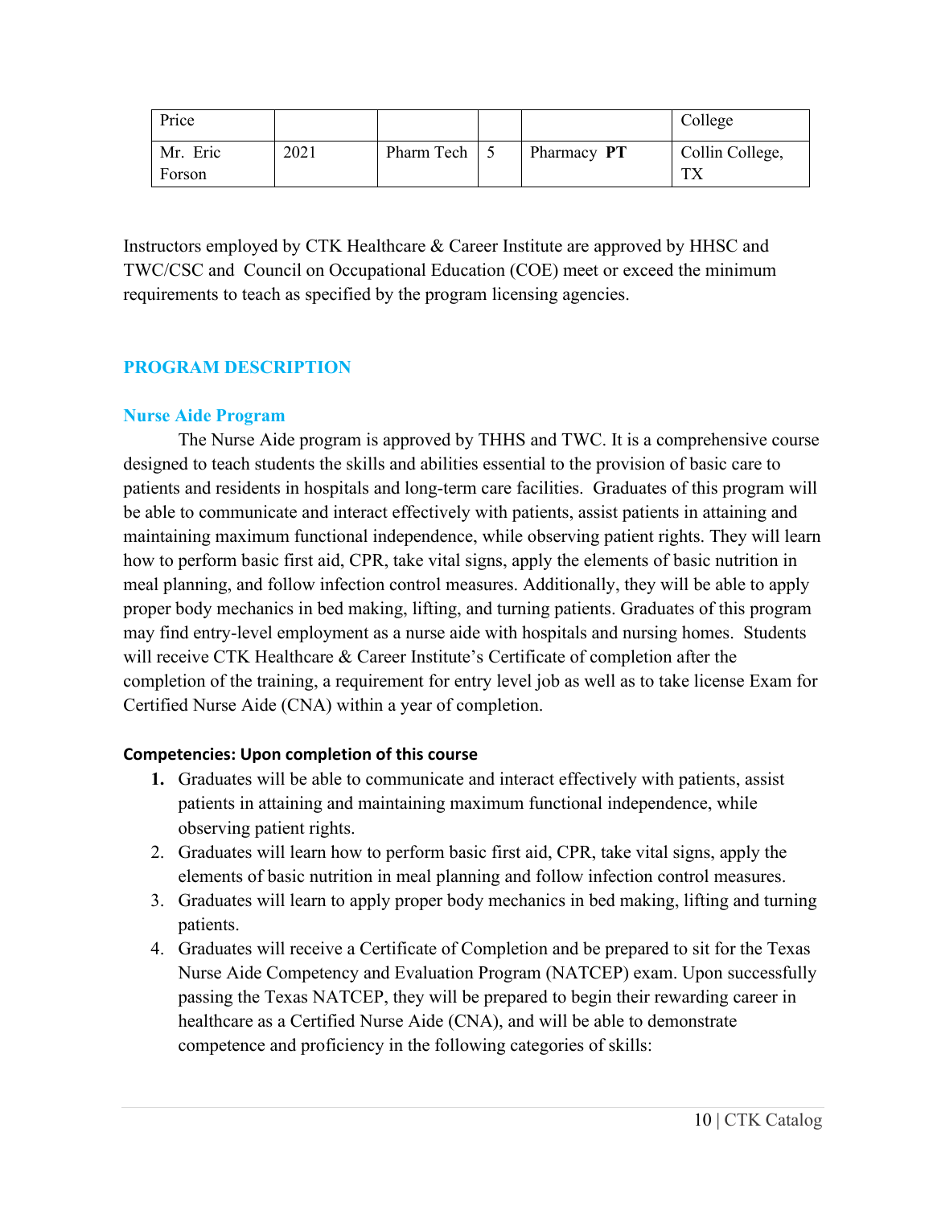| Price | | | | | College |
|---|---|---|---|---|---|
| Mr. Eric Forson | 2021 | Pharm Tech | 5 | Pharmacy **PT** | Collin College, TX |

Instructors employed by CTK Healthcare & Career Institute are approved by HHSC and TWC/CSC and Council on Occupational Education (COE) meet or exceed the minimum requirements to teach as specified by the program licensing agencies.

## PROGRAM DESCRIPTION

### Nurse Aide Program

The Nurse Aide program is approved by THHS and TWC. It is a comprehensive course designed to teach students the skills and abilities essential to the provision of basic care to patients and residents in hospitals and long-term care facilities. Graduates of this program will be able to communicate and interact effectively with patients, assist patients in attaining and maintaining maximum functional independence, while observing patient rights. They will learn how to perform basic first aid, CPR, take vital signs, apply the elements of basic nutrition in meal planning, and follow infection control measures. Additionally, they will be able to apply proper body mechanics in bed making, lifting, and turning patients. Graduates of this program may find entry-level employment as a nurse aide with hospitals and nursing homes. Students will receive CTK Healthcare & Career Institute's Certificate of completion after the completion of the training, a requirement for entry level job as well as to take license Exam for Certified Nurse Aide (CNA) within a year of completion.

**Competencies: Upon completion of this course**

1. Graduates will be able to communicate and interact effectively with patients, assist patients in attaining and maintaining maximum functional independence, while observing patient rights.
2. Graduates will learn how to perform basic first aid, CPR, take vital signs, apply the elements of basic nutrition in meal planning and follow infection control measures.
3. Graduates will learn to apply proper body mechanics in bed making, lifting and turning patients.
4. Graduates will receive a Certificate of Completion and be prepared to sit for the Texas Nurse Aide Competency and Evaluation Program (NATCEP) exam. Upon successfully passing the Texas NATCEP, they will be prepared to begin their rewarding career in healthcare as a Certified Nurse Aide (CNA), and will be able to demonstrate competence and proficiency in the following categories of skills: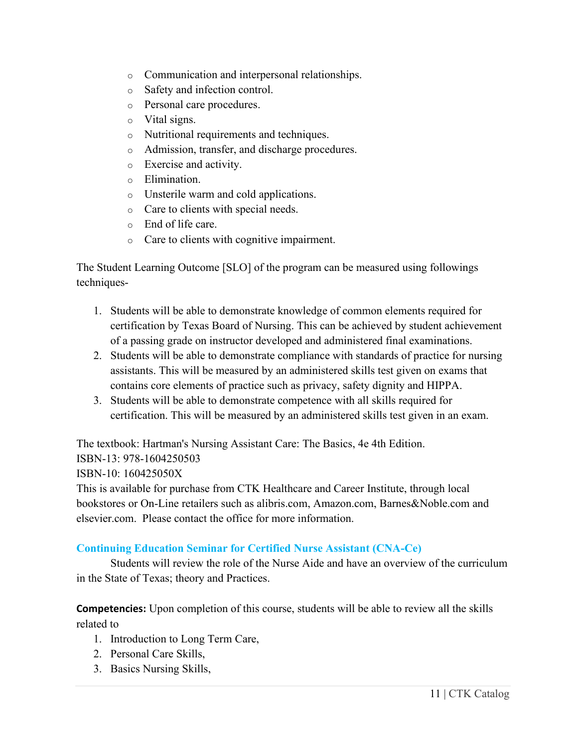- Communication and interpersonal relationships.
- Safety and infection control.
- Personal care procedures.
- Vital signs.
- Nutritional requirements and techniques.
- Admission, transfer, and discharge procedures.
- Exercise and activity.
- Elimination.
- Unsterile warm and cold applications.
- Care to clients with special needs.
- End of life care.
- Care to clients with cognitive impairment.

The Student Learning Outcome [SLO] of the program can be measured using followings techniques-

1. Students will be able to demonstrate knowledge of common elements required for certification by Texas Board of Nursing. This can be achieved by student achievement of a passing grade on instructor developed and administered final examinations.
2. Students will be able to demonstrate compliance with standards of practice for nursing assistants. This will be measured by an administered skills test given on exams that contains core elements of practice such as privacy, safety dignity and HIPPA.
3. Students will be able to demonstrate competence with all skills required for certification. This will be measured by an administered skills test given in an exam.

The textbook: Hartman's Nursing Assistant Care: The Basics, 4e 4th Edition.
ISBN-13: 978-1604250503
ISBN-10: 160425050X
This is available for purchase from CTK Healthcare and Career Institute, through local bookstores or On-Line retailers such as alibris.com, Amazon.com, Barnes&Noble.com and elsevier.com. Please contact the office for more information.

### Continuing Education Seminar for Certified Nurse Assistant (CNA-Ce)

Students will review the role of the Nurse Aide and have an overview of the curriculum in the State of Texas; theory and Practices.

**Competencies:** Upon completion of this course, students will be able to review all the skills related to

1. Introduction to Long Term Care,
2. Personal Care Skills,
3. Basics Nursing Skills,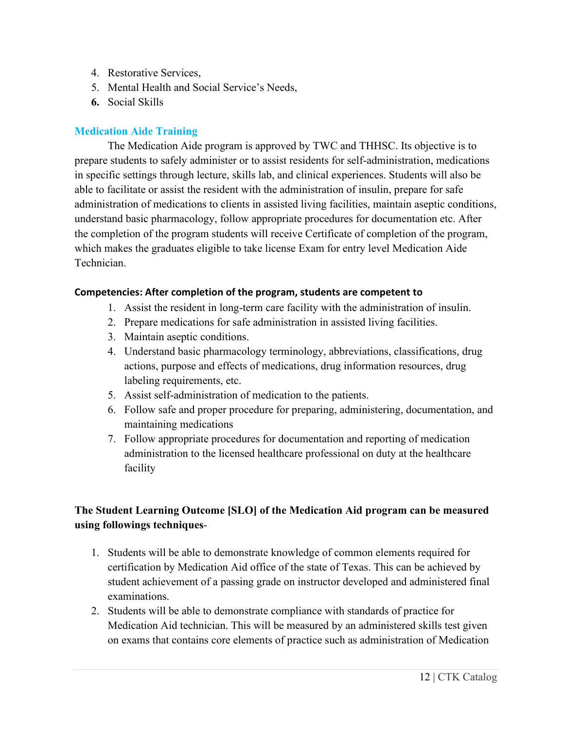4. Restorative Services,
5. Mental Health and Social Service's Needs,
6. Social Skills

## Medication Aide Training

The Medication Aide program is approved by TWC and THHSC. Its objective is to prepare students to safely administer or to assist residents for self-administration, medications in specific settings through lecture, skills lab, and clinical experiences. Students will also be able to facilitate or assist the resident with the administration of insulin, prepare for safe administration of medications to clients in assisted living facilities, maintain aseptic conditions, understand basic pharmacology, follow appropriate procedures for documentation etc. After the completion of the program students will receive Certificate of completion of the program, which makes the graduates eligible to take license Exam for entry level Medication Aide Technician.

**Competencies: After completion of the program, students are competent to**

1. Assist the resident in long-term care facility with the administration of insulin.
2. Prepare medications for safe administration in assisted living facilities.
3. Maintain aseptic conditions.
4. Understand basic pharmacology terminology, abbreviations, classifications, drug actions, purpose and effects of medications, drug information resources, drug labeling requirements, etc.
5. Assist self-administration of medication to the patients.
6. Follow safe and proper procedure for preparing, administering, documentation, and maintaining medications
7. Follow appropriate procedures for documentation and reporting of medication administration to the licensed healthcare professional on duty at the healthcare facility

**The Student Learning Outcome [SLO] of the Medication Aid program can be measured using followings techniques**-

1. Students will be able to demonstrate knowledge of common elements required for certification by Medication Aid office of the state of Texas. This can be achieved by student achievement of a passing grade on instructor developed and administered final examinations.
2. Students will be able to demonstrate compliance with standards of practice for Medication Aid technician. This will be measured by an administered skills test given on exams that contains core elements of practice such as administration of Medication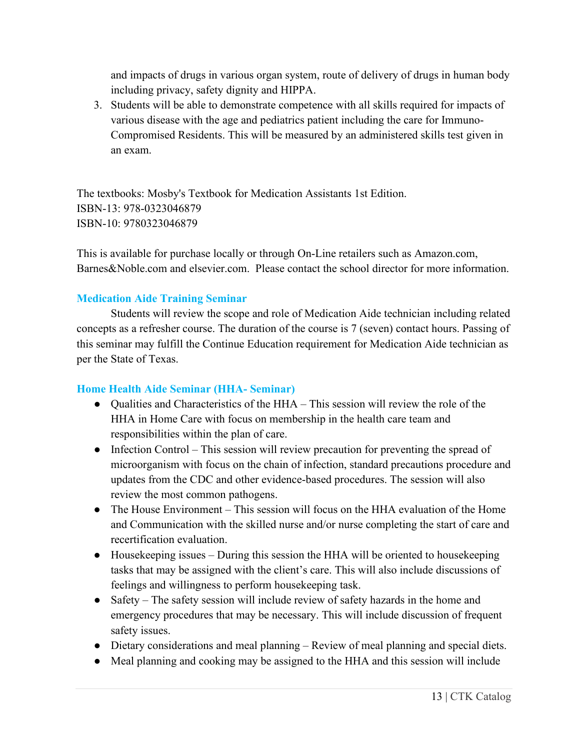and impacts of drugs in various organ system, route of delivery of drugs in human body including privacy, safety dignity and HIPPA.

3. Students will be able to demonstrate competence with all skills required for impacts of various disease with the age and pediatrics patient including the care for Immuno-Compromised Residents. This will be measured by an administered skills test given in an exam.

The textbooks: Mosby's Textbook for Medication Assistants 1st Edition.
ISBN-13: 978-0323046879
ISBN-10: 9780323046879

This is available for purchase locally or through On-Line retailers such as Amazon.com, Barnes&Noble.com and elsevier.com. Please contact the school director for more information.

### Medication Aide Training Seminar

Students will review the scope and role of Medication Aide technician including related concepts as a refresher course. The duration of the course is 7 (seven) contact hours. Passing of this seminar may fulfill the Continue Education requirement for Medication Aide technician as per the State of Texas.

### Home Health Aide Seminar (HHA- Seminar)

- Qualities and Characteristics of the HHA – This session will review the role of the HHA in Home Care with focus on membership in the health care team and responsibilities within the plan of care.
- Infection Control – This session will review precaution for preventing the spread of microorganism with focus on the chain of infection, standard precautions procedure and updates from the CDC and other evidence-based procedures. The session will also review the most common pathogens.
- The House Environment – This session will focus on the HHA evaluation of the Home and Communication with the skilled nurse and/or nurse completing the start of care and recertification evaluation.
- Housekeeping issues – During this session the HHA will be oriented to housekeeping tasks that may be assigned with the client's care. This will also include discussions of feelings and willingness to perform housekeeping task.
- Safety – The safety session will include review of safety hazards in the home and emergency procedures that may be necessary. This will include discussion of frequent safety issues.
- Dietary considerations and meal planning – Review of meal planning and special diets.
- Meal planning and cooking may be assigned to the HHA and this session will include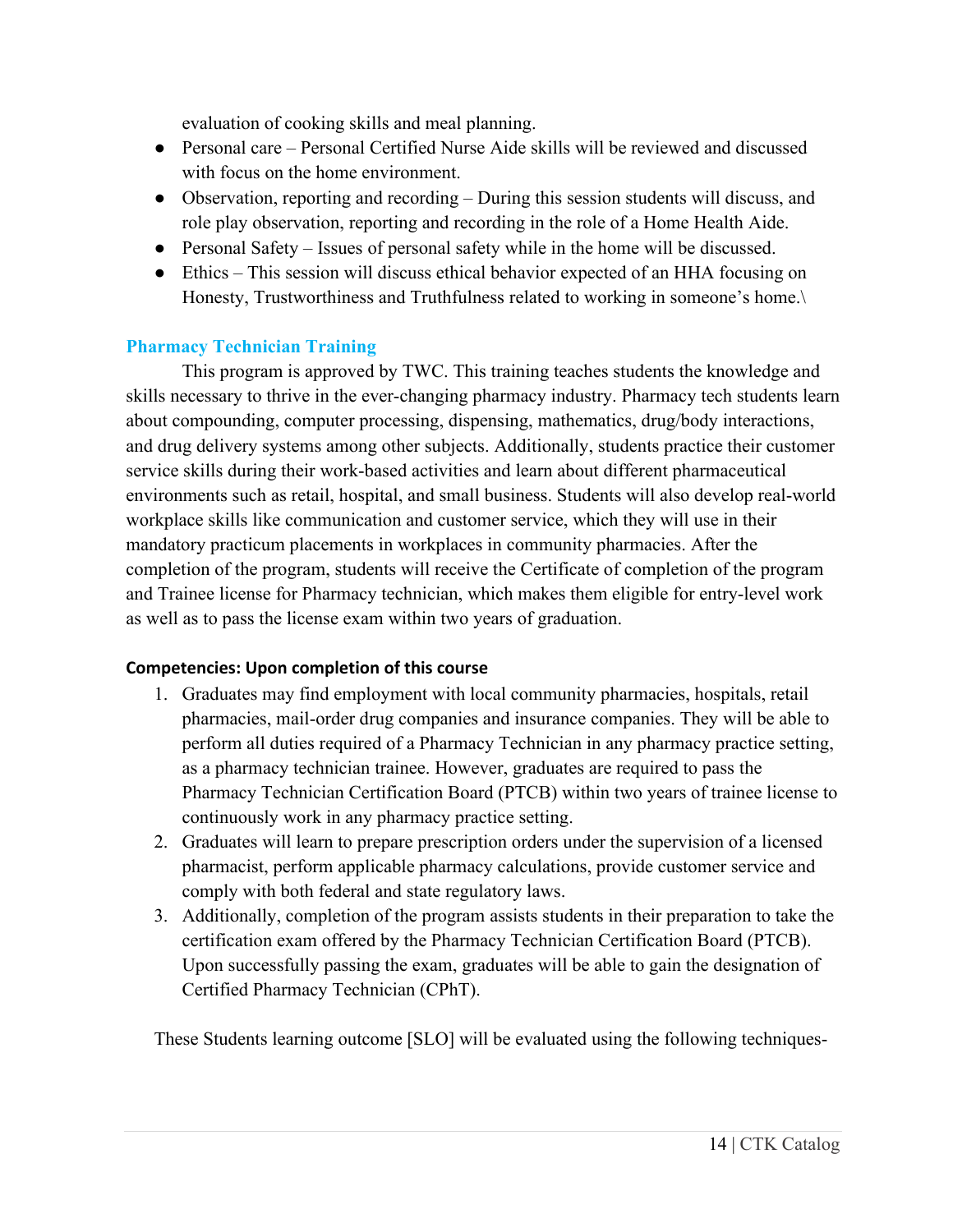evaluation of cooking skills and meal planning.

- Personal care – Personal Certified Nurse Aide skills will be reviewed and discussed with focus on the home environment.
- Observation, reporting and recording – During this session students will discuss, and role play observation, reporting and recording in the role of a Home Health Aide.
- Personal Safety – Issues of personal safety while in the home will be discussed.
- Ethics – This session will discuss ethical behavior expected of an HHA focusing on Honesty, Trustworthiness and Truthfulness related to working in someone's home.\

## Pharmacy Technician Training

This program is approved by TWC. This training teaches students the knowledge and skills necessary to thrive in the ever-changing pharmacy industry. Pharmacy tech students learn about compounding, computer processing, dispensing, mathematics, drug/body interactions, and drug delivery systems among other subjects. Additionally, students practice their customer service skills during their work-based activities and learn about different pharmaceutical environments such as retail, hospital, and small business. Students will also develop real-world workplace skills like communication and customer service, which they will use in their mandatory practicum placements in workplaces in community pharmacies. After the completion of the program, students will receive the Certificate of completion of the program and Trainee license for Pharmacy technician, which makes them eligible for entry-level work as well as to pass the license exam within two years of graduation.

**Competencies: Upon completion of this course**

1. Graduates may find employment with local community pharmacies, hospitals, retail pharmacies, mail-order drug companies and insurance companies. They will be able to perform all duties required of a Pharmacy Technician in any pharmacy practice setting, as a pharmacy technician trainee. However, graduates are required to pass the Pharmacy Technician Certification Board (PTCB) within two years of trainee license to continuously work in any pharmacy practice setting.
2. Graduates will learn to prepare prescription orders under the supervision of a licensed pharmacist, perform applicable pharmacy calculations, provide customer service and comply with both federal and state regulatory laws.
3. Additionally, completion of the program assists students in their preparation to take the certification exam offered by the Pharmacy Technician Certification Board (PTCB). Upon successfully passing the exam, graduates will be able to gain the designation of Certified Pharmacy Technician (CPhT).

These Students learning outcome [SLO] will be evaluated using the following techniques-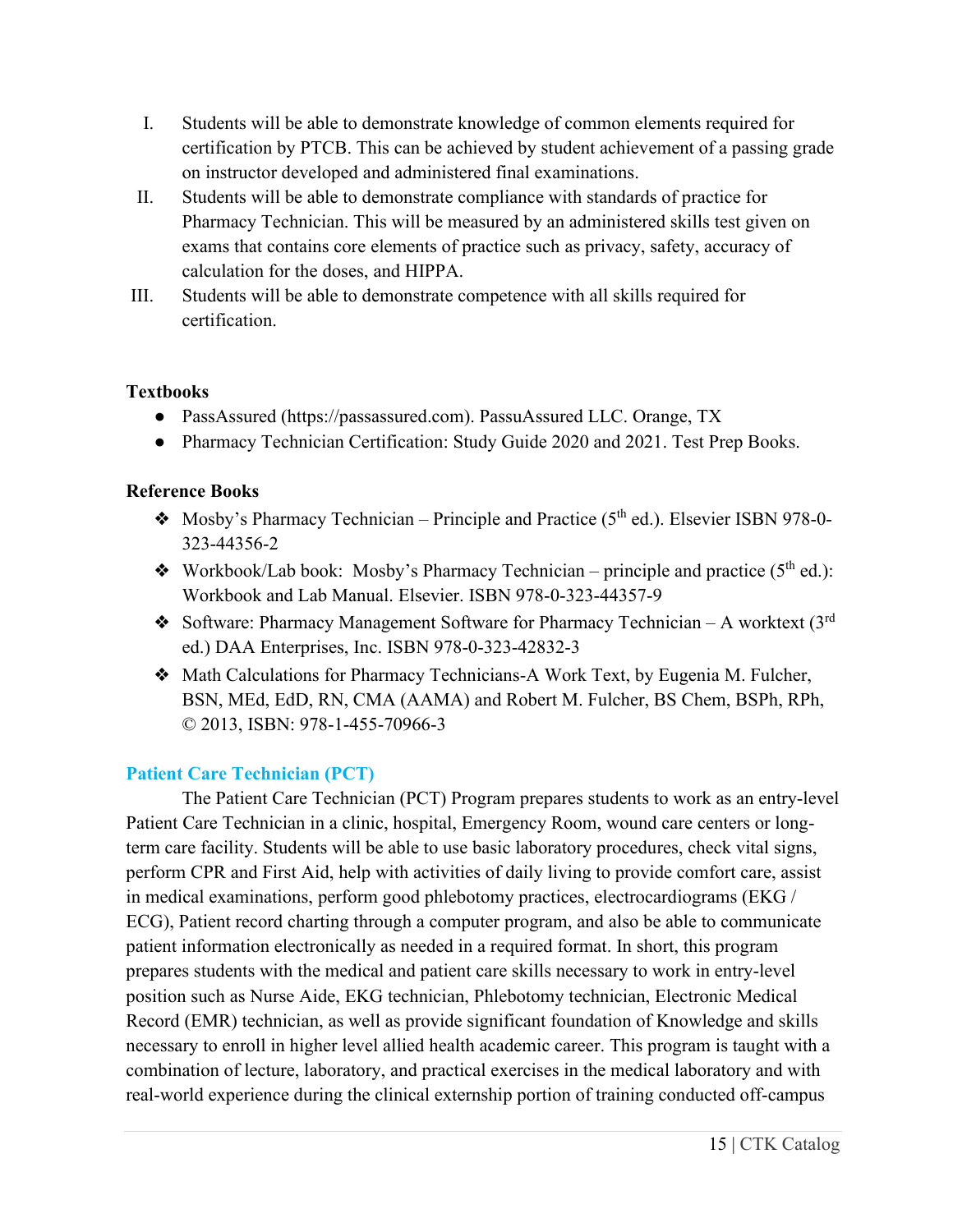I. Students will be able to demonstrate knowledge of common elements required for certification by PTCB. This can be achieved by student achievement of a passing grade on instructor developed and administered final examinations.
II. Students will be able to demonstrate compliance with standards of practice for Pharmacy Technician. This will be measured by an administered skills test given on exams that contains core elements of practice such as privacy, safety, accuracy of calculation for the doses, and HIPPA.
III. Students will be able to demonstrate competence with all skills required for certification.

**Textbooks**

- PassAssured (https://passassured.com). PassuAssured LLC. Orange, TX
- Pharmacy Technician Certification: Study Guide 2020 and 2021. Test Prep Books.

**Reference Books**

- Mosby's Pharmacy Technician – Principle and Practice (5th ed.). Elsevier ISBN 978-0-323-44356-2
- Workbook/Lab book: Mosby's Pharmacy Technician – principle and practice (5th ed.): Workbook and Lab Manual. Elsevier. ISBN 978-0-323-44357-9
- Software: Pharmacy Management Software for Pharmacy Technician – A worktext (3rd ed.) DAA Enterprises, Inc. ISBN 978-0-323-42832-3
- Math Calculations for Pharmacy Technicians-A Work Text, by Eugenia M. Fulcher, BSN, MEd, EdD, RN, CMA (AAMA) and Robert M. Fulcher, BS Chem, BSPh, RPh, © 2013, ISBN: 978-1-455-70966-3

## Patient Care Technician (PCT)

The Patient Care Technician (PCT) Program prepares students to work as an entry-level Patient Care Technician in a clinic, hospital, Emergency Room, wound care centers or long-term care facility. Students will be able to use basic laboratory procedures, check vital signs, perform CPR and First Aid, help with activities of daily living to provide comfort care, assist in medical examinations, perform good phlebotomy practices, electrocardiograms (EKG / ECG), Patient record charting through a computer program, and also be able to communicate patient information electronically as needed in a required format. In short, this program prepares students with the medical and patient care skills necessary to work in entry-level position such as Nurse Aide, EKG technician, Phlebotomy technician, Electronic Medical Record (EMR) technician, as well as provide significant foundation of Knowledge and skills necessary to enroll in higher level allied health academic career. This program is taught with a combination of lecture, laboratory, and practical exercises in the medical laboratory and with real-world experience during the clinical externship portion of training conducted off-campus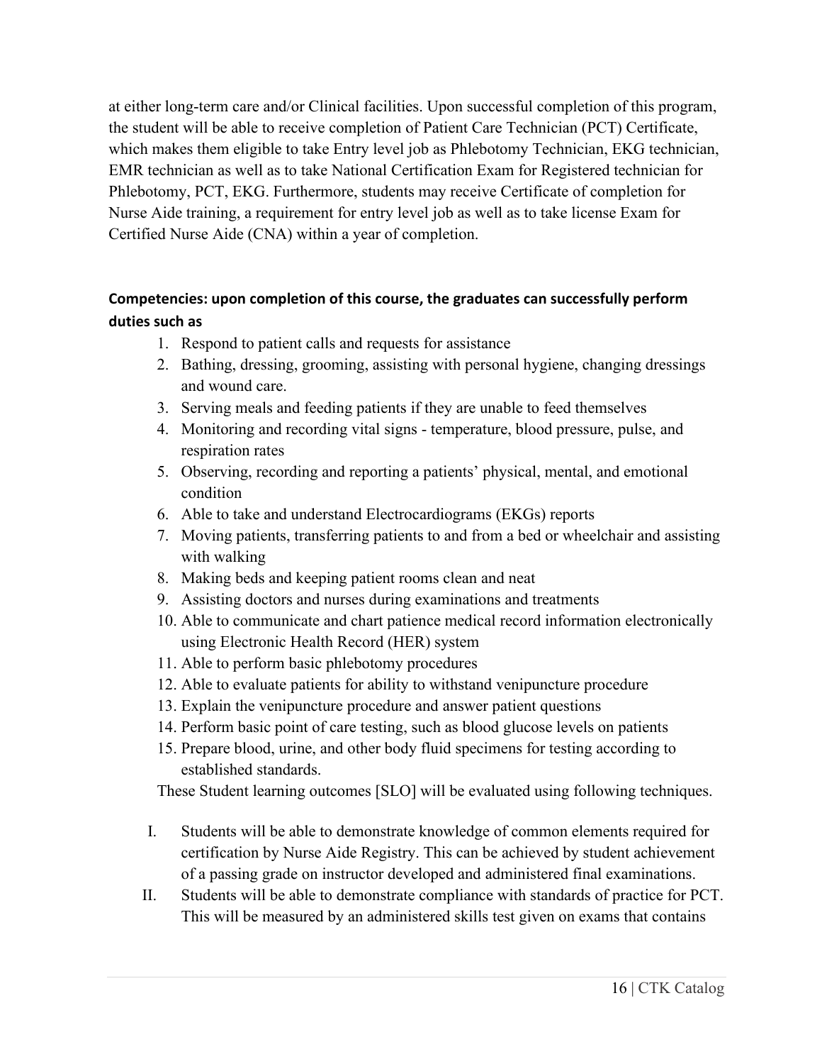at either long-term care and/or Clinical facilities. Upon successful completion of this program, the student will be able to receive completion of Patient Care Technician (PCT) Certificate, which makes them eligible to take Entry level job as Phlebotomy Technician, EKG technician, EMR technician as well as to take National Certification Exam for Registered technician for Phlebotomy, PCT, EKG. Furthermore, students may receive Certificate of completion for Nurse Aide training, a requirement for entry level job as well as to take license Exam for Certified Nurse Aide (CNA) within a year of completion.

**Competencies: upon completion of this course, the graduates can successfully perform duties such as**

1. Respond to patient calls and requests for assistance
2. Bathing, dressing, grooming, assisting with personal hygiene, changing dressings and wound care.
3. Serving meals and feeding patients if they are unable to feed themselves
4. Monitoring and recording vital signs - temperature, blood pressure, pulse, and respiration rates
5. Observing, recording and reporting a patients' physical, mental, and emotional condition
6. Able to take and understand Electrocardiograms (EKGs) reports
7. Moving patients, transferring patients to and from a bed or wheelchair and assisting with walking
8. Making beds and keeping patient rooms clean and neat
9. Assisting doctors and nurses during examinations and treatments
10. Able to communicate and chart patience medical record information electronically using Electronic Health Record (HER) system
11. Able to perform basic phlebotomy procedures
12. Able to evaluate patients for ability to withstand venipuncture procedure
13. Explain the venipuncture procedure and answer patient questions
14. Perform basic point of care testing, such as blood glucose levels on patients
15. Prepare blood, urine, and other body fluid specimens for testing according to established standards.

These Student learning outcomes [SLO] will be evaluated using following techniques.

I. Students will be able to demonstrate knowledge of common elements required for certification by Nurse Aide Registry. This can be achieved by student achievement of a passing grade on instructor developed and administered final examinations.

II. Students will be able to demonstrate compliance with standards of practice for PCT. This will be measured by an administered skills test given on exams that contains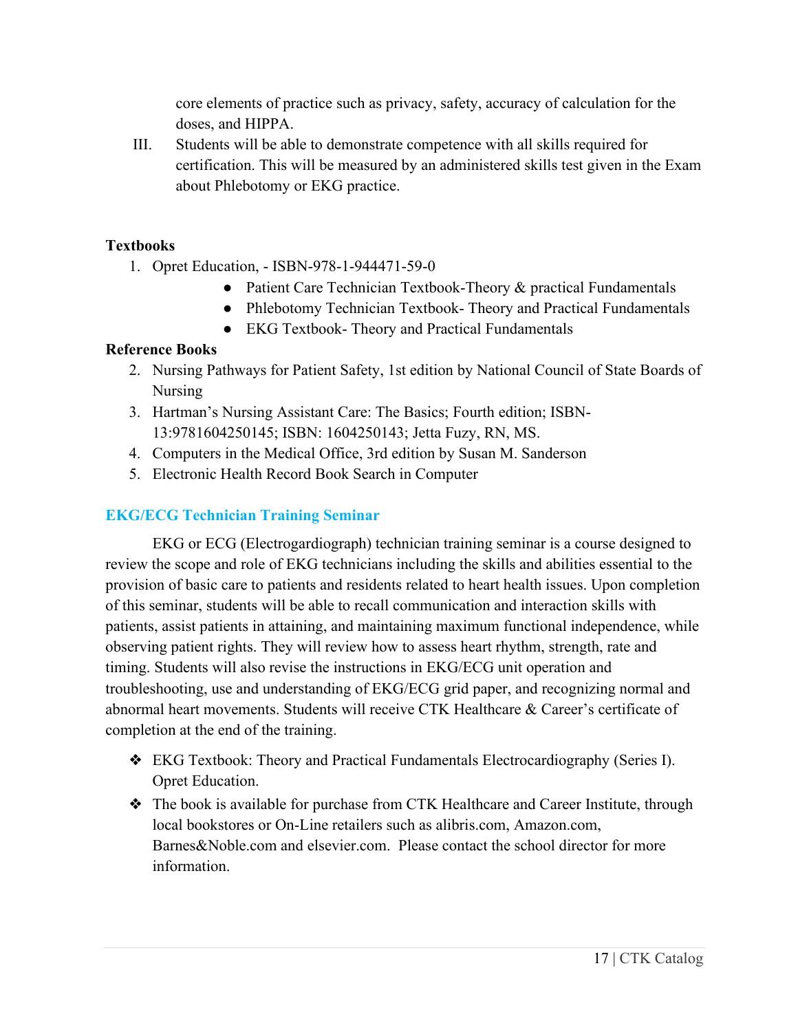core elements of practice such as privacy, safety, accuracy of calculation for the doses, and HIPPA.

III. Students will be able to demonstrate competence with all skills required for certification. This will be measured by an administered skills test given in the Exam about Phlebotomy or EKG practice.

**Textbooks**

1. Opret Education, - ISBN-978-1-944471-59-0
    - Patient Care Technician Textbook-Theory & practical Fundamentals
    - Phlebotomy Technician Textbook- Theory and Practical Fundamentals
    - EKG Textbook- Theory and Practical Fundamentals

**Reference Books**

2. Nursing Pathways for Patient Safety, 1st edition by National Council of State Boards of Nursing
3. Hartman's Nursing Assistant Care: The Basics; Fourth edition; ISBN-13:9781604250145; ISBN: 1604250143; Jetta Fuzy, RN, MS.
4. Computers in the Medical Office, 3rd edition by Susan M. Sanderson
5. Electronic Health Record Book Search in Computer

## EKG/ECG Technician Training Seminar

EKG or ECG (Electrogardiograph) technician training seminar is a course designed to review the scope and role of EKG technicians including the skills and abilities essential to the provision of basic care to patients and residents related to heart health issues. Upon completion of this seminar, students will be able to recall communication and interaction skills with patients, assist patients in attaining, and maintaining maximum functional independence, while observing patient rights. They will review how to assess heart rhythm, strength, rate and timing. Students will also revise the instructions in EKG/ECG unit operation and troubleshooting, use and understanding of EKG/ECG grid paper, and recognizing normal and abnormal heart movements. Students will receive CTK Healthcare & Career's certificate of completion at the end of the training.

- EKG Textbook: Theory and Practical Fundamentals Electrocardiography (Series I). Opret Education.
- The book is available for purchase from CTK Healthcare and Career Institute, through local bookstores or On-Line retailers such as alibris.com, Amazon.com, Barnes&Noble.com and elsevier.com. Please contact the school director for more information.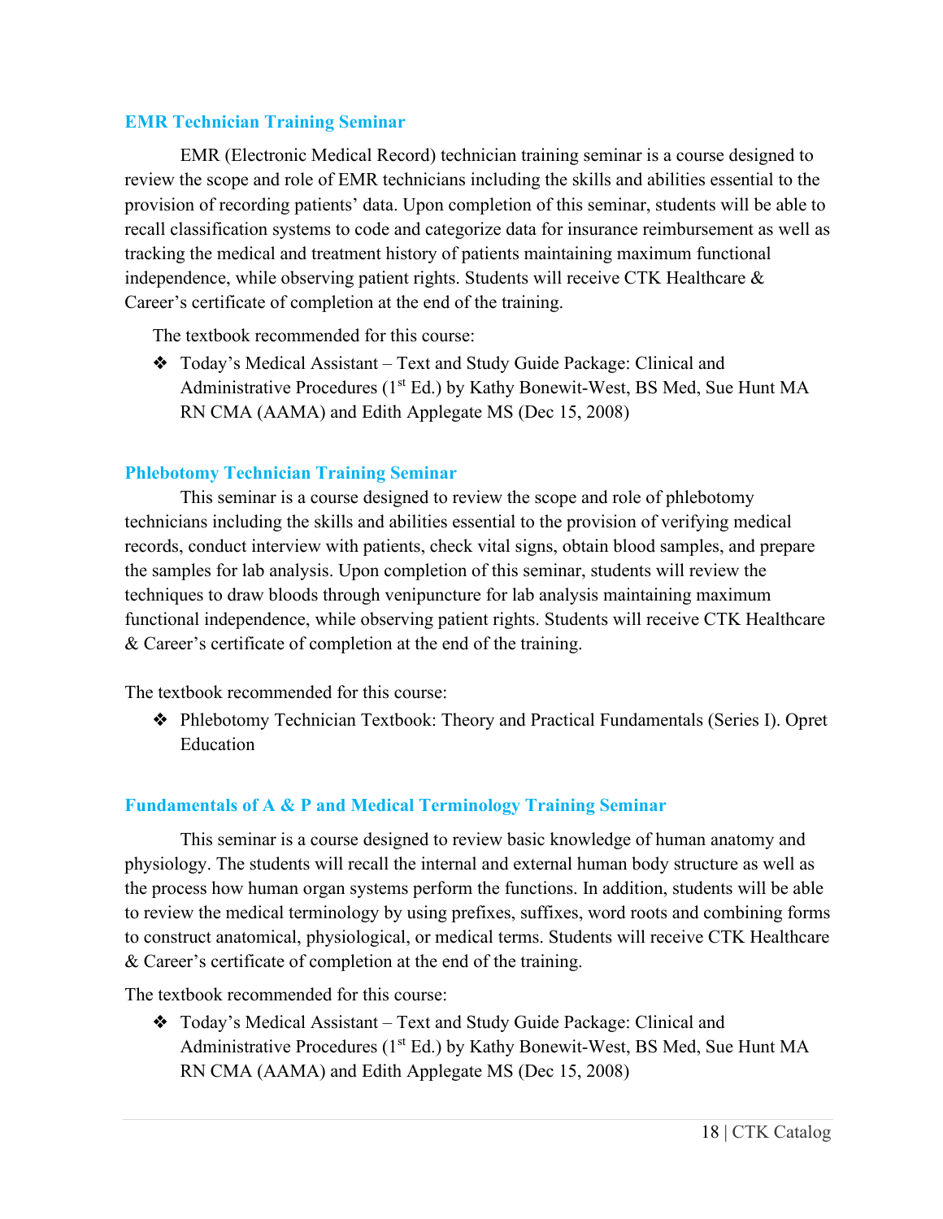### EMR Technician Training Seminar

EMR (Electronic Medical Record) technician training seminar is a course designed to review the scope and role of EMR technicians including the skills and abilities essential to the provision of recording patients' data. Upon completion of this seminar, students will be able to recall classification systems to code and categorize data for insurance reimbursement as well as tracking the medical and treatment history of patients maintaining maximum functional independence, while observing patient rights. Students will receive CTK Healthcare & Career's certificate of completion at the end of the training.

The textbook recommended for this course:

- Today's Medical Assistant – Text and Study Guide Package: Clinical and Administrative Procedures (1st Ed.) by Kathy Bonewit-West, BS Med, Sue Hunt MA RN CMA (AAMA) and Edith Applegate MS (Dec 15, 2008)

### Phlebotomy Technician Training Seminar

This seminar is a course designed to review the scope and role of phlebotomy technicians including the skills and abilities essential to the provision of verifying medical records, conduct interview with patients, check vital signs, obtain blood samples, and prepare the samples for lab analysis. Upon completion of this seminar, students will review the techniques to draw bloods through venipuncture for lab analysis maintaining maximum functional independence, while observing patient rights. Students will receive CTK Healthcare & Career's certificate of completion at the end of the training.

The textbook recommended for this course:

- Phlebotomy Technician Textbook: Theory and Practical Fundamentals (Series I). Opret Education

### Fundamentals of A & P and Medical Terminology Training Seminar

This seminar is a course designed to review basic knowledge of human anatomy and physiology. The students will recall the internal and external human body structure as well as the process how human organ systems perform the functions. In addition, students will be able to review the medical terminology by using prefixes, suffixes, word roots and combining forms to construct anatomical, physiological, or medical terms. Students will receive CTK Healthcare & Career's certificate of completion at the end of the training.

The textbook recommended for this course:

- Today's Medical Assistant – Text and Study Guide Package: Clinical and Administrative Procedures (1st Ed.) by Kathy Bonewit-West, BS Med, Sue Hunt MA RN CMA (AAMA) and Edith Applegate MS (Dec 15, 2008)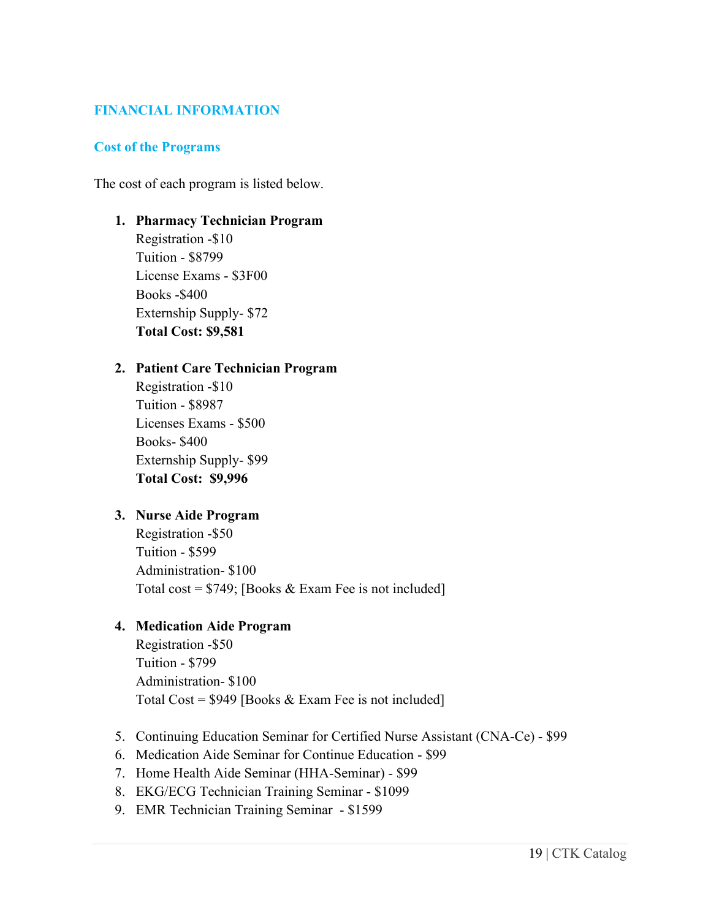## FINANCIAL INFORMATION

### Cost of the Programs

The cost of each program is listed below.

1. **Pharmacy Technician Program**
   Registration -$10
   Tuition - $8799
   License Exams - $3F00
   Books -$400
   Externship Supply- $72
   **Total Cost: $9,581**

2. **Patient Care Technician Program**
   Registration -$10
   Tuition - $8987
   Licenses Exams - $500
   Books- $400
   Externship Supply- $99
   **Total Cost: $9,996**

3. **Nurse Aide Program**
   Registration -$50
   Tuition - $599
   Administration- $100
   Total cost = $749; [Books & Exam Fee is not included]

4. **Medication Aide Program**
   Registration -$50
   Tuition - $799
   Administration- $100
   Total Cost = $949 [Books & Exam Fee is not included]

5. Continuing Education Seminar for Certified Nurse Assistant (CNA-Ce) - $99
6. Medication Aide Seminar for Continue Education - $99
7. Home Health Aide Seminar (HHA-Seminar) - $99
8. EKG/ECG Technician Training Seminar - $1099
9. EMR Technician Training Seminar - $1599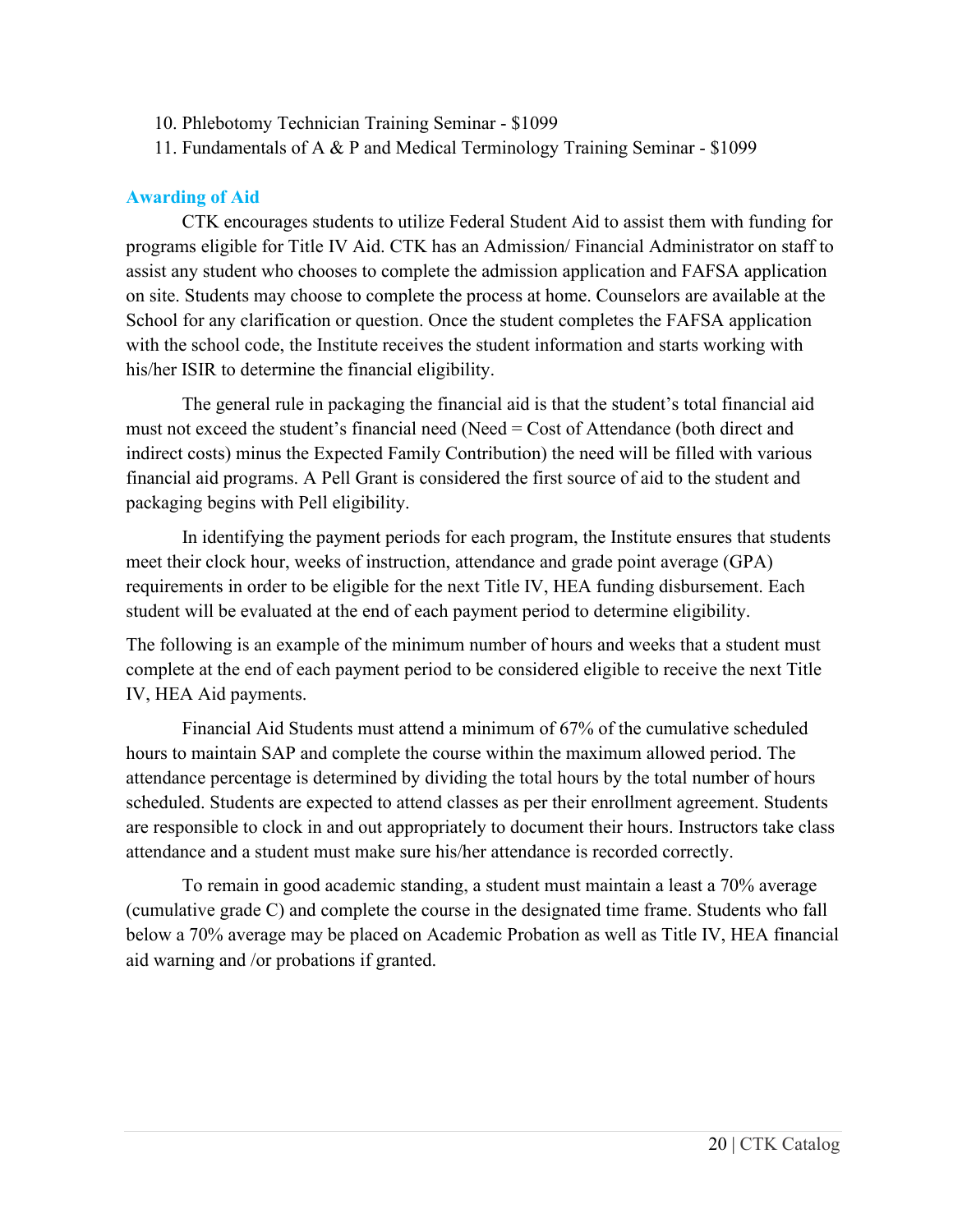10. Phlebotomy Technician Training Seminar - $1099
11. Fundamentals of A & P and Medical Terminology Training Seminar - $1099

## Awarding of Aid

CTK encourages students to utilize Federal Student Aid to assist them with funding for programs eligible for Title IV Aid. CTK has an Admission/ Financial Administrator on staff to assist any student who chooses to complete the admission application and FAFSA application on site. Students may choose to complete the process at home. Counselors are available at the School for any clarification or question. Once the student completes the FAFSA application with the school code, the Institute receives the student information and starts working with his/her ISIR to determine the financial eligibility.

The general rule in packaging the financial aid is that the student's total financial aid must not exceed the student's financial need (Need = Cost of Attendance (both direct and indirect costs) minus the Expected Family Contribution) the need will be filled with various financial aid programs. A Pell Grant is considered the first source of aid to the student and packaging begins with Pell eligibility.

In identifying the payment periods for each program, the Institute ensures that students meet their clock hour, weeks of instruction, attendance and grade point average (GPA) requirements in order to be eligible for the next Title IV, HEA funding disbursement. Each student will be evaluated at the end of each payment period to determine eligibility.

The following is an example of the minimum number of hours and weeks that a student must complete at the end of each payment period to be considered eligible to receive the next Title IV, HEA Aid payments.

Financial Aid Students must attend a minimum of 67% of the cumulative scheduled hours to maintain SAP and complete the course within the maximum allowed period. The attendance percentage is determined by dividing the total hours by the total number of hours scheduled. Students are expected to attend classes as per their enrollment agreement. Students are responsible to clock in and out appropriately to document their hours. Instructors take class attendance and a student must make sure his/her attendance is recorded correctly.

To remain in good academic standing, a student must maintain a least a 70% average (cumulative grade C) and complete the course in the designated time frame. Students who fall below a 70% average may be placed on Academic Probation as well as Title IV, HEA financial aid warning and /or probations if granted.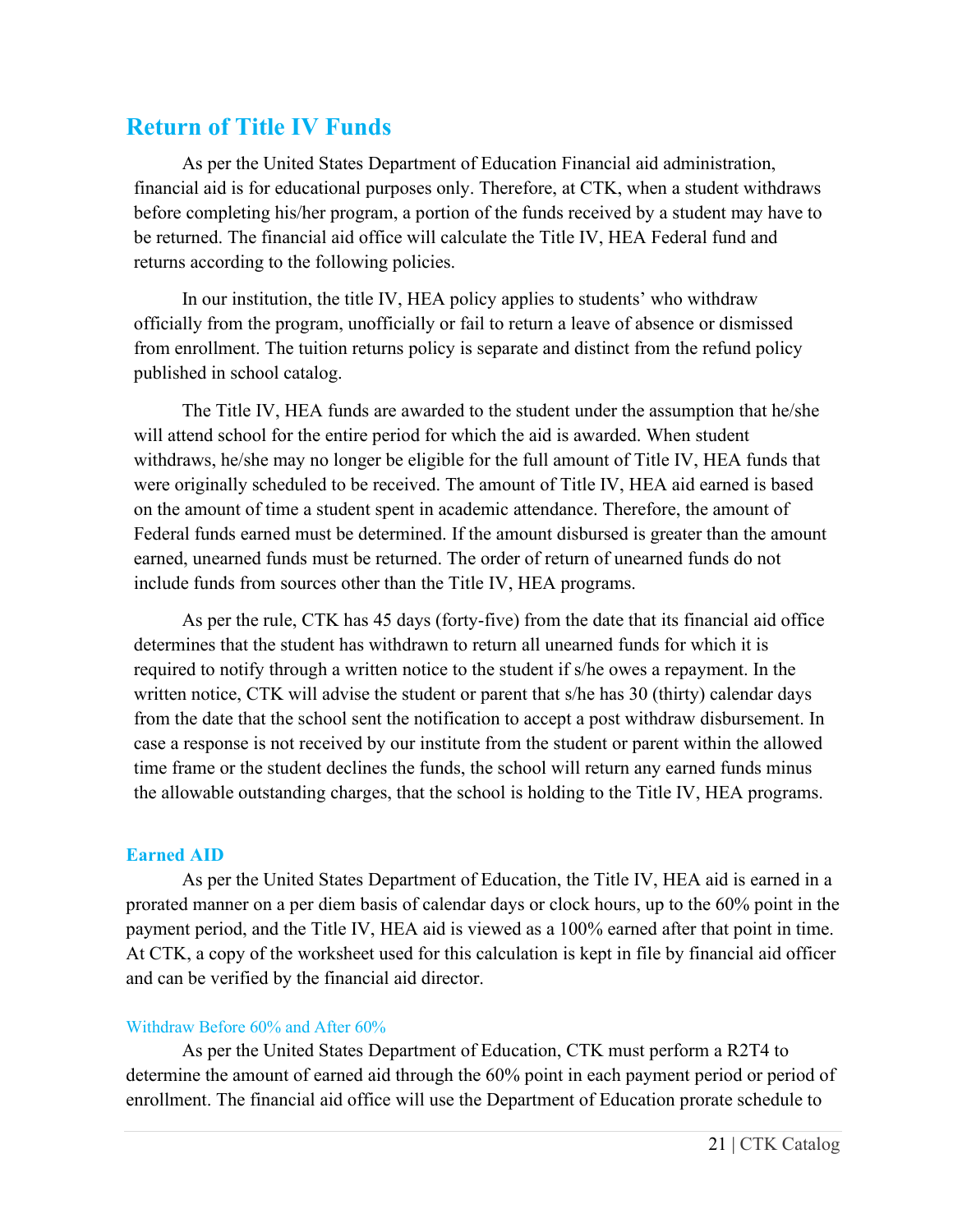## Return of Title IV Funds

As per the United States Department of Education Financial aid administration, financial aid is for educational purposes only. Therefore, at CTK, when a student withdraws before completing his/her program, a portion of the funds received by a student may have to be returned. The financial aid office will calculate the Title IV, HEA Federal fund and returns according to the following policies.

In our institution, the title IV, HEA policy applies to students' who withdraw officially from the program, unofficially or fail to return a leave of absence or dismissed from enrollment. The tuition returns policy is separate and distinct from the refund policy published in school catalog.

The Title IV, HEA funds are awarded to the student under the assumption that he/she will attend school for the entire period for which the aid is awarded. When student withdraws, he/she may no longer be eligible for the full amount of Title IV, HEA funds that were originally scheduled to be received. The amount of Title IV, HEA aid earned is based on the amount of time a student spent in academic attendance. Therefore, the amount of Federal funds earned must be determined. If the amount disbursed is greater than the amount earned, unearned funds must be returned. The order of return of unearned funds do not include funds from sources other than the Title IV, HEA programs.

As per the rule, CTK has 45 days (forty-five) from the date that its financial aid office determines that the student has withdrawn to return all unearned funds for which it is required to notify through a written notice to the student if s/he owes a repayment. In the written notice, CTK will advise the student or parent that s/he has 30 (thirty) calendar days from the date that the school sent the notification to accept a post withdraw disbursement. In case a response is not received by our institute from the student or parent within the allowed time frame or the student declines the funds, the school will return any earned funds minus the allowable outstanding charges, that the school is holding to the Title IV, HEA programs.

### Earned AID

As per the United States Department of Education, the Title IV, HEA aid is earned in a prorated manner on a per diem basis of calendar days or clock hours, up to the 60% point in the payment period, and the Title IV, HEA aid is viewed as a 100% earned after that point in time. At CTK, a copy of the worksheet used for this calculation is kept in file by financial aid officer and can be verified by the financial aid director.

#### Withdraw Before 60% and After 60%

As per the United States Department of Education, CTK must perform a R2T4 to determine the amount of earned aid through the 60% point in each payment period or period of enrollment. The financial aid office will use the Department of Education prorate schedule to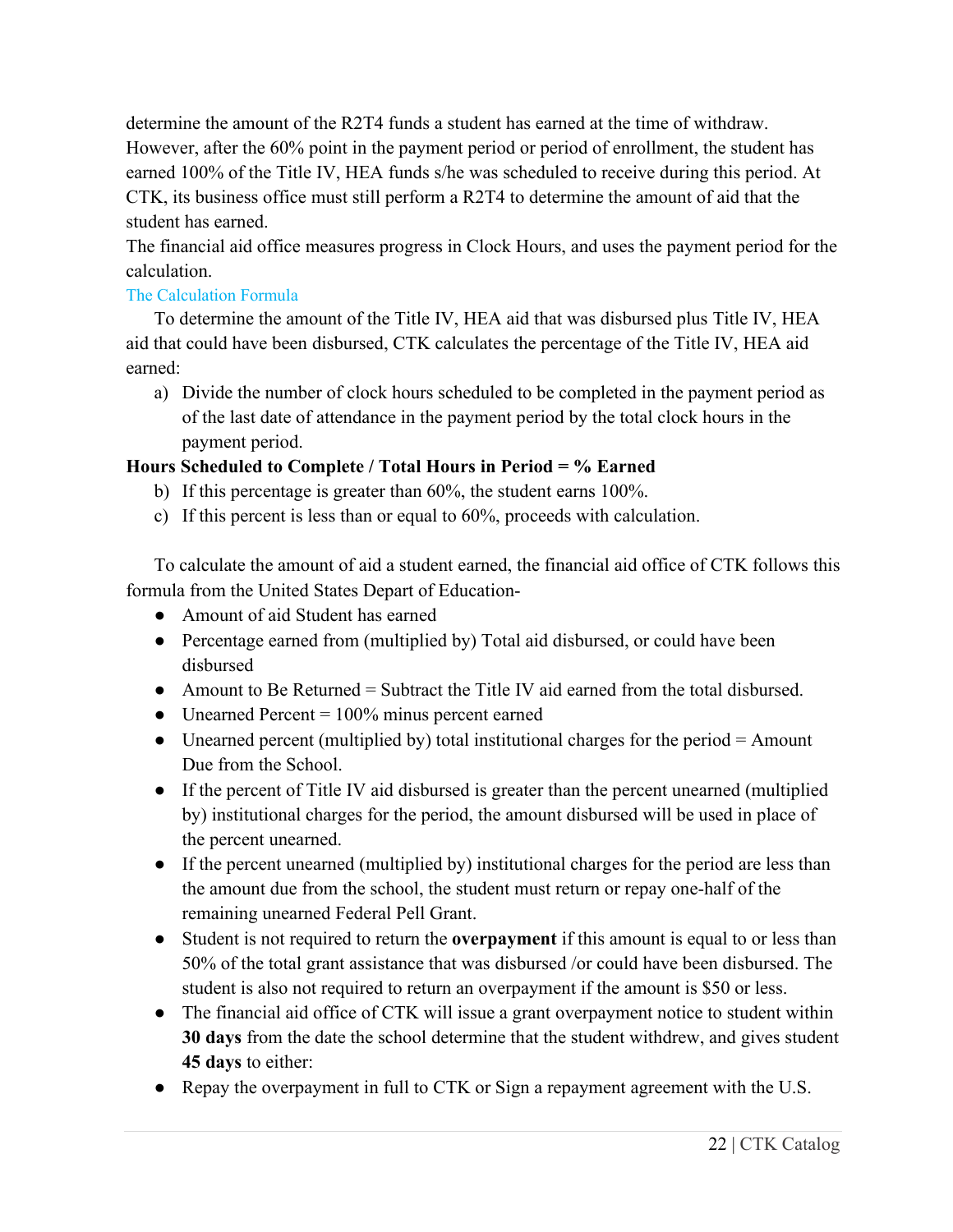determine the amount of the R2T4 funds a student has earned at the time of withdraw. However, after the 60% point in the payment period or period of enrollment, the student has earned 100% of the Title IV, HEA funds s/he was scheduled to receive during this period. At CTK, its business office must still perform a R2T4 to determine the amount of aid that the student has earned.

The financial aid office measures progress in Clock Hours, and uses the payment period for the calculation.

### The Calculation Formula

To determine the amount of the Title IV, HEA aid that was disbursed plus Title IV, HEA aid that could have been disbursed, CTK calculates the percentage of the Title IV, HEA aid earned:

a) Divide the number of clock hours scheduled to be completed in the payment period as of the last date of attendance in the payment period by the total clock hours in the payment period.

**Hours Scheduled to Complete / Total Hours in Period = % Earned**

b) If this percentage is greater than 60%, the student earns 100%.
c) If this percent is less than or equal to 60%, proceeds with calculation.

To calculate the amount of aid a student earned, the financial aid office of CTK follows this formula from the United States Depart of Education-

- Amount of aid Student has earned
- Percentage earned from (multiplied by) Total aid disbursed, or could have been disbursed
- Amount to Be Returned = Subtract the Title IV aid earned from the total disbursed.
- Unearned Percent = 100% minus percent earned
- Unearned percent (multiplied by) total institutional charges for the period = Amount Due from the School.
- If the percent of Title IV aid disbursed is greater than the percent unearned (multiplied by) institutional charges for the period, the amount disbursed will be used in place of the percent unearned.
- If the percent unearned (multiplied by) institutional charges for the period are less than the amount due from the school, the student must return or repay one-half of the remaining unearned Federal Pell Grant.
- Student is not required to return the **overpayment** if this amount is equal to or less than 50% of the total grant assistance that was disbursed /or could have been disbursed. The student is also not required to return an overpayment if the amount is $50 or less.
- The financial aid office of CTK will issue a grant overpayment notice to student within **30 days** from the date the school determine that the student withdrew, and gives student **45 days** to either:
- Repay the overpayment in full to CTK or Sign a repayment agreement with the U.S.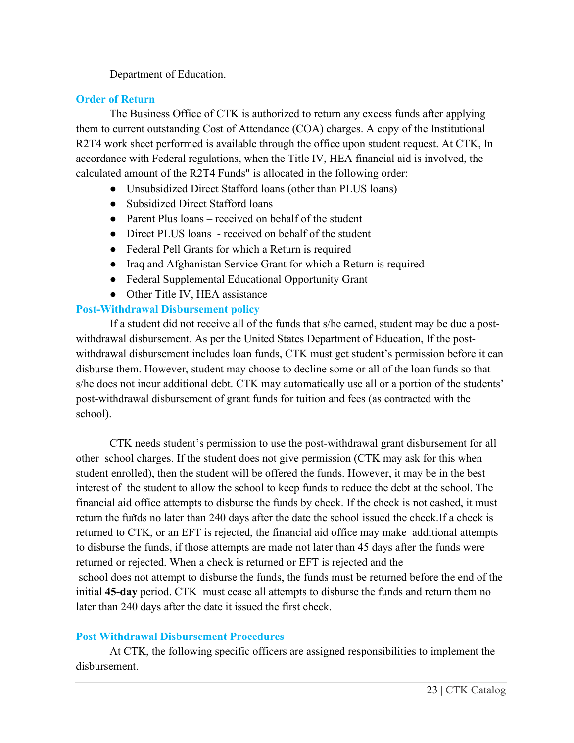Department of Education.

### Order of Return

The Business Office of CTK is authorized to return any excess funds after applying them to current outstanding Cost of Attendance (COA) charges. A copy of the Institutional R2T4 work sheet performed is available through the office upon student request. At CTK, In accordance with Federal regulations, when the Title IV, HEA financial aid is involved, the calculated amount of the R2T4 Funds" is allocated in the following order:

- Unsubsidized Direct Stafford loans (other than PLUS loans)
- Subsidized Direct Stafford loans
- Parent Plus loans – received on behalf of the student
- Direct PLUS loans - received on behalf of the student
- Federal Pell Grants for which a Return is required
- Iraq and Afghanistan Service Grant for which a Return is required
- Federal Supplemental Educational Opportunity Grant
- Other Title IV, HEA assistance

### Post-Withdrawal Disbursement policy

If a student did not receive all of the funds that s/he earned, student may be due a post-withdrawal disbursement. As per the United States Department of Education, If the post-withdrawal disbursement includes loan funds, CTK must get student's permission before it can disburse them. However, student may choose to decline some or all of the loan funds so that s/he does not incur additional debt. CTK may automatically use all or a portion of the students' post-withdrawal disbursement of grant funds for tuition and fees (as contracted with the school).

CTK needs student's permission to use the post-withdrawal grant disbursement for all other school charges. If the student does not give permission (CTK may ask for this when student enrolled), then the student will be offered the funds. However, it may be in the best interest of the student to allow the school to keep funds to reduce the debt at the school. The financial aid office attempts to disburse the funds by check. If the check is not cashed, it must return the funds no later than 240 days after the date the school issued the check.If a check is returned to CTK, or an EFT is rejected, the financial aid office may make additional attempts to disburse the funds, if those attempts are made not later than 45 days after the funds were returned or rejected. When a check is returned or EFT is rejected and the school does not attempt to disburse the funds, the funds must be returned before the end of the initial **45-day** period. CTK must cease all attempts to disburse the funds and return them no later than 240 days after the date it issued the first check.

### Post Withdrawal Disbursement Procedures

At CTK, the following specific officers are assigned responsibilities to implement the disbursement.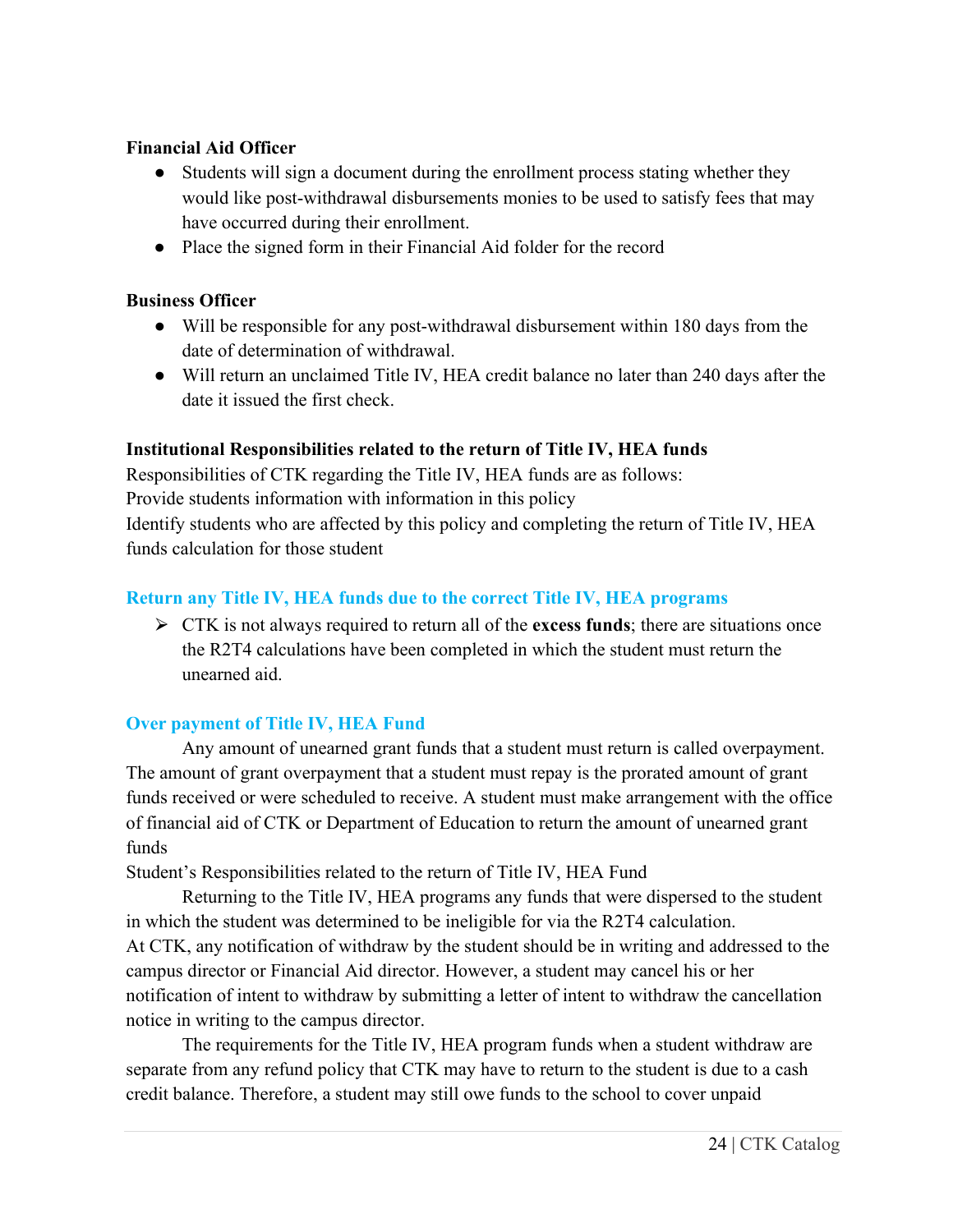**Financial Aid Officer**

- Students will sign a document during the enrollment process stating whether they would like post-withdrawal disbursements monies to be used to satisfy fees that may have occurred during their enrollment.
- Place the signed form in their Financial Aid folder for the record

**Business Officer**

- Will be responsible for any post-withdrawal disbursement within 180 days from the date of determination of withdrawal.
- Will return an unclaimed Title IV, HEA credit balance no later than 240 days after the date it issued the first check.

**Institutional Responsibilities related to the return of Title IV, HEA funds**

Responsibilities of CTK regarding the Title IV, HEA funds are as follows:
Provide students information with information in this policy
Identify students who are affected by this policy and completing the return of Title IV, HEA funds calculation for those student

### Return any Title IV, HEA funds due to the correct Title IV, HEA programs

- CTK is not always required to return all of the **excess funds**; there are situations once the R2T4 calculations have been completed in which the student must return the unearned aid.

### Over payment of Title IV, HEA Fund

Any amount of unearned grant funds that a student must return is called overpayment. The amount of grant overpayment that a student must repay is the prorated amount of grant funds received or were scheduled to receive. A student must make arrangement with the office of financial aid of CTK or Department of Education to return the amount of unearned grant funds

Student's Responsibilities related to the return of Title IV, HEA Fund

Returning to the Title IV, HEA programs any funds that were dispersed to the student in which the student was determined to be ineligible for via the R2T4 calculation.
At CTK, any notification of withdraw by the student should be in writing and addressed to the campus director or Financial Aid director. However, a student may cancel his or her notification of intent to withdraw by submitting a letter of intent to withdraw the cancellation notice in writing to the campus director.

The requirements for the Title IV, HEA program funds when a student withdraw are separate from any refund policy that CTK may have to return to the student is due to a cash credit balance. Therefore, a student may still owe funds to the school to cover unpaid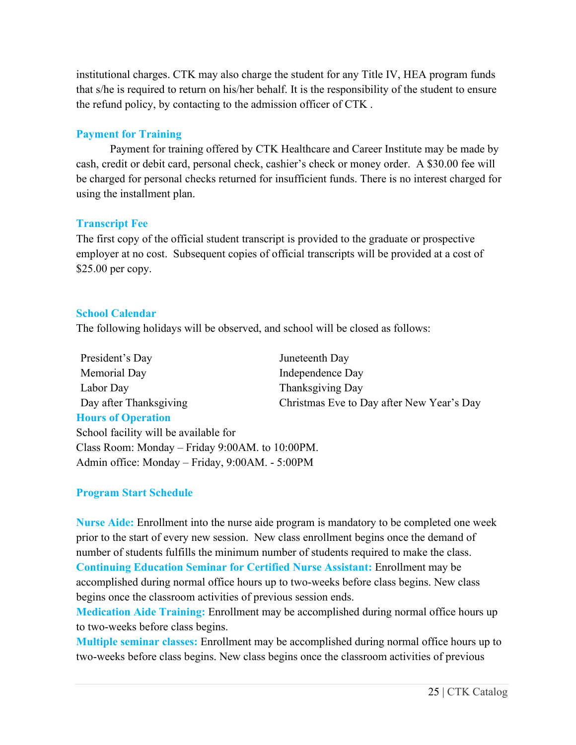institutional charges. CTK may also charge the student for any Title IV, HEA program funds that s/he is required to return on his/her behalf. It is the responsibility of the student to ensure the refund policy, by contacting to the admission officer of CTK .

### Payment for Training

Payment for training offered by CTK Healthcare and Career Institute may be made by cash, credit or debit card, personal check, cashier's check or money order. A $30.00 fee will be charged for personal checks returned for insufficient funds. There is no interest charged for using the installment plan.

### Transcript Fee

The first copy of the official student transcript is provided to the graduate or prospective employer at no cost. Subsequent copies of official transcripts will be provided at a cost of $25.00 per copy.

### School Calendar

The following holidays will be observed, and school will be closed as follows:

- President's Day
- Memorial Day
- Labor Day
- Day after Thanksgiving
- Juneteenth Day
- Independence Day
- Thanksgiving Day
- Christmas Eve to Day after New Year's Day

### Hours of Operation

School facility will be available for
Class Room: Monday – Friday 9:00AM. to 10:00PM.
Admin office: Monday – Friday, 9:00AM. - 5:00PM

### Program Start Schedule

**Nurse Aide:** Enrollment into the nurse aide program is mandatory to be completed one week prior to the start of every new session. New class enrollment begins once the demand of number of students fulfills the minimum number of students required to make the class.
**Continuing Education Seminar for Certified Nurse Assistant:** Enrollment may be accomplished during normal office hours up to two-weeks before class begins. New class begins once the classroom activities of previous session ends.
**Medication Aide Training:** Enrollment may be accomplished during normal office hours up to two-weeks before class begins.
**Multiple seminar classes:** Enrollment may be accomplished during normal office hours up to two-weeks before class begins. New class begins once the classroom activities of previous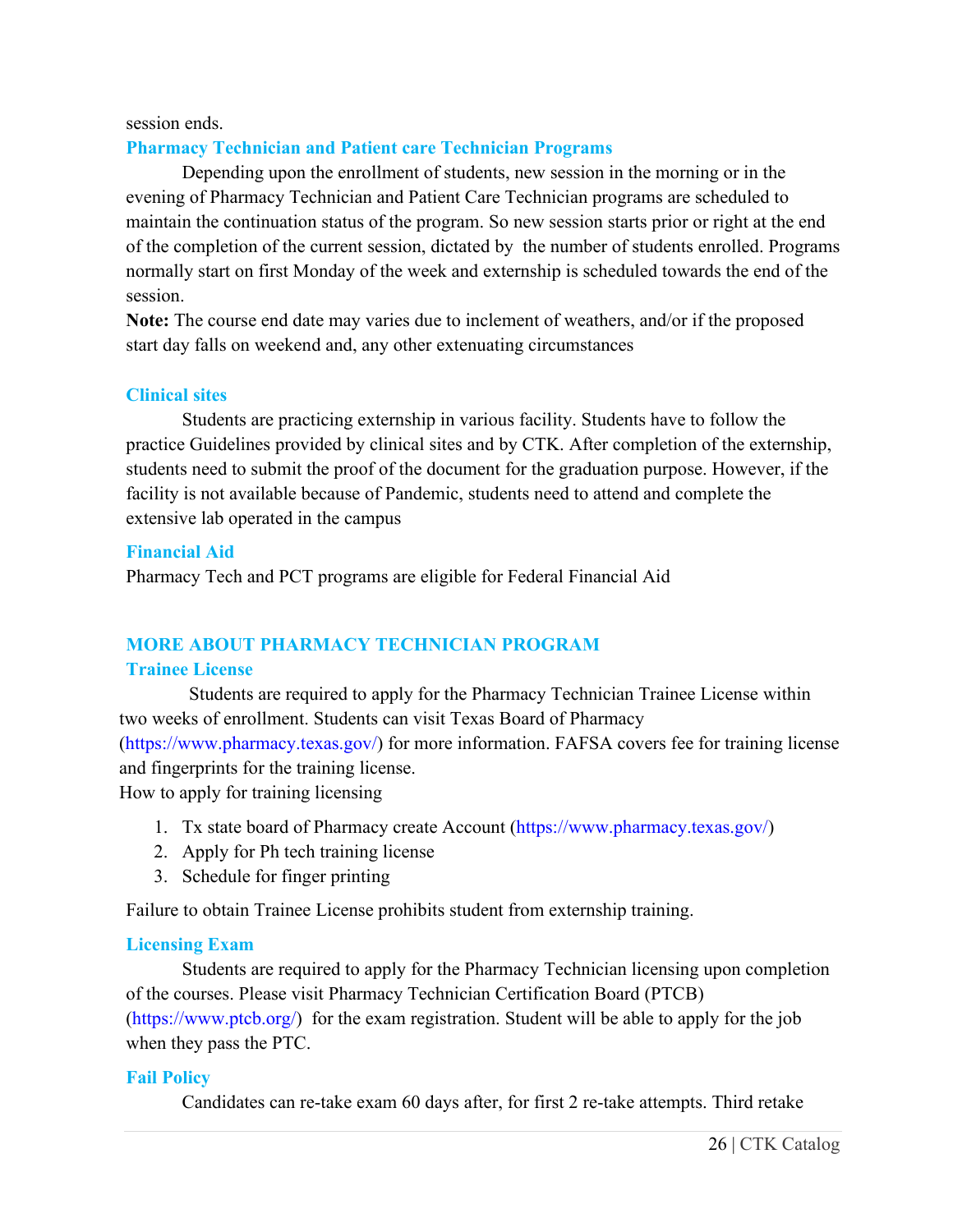session ends.

### Pharmacy Technician and Patient care Technician Programs

Depending upon the enrollment of students, new session in the morning or in the evening of Pharmacy Technician and Patient Care Technician programs are scheduled to maintain the continuation status of the program. So new session starts prior or right at the end of the completion of the current session, dictated by the number of students enrolled. Programs normally start on first Monday of the week and externship is scheduled towards the end of the session.

**Note:** The course end date may varies due to inclement of weathers, and/or if the proposed start day falls on weekend and, any other extenuating circumstances

### Clinical sites

Students are practicing externship in various facility. Students have to follow the practice Guidelines provided by clinical sites and by CTK. After completion of the externship, students need to submit the proof of the document for the graduation purpose. However, if the facility is not available because of Pandemic, students need to attend and complete the extensive lab operated in the campus

### Financial Aid

Pharmacy Tech and PCT programs are eligible for Federal Financial Aid

## MORE ABOUT PHARMACY TECHNICIAN PROGRAM

### Trainee License

Students are required to apply for the Pharmacy Technician Trainee License within two weeks of enrollment. Students can visit Texas Board of Pharmacy (https://www.pharmacy.texas.gov/) for more information. FAFSA covers fee for training license and fingerprints for the training license.

How to apply for training licensing

1. Tx state board of Pharmacy create Account (https://www.pharmacy.texas.gov/)
2. Apply for Ph tech training license
3. Schedule for finger printing

Failure to obtain Trainee License prohibits student from externship training.

### Licensing Exam

Students are required to apply for the Pharmacy Technician licensing upon completion of the courses. Please visit Pharmacy Technician Certification Board (PTCB) (https://www.ptcb.org/) for the exam registration. Student will be able to apply for the job when they pass the PTC.

### Fail Policy

Candidates can re-take exam 60 days after, for first 2 re-take attempts. Third retake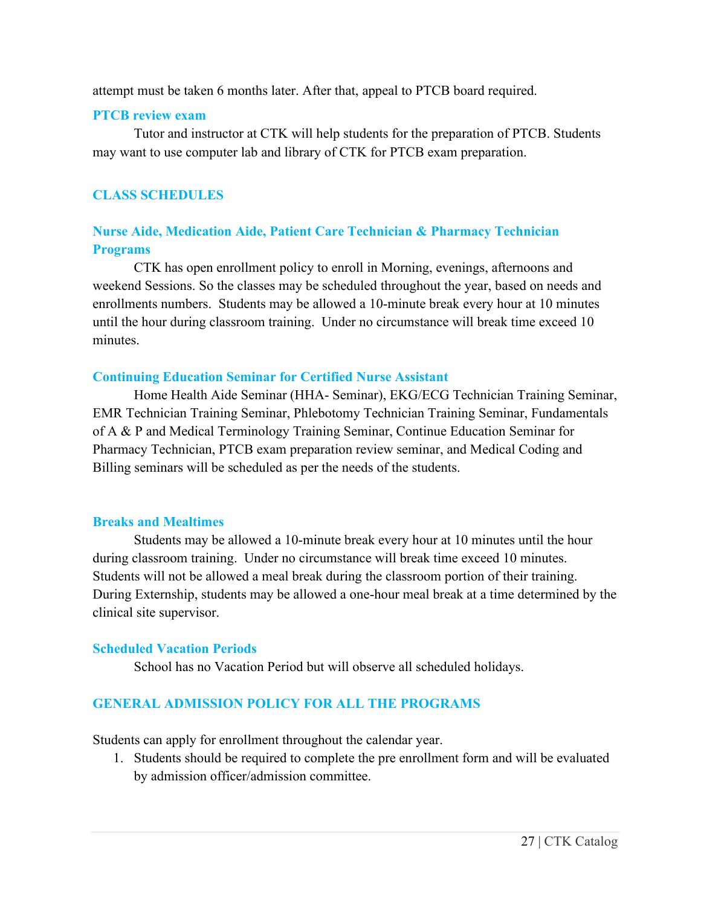attempt must be taken 6 months later. After that, appeal to PTCB board required.

### PTCB review exam

Tutor and instructor at CTK will help students for the preparation of PTCB. Students may want to use computer lab and library of CTK for PTCB exam preparation.

## CLASS SCHEDULES

### Nurse Aide, Medication Aide, Patient Care Technician & Pharmacy Technician Programs

CTK has open enrollment policy to enroll in Morning, evenings, afternoons and weekend Sessions. So the classes may be scheduled throughout the year, based on needs and enrollments numbers. Students may be allowed a 10-minute break every hour at 10 minutes until the hour during classroom training. Under no circumstance will break time exceed 10 minutes.

### Continuing Education Seminar for Certified Nurse Assistant

Home Health Aide Seminar (HHA- Seminar), EKG/ECG Technician Training Seminar, EMR Technician Training Seminar, Phlebotomy Technician Training Seminar, Fundamentals of A & P and Medical Terminology Training Seminar, Continue Education Seminar for Pharmacy Technician, PTCB exam preparation review seminar, and Medical Coding and Billing seminars will be scheduled as per the needs of the students.

### Breaks and Mealtimes

Students may be allowed a 10-minute break every hour at 10 minutes until the hour during classroom training. Under no circumstance will break time exceed 10 minutes. Students will not be allowed a meal break during the classroom portion of their training. During Externship, students may be allowed a one-hour meal break at a time determined by the clinical site supervisor.

### Scheduled Vacation Periods

School has no Vacation Period but will observe all scheduled holidays.

## GENERAL ADMISSION POLICY FOR ALL THE PROGRAMS

Students can apply for enrollment throughout the calendar year.

1. Students should be required to complete the pre enrollment form and will be evaluated by admission officer/admission committee.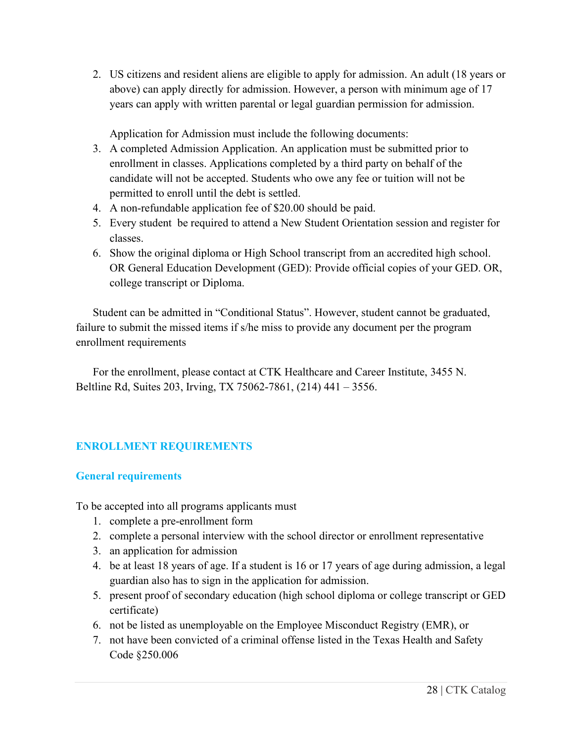2. US citizens and resident aliens are eligible to apply for admission. An adult (18 years or above) can apply directly for admission. However, a person with minimum age of 17 years can apply with written parental or legal guardian permission for admission.

   Application for Admission must include the following documents:

3. A completed Admission Application. An application must be submitted prior to enrollment in classes. Applications completed by a third party on behalf of the candidate will not be accepted. Students who owe any fee or tuition will not be permitted to enroll until the debt is settled.
4. A non-refundable application fee of $20.00 should be paid.
5. Every student be required to attend a New Student Orientation session and register for classes.
6. Show the original diploma or High School transcript from an accredited high school. OR General Education Development (GED): Provide official copies of your GED. OR, college transcript or Diploma.

Student can be admitted in "Conditional Status". However, student cannot be graduated, failure to submit the missed items if s/he miss to provide any document per the program enrollment requirements

For the enrollment, please contact at CTK Healthcare and Career Institute, 3455 N. Beltline Rd, Suites 203, Irving, TX 75062-7861, (214) 441 – 3556.

## ENROLLMENT REQUIREMENTS

### General requirements

To be accepted into all programs applicants must

1. complete a pre-enrollment form
2. complete a personal interview with the school director or enrollment representative
3. an application for admission
4. be at least 18 years of age. If a student is 16 or 17 years of age during admission, a legal guardian also has to sign in the application for admission.
5. present proof of secondary education (high school diploma or college transcript or GED certificate)
6. not be listed as unemployable on the Employee Misconduct Registry (EMR), or
7. not have been convicted of a criminal offense listed in the Texas Health and Safety Code §250.006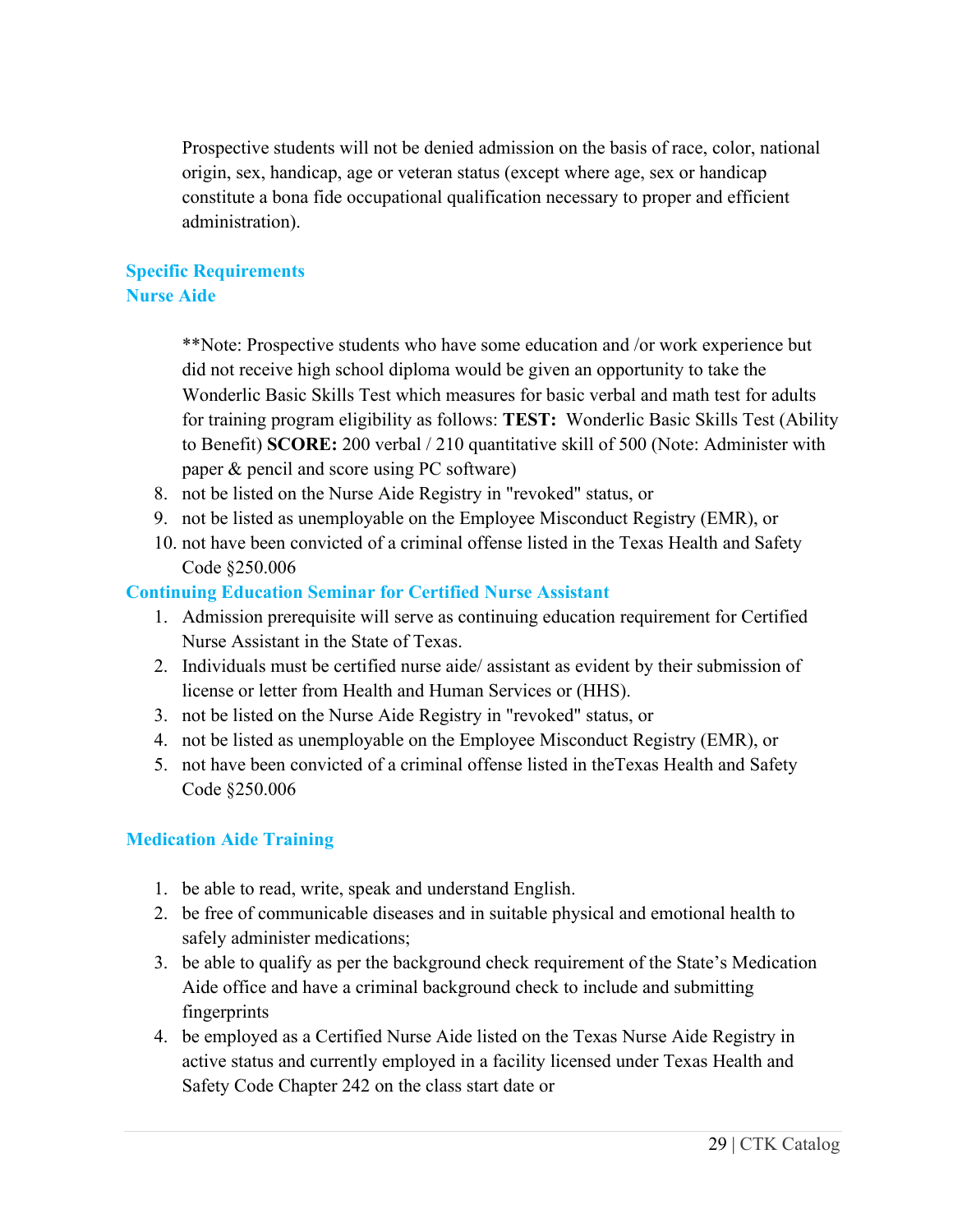Prospective students will not be denied admission on the basis of race, color, national origin, sex, handicap, age or veteran status (except where age, sex or handicap constitute a bona fide occupational qualification necessary to proper and efficient administration).

### Specific Requirements

### Nurse Aide

**Note: Prospective students who have some education and /or work experience but did not receive high school diploma would be given an opportunity to take the Wonderlic Basic Skills Test which measures for basic verbal and math test for adults for training program eligibility as follows: **TEST:** Wonderlic Basic Skills Test (Ability to Benefit) **SCORE:** 200 verbal / 210 quantitative skill of 500 (Note: Administer with paper & pencil and score using PC software)

8. not be listed on the Nurse Aide Registry in "revoked" status, or
9. not be listed as unemployable on the Employee Misconduct Registry (EMR), or
10. not have been convicted of a criminal offense listed in the Texas Health and Safety Code §250.006

### Continuing Education Seminar for Certified Nurse Assistant

1. Admission prerequisite will serve as continuing education requirement for Certified Nurse Assistant in the State of Texas.
2. Individuals must be certified nurse aide/ assistant as evident by their submission of license or letter from Health and Human Services or (HHS).
3. not be listed on the Nurse Aide Registry in "revoked" status, or
4. not be listed as unemployable on the Employee Misconduct Registry (EMR), or
5. not have been convicted of a criminal offense listed in theTexas Health and Safety Code §250.006

### Medication Aide Training

1. be able to read, write, speak and understand English.
2. be free of communicable diseases and in suitable physical and emotional health to safely administer medications;
3. be able to qualify as per the background check requirement of the State's Medication Aide office and have a criminal background check to include and submitting fingerprints
4. be employed as a Certified Nurse Aide listed on the Texas Nurse Aide Registry in active status and currently employed in a facility licensed under Texas Health and Safety Code Chapter 242 on the class start date or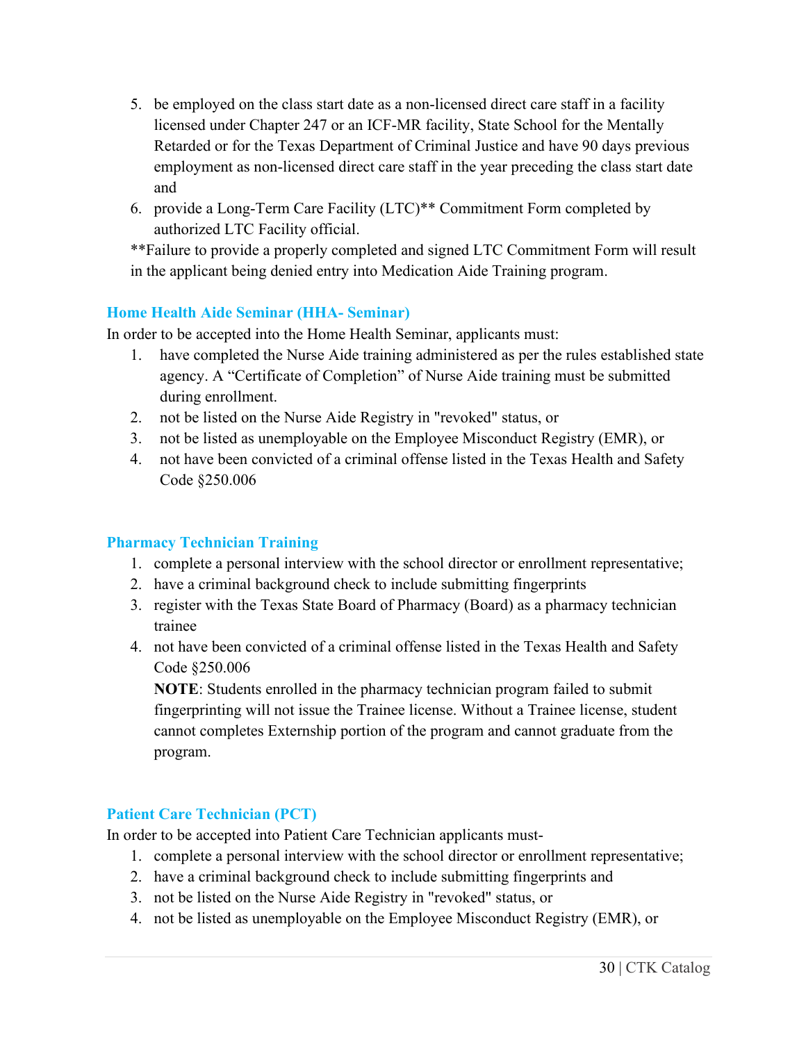5. be employed on the class start date as a non-licensed direct care staff in a facility licensed under Chapter 247 or an ICF-MR facility, State School for the Mentally Retarded or for the Texas Department of Criminal Justice and have 90 days previous employment as non-licensed direct care staff in the year preceding the class start date and
6. provide a Long-Term Care Facility (LTC)** Commitment Form completed by authorized LTC Facility official.

**Failure to provide a properly completed and signed LTC Commitment Form will result in the applicant being denied entry into Medication Aide Training program.

### Home Health Aide Seminar (HHA- Seminar)

In order to be accepted into the Home Health Seminar, applicants must:

1. have completed the Nurse Aide training administered as per the rules established state agency. A "Certificate of Completion" of Nurse Aide training must be submitted during enrollment.
2. not be listed on the Nurse Aide Registry in "revoked" status, or
3. not be listed as unemployable on the Employee Misconduct Registry (EMR), or
4. not have been convicted of a criminal offense listed in the Texas Health and Safety Code §250.006

### Pharmacy Technician Training

1. complete a personal interview with the school director or enrollment representative;
2. have a criminal background check to include submitting fingerprints
3. register with the Texas State Board of Pharmacy (Board) as a pharmacy technician trainee
4. not have been convicted of a criminal offense listed in the Texas Health and Safety Code §250.006

   **NOTE**: Students enrolled in the pharmacy technician program failed to submit fingerprinting will not issue the Trainee license. Without a Trainee license, student cannot completes Externship portion of the program and cannot graduate from the program.

### Patient Care Technician (PCT)

In order to be accepted into Patient Care Technician applicants must-

1. complete a personal interview with the school director or enrollment representative;
2. have a criminal background check to include submitting fingerprints and
3. not be listed on the Nurse Aide Registry in "revoked" status, or
4. not be listed as unemployable on the Employee Misconduct Registry (EMR), or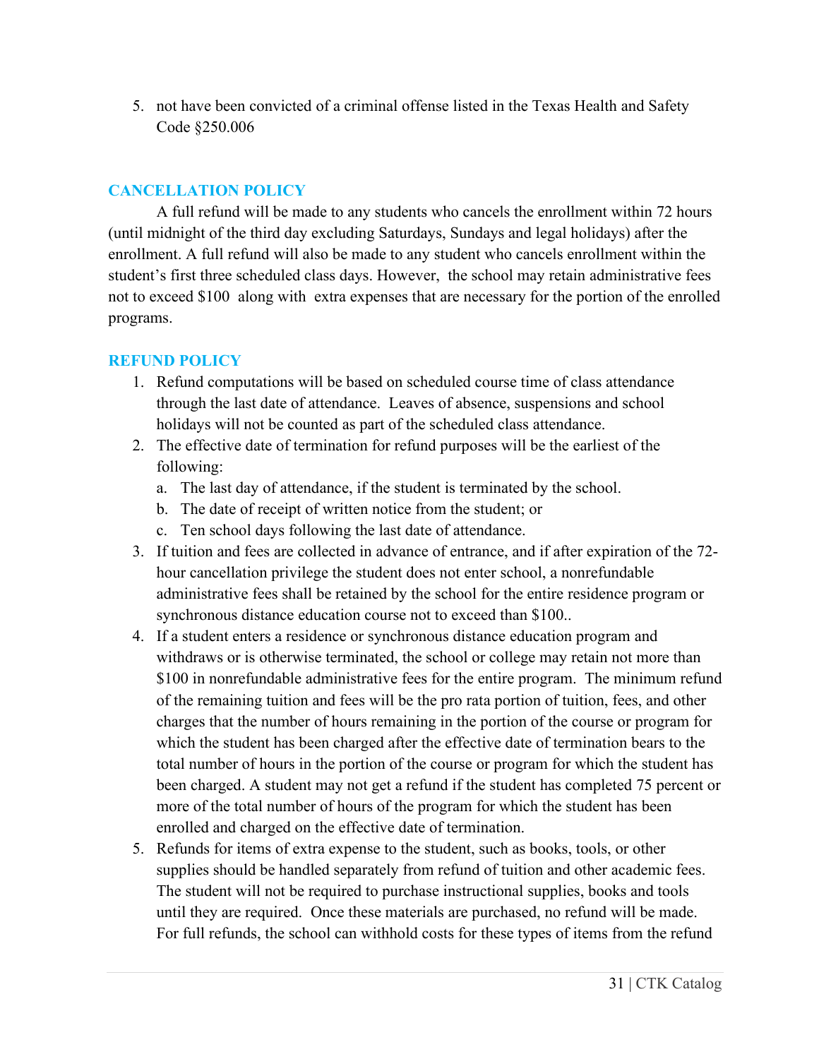5. not have been convicted of a criminal offense listed in the Texas Health and Safety Code §250.006

## CANCELLATION POLICY

A full refund will be made to any students who cancels the enrollment within 72 hours (until midnight of the third day excluding Saturdays, Sundays and legal holidays) after the enrollment. A full refund will also be made to any student who cancels enrollment within the student's first three scheduled class days. However, the school may retain administrative fees not to exceed $100 along with extra expenses that are necessary for the portion of the enrolled programs.

## REFUND POLICY

1. Refund computations will be based on scheduled course time of class attendance through the last date of attendance. Leaves of absence, suspensions and school holidays will not be counted as part of the scheduled class attendance.
2. The effective date of termination for refund purposes will be the earliest of the following:
   a. The last day of attendance, if the student is terminated by the school.
   b. The date of receipt of written notice from the student; or
   c. Ten school days following the last date of attendance.
3. If tuition and fees are collected in advance of entrance, and if after expiration of the 72-hour cancellation privilege the student does not enter school, a nonrefundable administrative fees shall be retained by the school for the entire residence program or synchronous distance education course not to exceed than $100..
4. If a student enters a residence or synchronous distance education program and withdraws or is otherwise terminated, the school or college may retain not more than $100 in nonrefundable administrative fees for the entire program. The minimum refund of the remaining tuition and fees will be the pro rata portion of tuition, fees, and other charges that the number of hours remaining in the portion of the course or program for which the student has been charged after the effective date of termination bears to the total number of hours in the portion of the course or program for which the student has been charged. A student may not get a refund if the student has completed 75 percent or more of the total number of hours of the program for which the student has been enrolled and charged on the effective date of termination.
5. Refunds for items of extra expense to the student, such as books, tools, or other supplies should be handled separately from refund of tuition and other academic fees. The student will not be required to purchase instructional supplies, books and tools until they are required. Once these materials are purchased, no refund will be made. For full refunds, the school can withhold costs for these types of items from the refund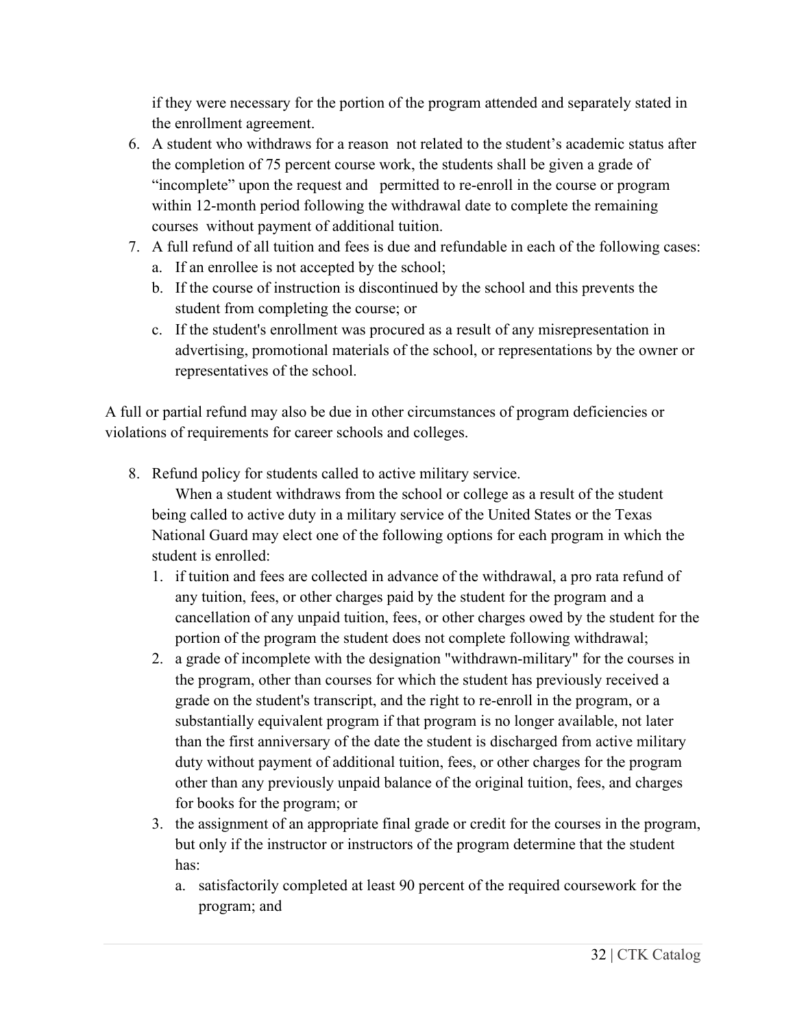if they were necessary for the portion of the program attended and separately stated in the enrollment agreement.

6. A student who withdraws for a reason not related to the student's academic status after the completion of 75 percent course work, the students shall be given a grade of "incomplete" upon the request and permitted to re-enroll in the course or program within 12-month period following the withdrawal date to complete the remaining courses without payment of additional tuition.
7. A full refund of all tuition and fees is due and refundable in each of the following cases:
   a. If an enrollee is not accepted by the school;
   b. If the course of instruction is discontinued by the school and this prevents the student from completing the course; or
   c. If the student's enrollment was procured as a result of any misrepresentation in advertising, promotional materials of the school, or representations by the owner or representatives of the school.

A full or partial refund may also be due in other circumstances of program deficiencies or violations of requirements for career schools and colleges.

8. Refund policy for students called to active military service.

   When a student withdraws from the school or college as a result of the student being called to active duty in a military service of the United States or the Texas National Guard may elect one of the following options for each program in which the student is enrolled:

   1. if tuition and fees are collected in advance of the withdrawal, a pro rata refund of any tuition, fees, or other charges paid by the student for the program and a cancellation of any unpaid tuition, fees, or other charges owed by the student for the portion of the program the student does not complete following withdrawal;
   2. a grade of incomplete with the designation "withdrawn-military" for the courses in the program, other than courses for which the student has previously received a grade on the student's transcript, and the right to re-enroll in the program, or a substantially equivalent program if that program is no longer available, not later than the first anniversary of the date the student is discharged from active military duty without payment of additional tuition, fees, or other charges for the program other than any previously unpaid balance of the original tuition, fees, and charges for books for the program; or
   3. the assignment of an appropriate final grade or credit for the courses in the program, but only if the instructor or instructors of the program determine that the student has:
      a. satisfactorily completed at least 90 percent of the required coursework for the program; and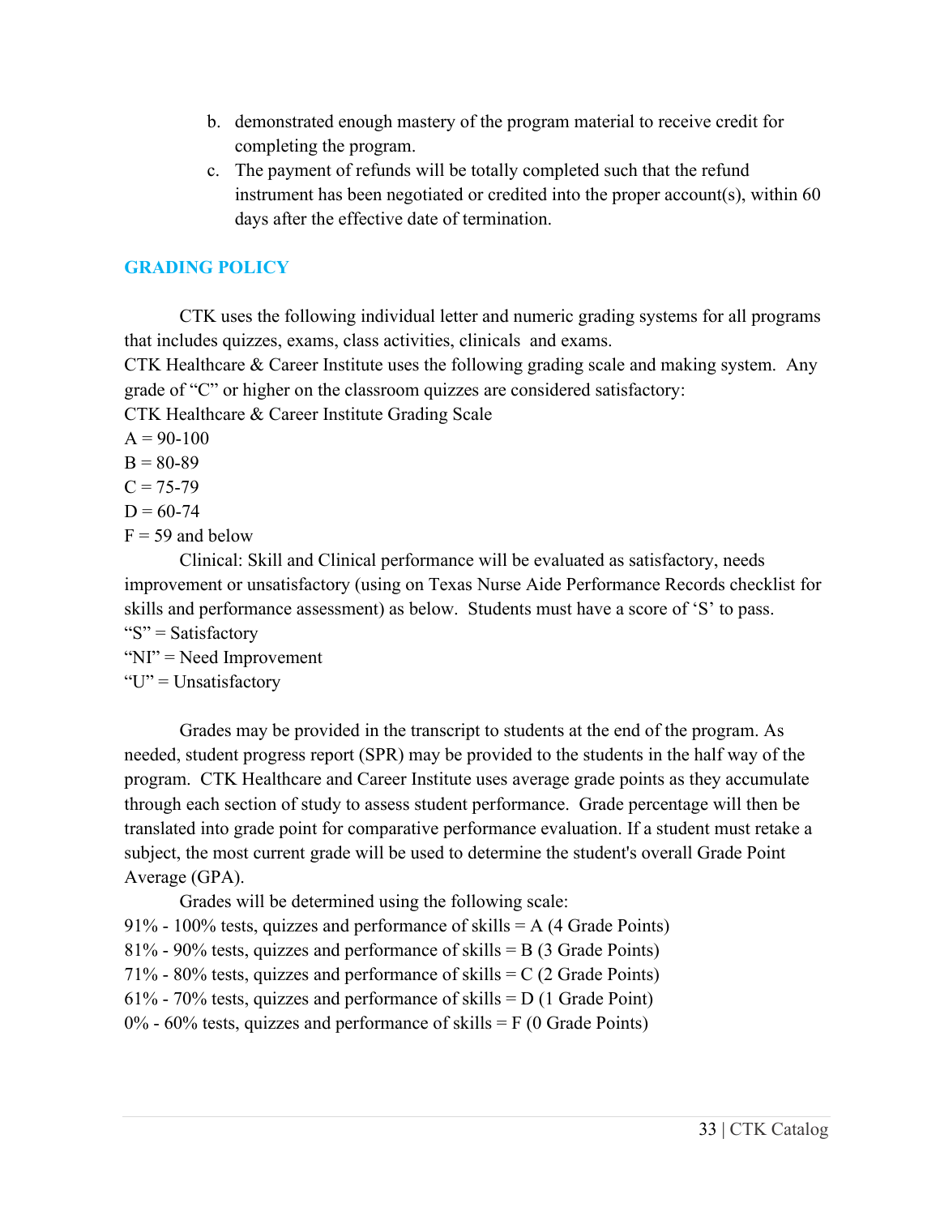b. demonstrated enough mastery of the program material to receive credit for completing the program.
c. The payment of refunds will be totally completed such that the refund instrument has been negotiated or credited into the proper account(s), within 60 days after the effective date of termination.

## GRADING POLICY

CTK uses the following individual letter and numeric grading systems for all programs that includes quizzes, exams, class activities, clinicals and exams.

CTK Healthcare & Career Institute uses the following grading scale and making system. Any grade of "C" or higher on the classroom quizzes are considered satisfactory:

CTK Healthcare & Career Institute Grading Scale

A = 90-100

B = 80-89

C = 75-79

D = 60-74

F = 59 and below

Clinical: Skill and Clinical performance will be evaluated as satisfactory, needs improvement or unsatisfactory (using on Texas Nurse Aide Performance Records checklist for skills and performance assessment) as below. Students must have a score of 'S' to pass.

"S" = Satisfactory

"NI" = Need Improvement

"U" = Unsatisfactory

Grades may be provided in the transcript to students at the end of the program. As needed, student progress report (SPR) may be provided to the students in the half way of the program. CTK Healthcare and Career Institute uses average grade points as they accumulate through each section of study to assess student performance. Grade percentage will then be translated into grade point for comparative performance evaluation. If a student must retake a subject, the most current grade will be used to determine the student's overall Grade Point Average (GPA).

Grades will be determined using the following scale:

91% - 100% tests, quizzes and performance of skills = A (4 Grade Points)

81% - 90% tests, quizzes and performance of skills = B (3 Grade Points)

71% - 80% tests, quizzes and performance of skills = C (2 Grade Points)

61% - 70% tests, quizzes and performance of skills = D (1 Grade Point)

0% - 60% tests, quizzes and performance of skills = F (0 Grade Points)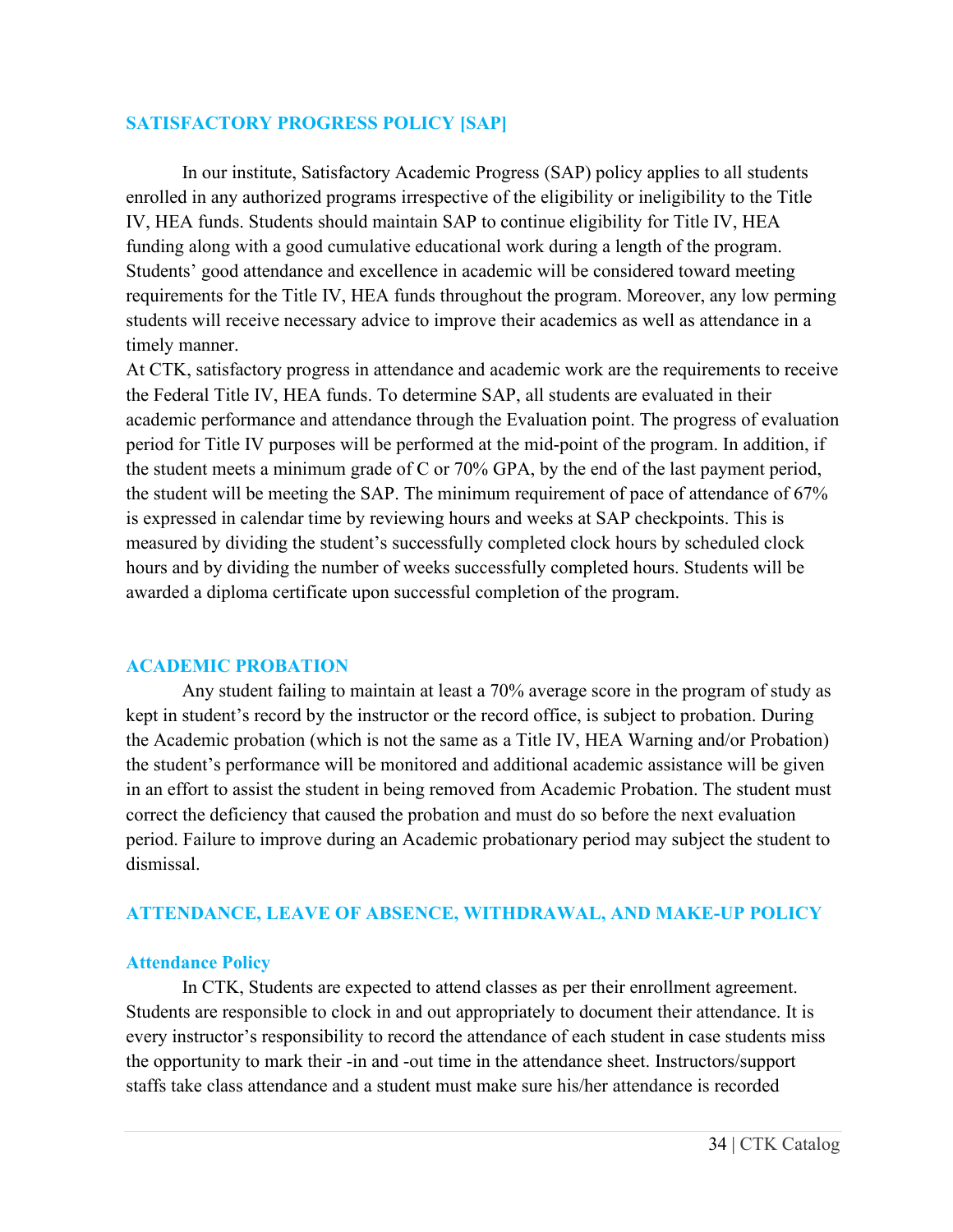## SATISFACTORY PROGRESS POLICY [SAP]

In our institute, Satisfactory Academic Progress (SAP) policy applies to all students enrolled in any authorized programs irrespective of the eligibility or ineligibility to the Title IV, HEA funds. Students should maintain SAP to continue eligibility for Title IV, HEA funding along with a good cumulative educational work during a length of the program. Students' good attendance and excellence in academic will be considered toward meeting requirements for the Title IV, HEA funds throughout the program. Moreover, any low perming students will receive necessary advice to improve their academics as well as attendance in a timely manner.

At CTK, satisfactory progress in attendance and academic work are the requirements to receive the Federal Title IV, HEA funds. To determine SAP, all students are evaluated in their academic performance and attendance through the Evaluation point. The progress of evaluation period for Title IV purposes will be performed at the mid-point of the program. In addition, if the student meets a minimum grade of C or 70% GPA, by the end of the last payment period, the student will be meeting the SAP. The minimum requirement of pace of attendance of 67% is expressed in calendar time by reviewing hours and weeks at SAP checkpoints. This is measured by dividing the student's successfully completed clock hours by scheduled clock hours and by dividing the number of weeks successfully completed hours. Students will be awarded a diploma certificate upon successful completion of the program.

## ACADEMIC PROBATION

Any student failing to maintain at least a 70% average score in the program of study as kept in student's record by the instructor or the record office, is subject to probation. During the Academic probation (which is not the same as a Title IV, HEA Warning and/or Probation) the student's performance will be monitored and additional academic assistance will be given in an effort to assist the student in being removed from Academic Probation. The student must correct the deficiency that caused the probation and must do so before the next evaluation period. Failure to improve during an Academic probationary period may subject the student to dismissal.

## ATTENDANCE, LEAVE OF ABSENCE, WITHDRAWAL, AND MAKE-UP POLICY

### Attendance Policy

In CTK, Students are expected to attend classes as per their enrollment agreement. Students are responsible to clock in and out appropriately to document their attendance. It is every instructor's responsibility to record the attendance of each student in case students miss the opportunity to mark their -in and -out time in the attendance sheet. Instructors/support staffs take class attendance and a student must make sure his/her attendance is recorded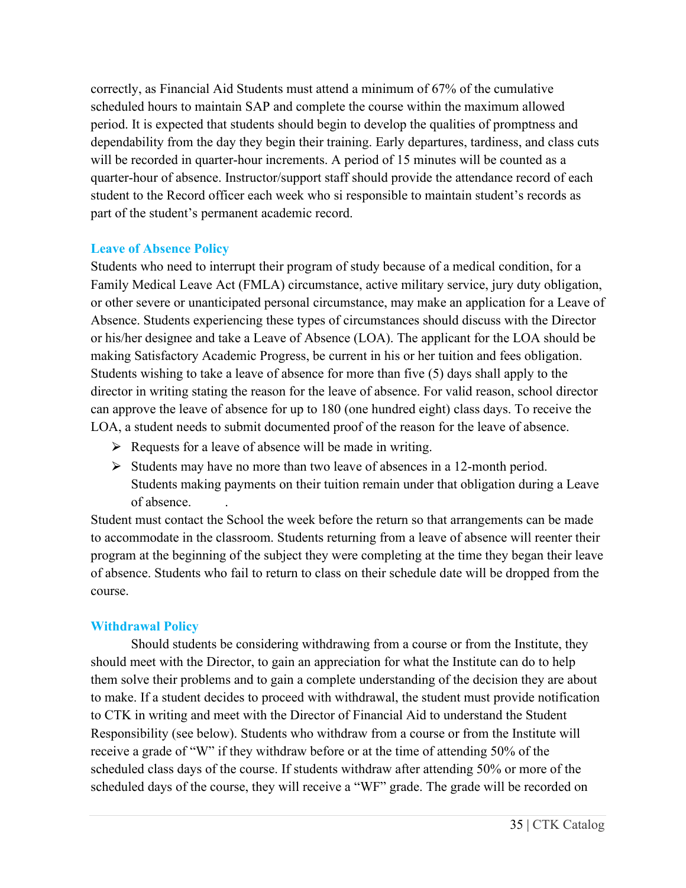correctly, as Financial Aid Students must attend a minimum of 67% of the cumulative scheduled hours to maintain SAP and complete the course within the maximum allowed period. It is expected that students should begin to develop the qualities of promptness and dependability from the day they begin their training. Early departures, tardiness, and class cuts will be recorded in quarter-hour increments. A period of 15 minutes will be counted as a quarter-hour of absence. Instructor/support staff should provide the attendance record of each student to the Record officer each week who si responsible to maintain student's records as part of the student's permanent academic record.

## Leave of Absence Policy

Students who need to interrupt their program of study because of a medical condition, for a Family Medical Leave Act (FMLA) circumstance, active military service, jury duty obligation, or other severe or unanticipated personal circumstance, may make an application for a Leave of Absence. Students experiencing these types of circumstances should discuss with the Director or his/her designee and take a Leave of Absence (LOA). The applicant for the LOA should be making Satisfactory Academic Progress, be current in his or her tuition and fees obligation. Students wishing to take a leave of absence for more than five (5) days shall apply to the director in writing stating the reason for the leave of absence. For valid reason, school director can approve the leave of absence for up to 180 (one hundred eight) class days. To receive the LOA, a student needs to submit documented proof of the reason for the leave of absence.

- Requests for a leave of absence will be made in writing.
- Students may have no more than two leave of absences in a 12-month period. Students making payments on their tuition remain under that obligation during a Leave of absence.

Student must contact the School the week before the return so that arrangements can be made to accommodate in the classroom. Students returning from a leave of absence will reenter their program at the beginning of the subject they were completing at the time they began their leave of absence. Students who fail to return to class on their schedule date will be dropped from the course.

## Withdrawal Policy

Should students be considering withdrawing from a course or from the Institute, they should meet with the Director, to gain an appreciation for what the Institute can do to help them solve their problems and to gain a complete understanding of the decision they are about to make. If a student decides to proceed with withdrawal, the student must provide notification to CTK in writing and meet with the Director of Financial Aid to understand the Student Responsibility (see below). Students who withdraw from a course or from the Institute will receive a grade of "W" if they withdraw before or at the time of attending 50% of the scheduled class days of the course. If students withdraw after attending 50% or more of the scheduled days of the course, they will receive a "WF" grade. The grade will be recorded on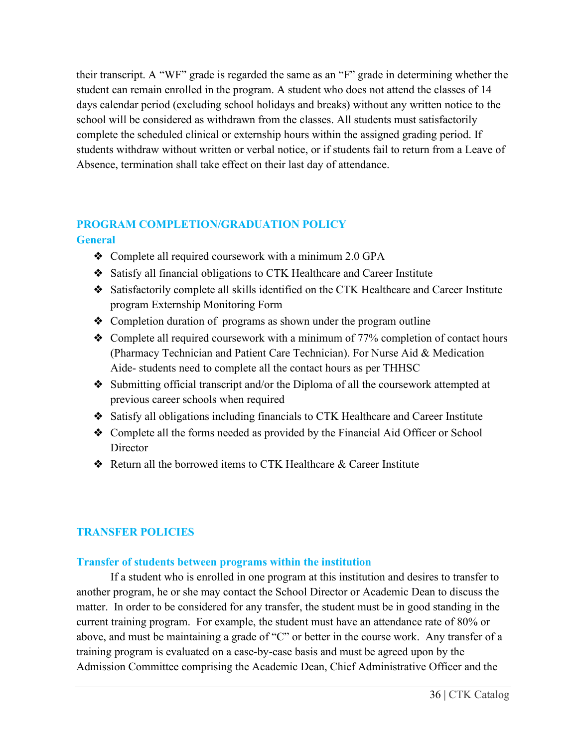their transcript. A "WF" grade is regarded the same as an "F" grade in determining whether the student can remain enrolled in the program. A student who does not attend the classes of 14 days calendar period (excluding school holidays and breaks) without any written notice to the school will be considered as withdrawn from the classes. All students must satisfactorily complete the scheduled clinical or externship hours within the assigned grading period. If students withdraw without written or verbal notice, or if students fail to return from a Leave of Absence, termination shall take effect on their last day of attendance.

## PROGRAM COMPLETION/GRADUATION POLICY

### General

- Complete all required coursework with a minimum 2.0 GPA
- Satisfy all financial obligations to CTK Healthcare and Career Institute
- Satisfactorily complete all skills identified on the CTK Healthcare and Career Institute program Externship Monitoring Form
- Completion duration of programs as shown under the program outline
- Complete all required coursework with a minimum of 77% completion of contact hours (Pharmacy Technician and Patient Care Technician). For Nurse Aid & Medication Aide- students need to complete all the contact hours as per THHSC
- Submitting official transcript and/or the Diploma of all the coursework attempted at previous career schools when required
- Satisfy all obligations including financials to CTK Healthcare and Career Institute
- Complete all the forms needed as provided by the Financial Aid Officer or School Director
- Return all the borrowed items to CTK Healthcare & Career Institute

## TRANSFER POLICIES

### Transfer of students between programs within the institution

If a student who is enrolled in one program at this institution and desires to transfer to another program, he or she may contact the School Director or Academic Dean to discuss the matter. In order to be considered for any transfer, the student must be in good standing in the current training program. For example, the student must have an attendance rate of 80% or above, and must be maintaining a grade of "C" or better in the course work. Any transfer of a training program is evaluated on a case-by-case basis and must be agreed upon by the Admission Committee comprising the Academic Dean, Chief Administrative Officer and the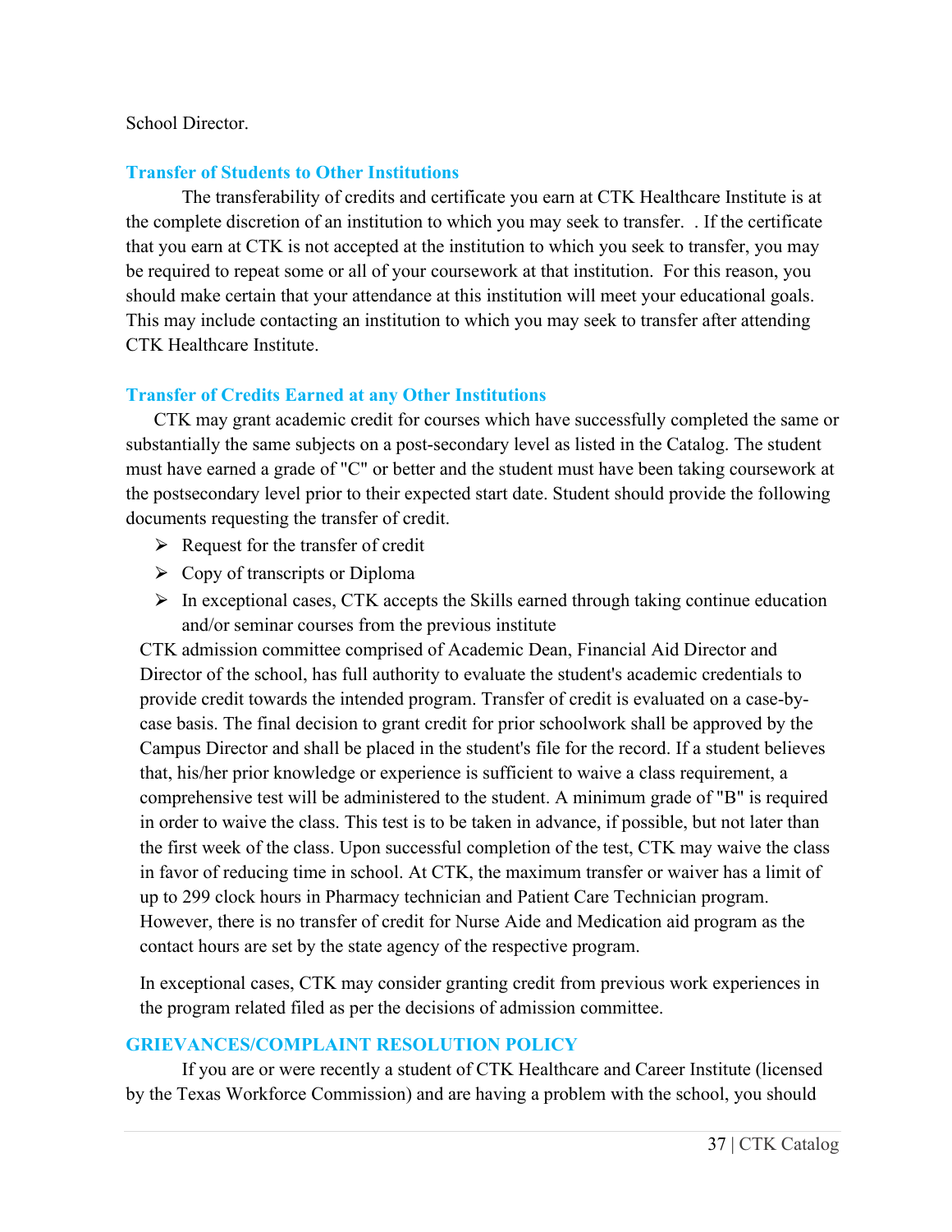School Director.

### Transfer of Students to Other Institutions

The transferability of credits and certificate you earn at CTK Healthcare Institute is at the complete discretion of an institution to which you may seek to transfer. . If the certificate that you earn at CTK is not accepted at the institution to which you seek to transfer, you may be required to repeat some or all of your coursework at that institution. For this reason, you should make certain that your attendance at this institution will meet your educational goals. This may include contacting an institution to which you may seek to transfer after attending CTK Healthcare Institute.

### Transfer of Credits Earned at any Other Institutions

CTK may grant academic credit for courses which have successfully completed the same or substantially the same subjects on a post-secondary level as listed in the Catalog. The student must have earned a grade of "C" or better and the student must have been taking coursework at the postsecondary level prior to their expected start date. Student should provide the following documents requesting the transfer of credit.

- Request for the transfer of credit
- Copy of transcripts or Diploma
- In exceptional cases, CTK accepts the Skills earned through taking continue education and/or seminar courses from the previous institute

CTK admission committee comprised of Academic Dean, Financial Aid Director and Director of the school, has full authority to evaluate the student's academic credentials to provide credit towards the intended program. Transfer of credit is evaluated on a case-by-case basis. The final decision to grant credit for prior schoolwork shall be approved by the Campus Director and shall be placed in the student's file for the record. If a student believes that, his/her prior knowledge or experience is sufficient to waive a class requirement, a comprehensive test will be administered to the student. A minimum grade of "B" is required in order to waive the class. This test is to be taken in advance, if possible, but not later than the first week of the class. Upon successful completion of the test, CTK may waive the class in favor of reducing time in school. At CTK, the maximum transfer or waiver has a limit of up to 299 clock hours in Pharmacy technician and Patient Care Technician program. However, there is no transfer of credit for Nurse Aide and Medication aid program as the contact hours are set by the state agency of the respective program.

In exceptional cases, CTK may consider granting credit from previous work experiences in the program related filed as per the decisions of admission committee.

### GRIEVANCES/COMPLAINT RESOLUTION POLICY

If you are or were recently a student of CTK Healthcare and Career Institute (licensed by the Texas Workforce Commission) and are having a problem with the school, you should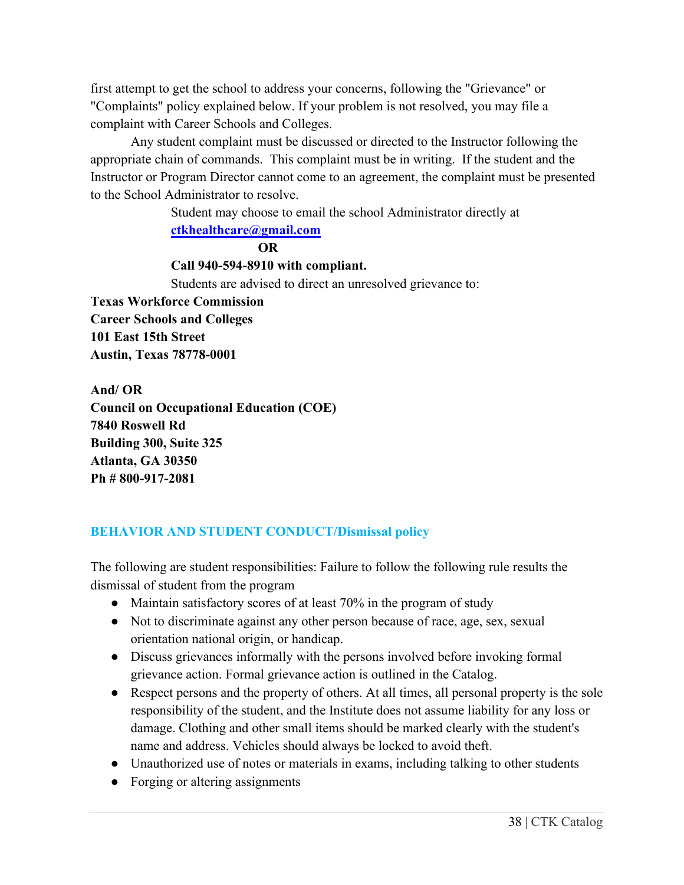first attempt to get the school to address your concerns, following the "Grievance" or "Complaints" policy explained below. If your problem is not resolved, you may file a complaint with Career Schools and Colleges.

Any student complaint must be discussed or directed to the Instructor following the appropriate chain of commands. This complaint must be in writing. If the student and the Instructor or Program Director cannot come to an agreement, the complaint must be presented to the School Administrator to resolve.

Student may choose to email the school Administrator directly at **ctkhealthcare@gmail.com**

**OR**

**Call 940-594-8910 with compliant.**

Students are advised to direct an unresolved grievance to:

**Texas Workforce Commission**
**Career Schools and Colleges**
**101 East 15th Street**
**Austin, Texas 78778-0001**

**And/ OR**
**Council on Occupational Education (COE)**
**7840 Roswell Rd**
**Building 300, Suite 325**
**Atlanta, GA 30350**
**Ph # 800-917-2081**

## BEHAVIOR AND STUDENT CONDUCT/Dismissal policy

The following are student responsibilities: Failure to follow the following rule results the dismissal of student from the program

- Maintain satisfactory scores of at least 70% in the program of study
- Not to discriminate against any other person because of race, age, sex, sexual orientation national origin, or handicap.
- Discuss grievances informally with the persons involved before invoking formal grievance action. Formal grievance action is outlined in the Catalog.
- Respect persons and the property of others. At all times, all personal property is the sole responsibility of the student, and the Institute does not assume liability for any loss or damage. Clothing and other small items should be marked clearly with the student's name and address. Vehicles should always be locked to avoid theft.
- Unauthorized use of notes or materials in exams, including talking to other students
- Forging or altering assignments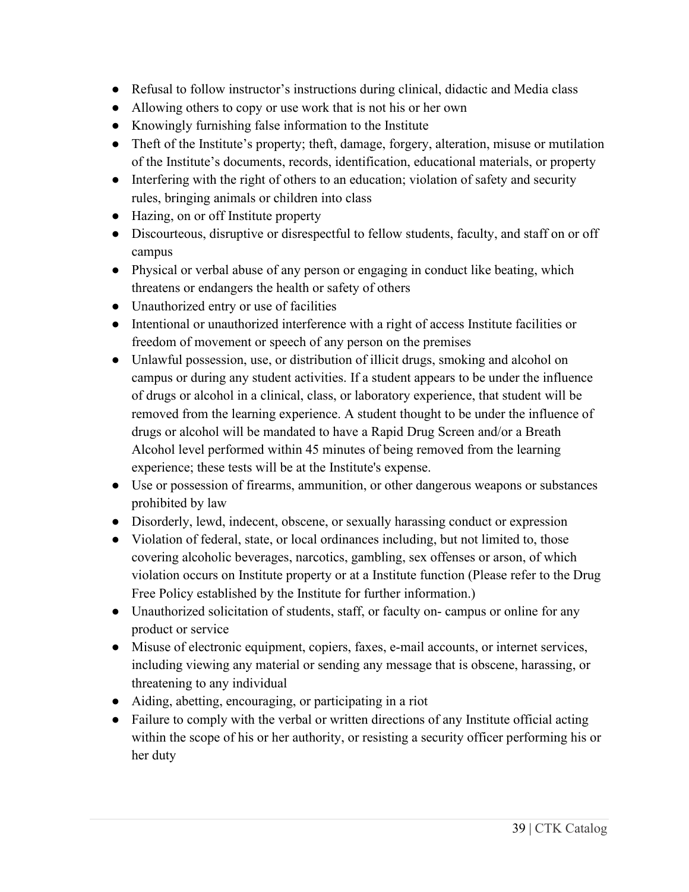- Refusal to follow instructor's instructions during clinical, didactic and Media class
- Allowing others to copy or use work that is not his or her own
- Knowingly furnishing false information to the Institute
- Theft of the Institute's property; theft, damage, forgery, alteration, misuse or mutilation of the Institute's documents, records, identification, educational materials, or property
- Interfering with the right of others to an education; violation of safety and security rules, bringing animals or children into class
- Hazing, on or off Institute property
- Discourteous, disruptive or disrespectful to fellow students, faculty, and staff on or off campus
- Physical or verbal abuse of any person or engaging in conduct like beating, which threatens or endangers the health or safety of others
- Unauthorized entry or use of facilities
- Intentional or unauthorized interference with a right of access Institute facilities or freedom of movement or speech of any person on the premises
- Unlawful possession, use, or distribution of illicit drugs, smoking and alcohol on campus or during any student activities. If a student appears to be under the influence of drugs or alcohol in a clinical, class, or laboratory experience, that student will be removed from the learning experience. A student thought to be under the influence of drugs or alcohol will be mandated to have a Rapid Drug Screen and/or a Breath Alcohol level performed within 45 minutes of being removed from the learning experience; these tests will be at the Institute's expense.
- Use or possession of firearms, ammunition, or other dangerous weapons or substances prohibited by law
- Disorderly, lewd, indecent, obscene, or sexually harassing conduct or expression
- Violation of federal, state, or local ordinances including, but not limited to, those covering alcoholic beverages, narcotics, gambling, sex offenses or arson, of which violation occurs on Institute property or at a Institute function (Please refer to the Drug Free Policy established by the Institute for further information.)
- Unauthorized solicitation of students, staff, or faculty on- campus or online for any product or service
- Misuse of electronic equipment, copiers, faxes, e-mail accounts, or internet services, including viewing any material or sending any message that is obscene, harassing, or threatening to any individual
- Aiding, abetting, encouraging, or participating in a riot
- Failure to comply with the verbal or written directions of any Institute official acting within the scope of his or her authority, or resisting a security officer performing his or her duty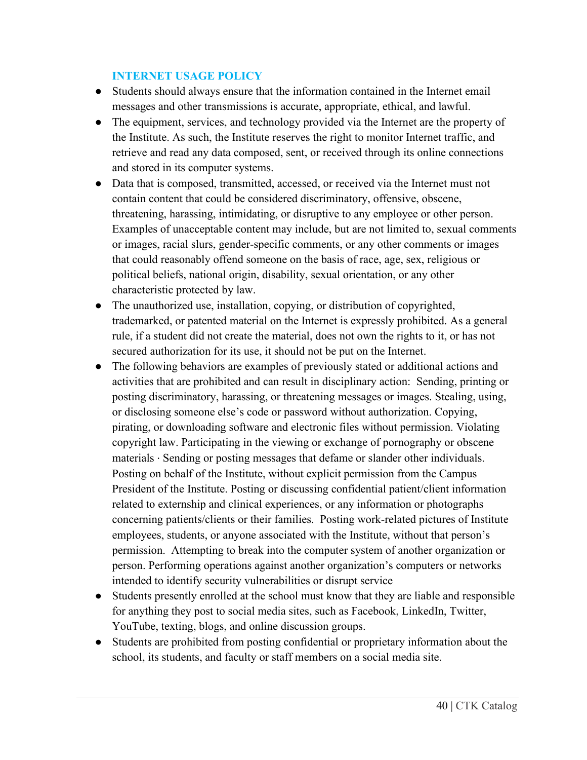## INTERNET USAGE POLICY

- Students should always ensure that the information contained in the Internet email messages and other transmissions is accurate, appropriate, ethical, and lawful.
- The equipment, services, and technology provided via the Internet are the property of the Institute. As such, the Institute reserves the right to monitor Internet traffic, and retrieve and read any data composed, sent, or received through its online connections and stored in its computer systems.
- Data that is composed, transmitted, accessed, or received via the Internet must not contain content that could be considered discriminatory, offensive, obscene, threatening, harassing, intimidating, or disruptive to any employee or other person. Examples of unacceptable content may include, but are not limited to, sexual comments or images, racial slurs, gender-specific comments, or any other comments or images that could reasonably offend someone on the basis of race, age, sex, religious or political beliefs, national origin, disability, sexual orientation, or any other characteristic protected by law.
- The unauthorized use, installation, copying, or distribution of copyrighted, trademarked, or patented material on the Internet is expressly prohibited. As a general rule, if a student did not create the material, does not own the rights to it, or has not secured authorization for its use, it should not be put on the Internet.
- The following behaviors are examples of previously stated or additional actions and activities that are prohibited and can result in disciplinary action: Sending, printing or posting discriminatory, harassing, or threatening messages or images. Stealing, using, or disclosing someone else's code or password without authorization. Copying, pirating, or downloading software and electronic files without permission. Violating copyright law. Participating in the viewing or exchange of pornography or obscene materials · Sending or posting messages that defame or slander other individuals. Posting on behalf of the Institute, without explicit permission from the Campus President of the Institute. Posting or discussing confidential patient/client information related to externship and clinical experiences, or any information or photographs concerning patients/clients or their families. Posting work-related pictures of Institute employees, students, or anyone associated with the Institute, without that person's permission. Attempting to break into the computer system of another organization or person. Performing operations against another organization's computers or networks intended to identify security vulnerabilities or disrupt service
- Students presently enrolled at the school must know that they are liable and responsible for anything they post to social media sites, such as Facebook, LinkedIn, Twitter, YouTube, texting, blogs, and online discussion groups.
- Students are prohibited from posting confidential or proprietary information about the school, its students, and faculty or staff members on a social media site.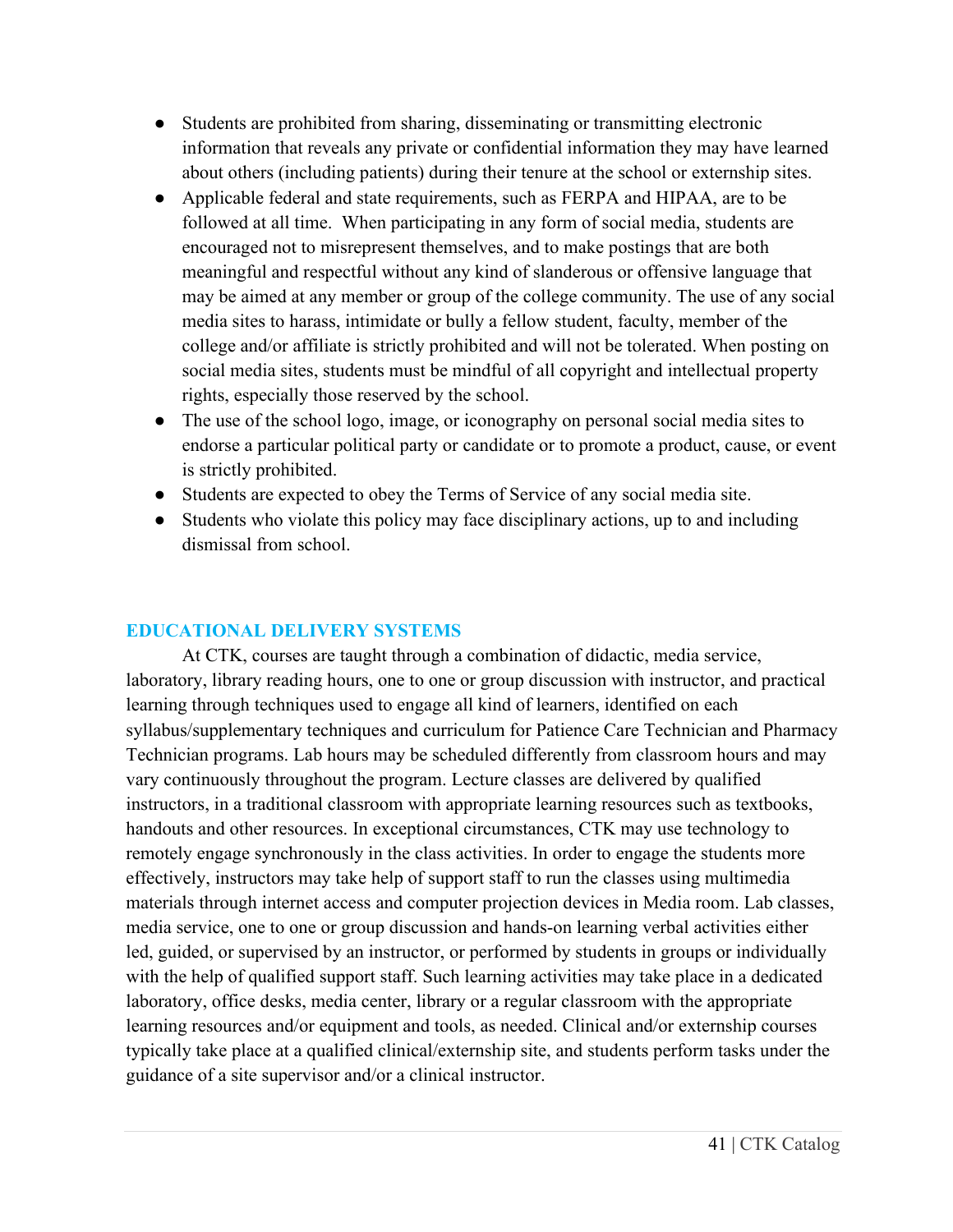- Students are prohibited from sharing, disseminating or transmitting electronic information that reveals any private or confidential information they may have learned about others (including patients) during their tenure at the school or externship sites.
- Applicable federal and state requirements, such as FERPA and HIPAA, are to be followed at all time. When participating in any form of social media, students are encouraged not to misrepresent themselves, and to make postings that are both meaningful and respectful without any kind of slanderous or offensive language that may be aimed at any member or group of the college community. The use of any social media sites to harass, intimidate or bully a fellow student, faculty, member of the college and/or affiliate is strictly prohibited and will not be tolerated. When posting on social media sites, students must be mindful of all copyright and intellectual property rights, especially those reserved by the school.
- The use of the school logo, image, or iconography on personal social media sites to endorse a particular political party or candidate or to promote a product, cause, or event is strictly prohibited.
- Students are expected to obey the Terms of Service of any social media site.
- Students who violate this policy may face disciplinary actions, up to and including dismissal from school.

## EDUCATIONAL DELIVERY SYSTEMS

At CTK, courses are taught through a combination of didactic, media service, laboratory, library reading hours, one to one or group discussion with instructor, and practical learning through techniques used to engage all kind of learners, identified on each syllabus/supplementary techniques and curriculum for Patience Care Technician and Pharmacy Technician programs. Lab hours may be scheduled differently from classroom hours and may vary continuously throughout the program. Lecture classes are delivered by qualified instructors, in a traditional classroom with appropriate learning resources such as textbooks, handouts and other resources. In exceptional circumstances, CTK may use technology to remotely engage synchronously in the class activities. In order to engage the students more effectively, instructors may take help of support staff to run the classes using multimedia materials through internet access and computer projection devices in Media room. Lab classes, media service, one to one or group discussion and hands-on learning verbal activities either led, guided, or supervised by an instructor, or performed by students in groups or individually with the help of qualified support staff. Such learning activities may take place in a dedicated laboratory, office desks, media center, library or a regular classroom with the appropriate learning resources and/or equipment and tools, as needed. Clinical and/or externship courses typically take place at a qualified clinical/externship site, and students perform tasks under the guidance of a site supervisor and/or a clinical instructor.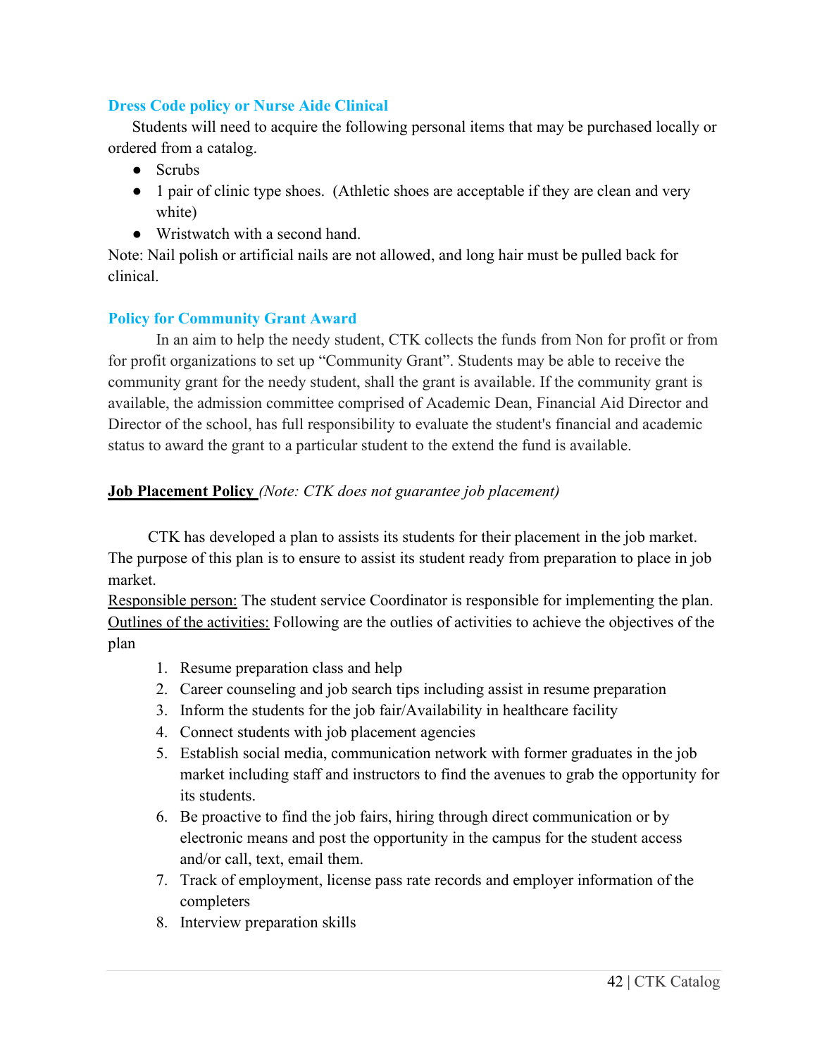### Dress Code policy or Nurse Aide Clinical

Students will need to acquire the following personal items that may be purchased locally or ordered from a catalog.

- Scrubs
- 1 pair of clinic type shoes. (Athletic shoes are acceptable if they are clean and very white)
- Wristwatch with a second hand.

Note: Nail polish or artificial nails are not allowed, and long hair must be pulled back for clinical.

### Policy for Community Grant Award

In an aim to help the needy student, CTK collects the funds from Non for profit or from for profit organizations to set up "Community Grant". Students may be able to receive the community grant for the needy student, shall the grant is available. If the community grant is available, the admission committee comprised of Academic Dean, Financial Aid Director and Director of the school, has full responsibility to evaluate the student's financial and academic status to award the grant to a particular student to the extend the fund is available.

### **Job Placement Policy** *(Note: CTK does not guarantee job placement)*

CTK has developed a plan to assists its students for their placement in the job market. The purpose of this plan is to ensure to assist its student ready from preparation to place in job market.

Responsible person: The student service Coordinator is responsible for implementing the plan.
Outlines of the activities: Following are the outlies of activities to achieve the objectives of the plan

1. Resume preparation class and help
2. Career counseling and job search tips including assist in resume preparation
3. Inform the students for the job fair/Availability in healthcare facility
4. Connect students with job placement agencies
5. Establish social media, communication network with former graduates in the job market including staff and instructors to find the avenues to grab the opportunity for its students.
6. Be proactive to find the job fairs, hiring through direct communication or by electronic means and post the opportunity in the campus for the student access and/or call, text, email them.
7. Track of employment, license pass rate records and employer information of the completers
8. Interview preparation skills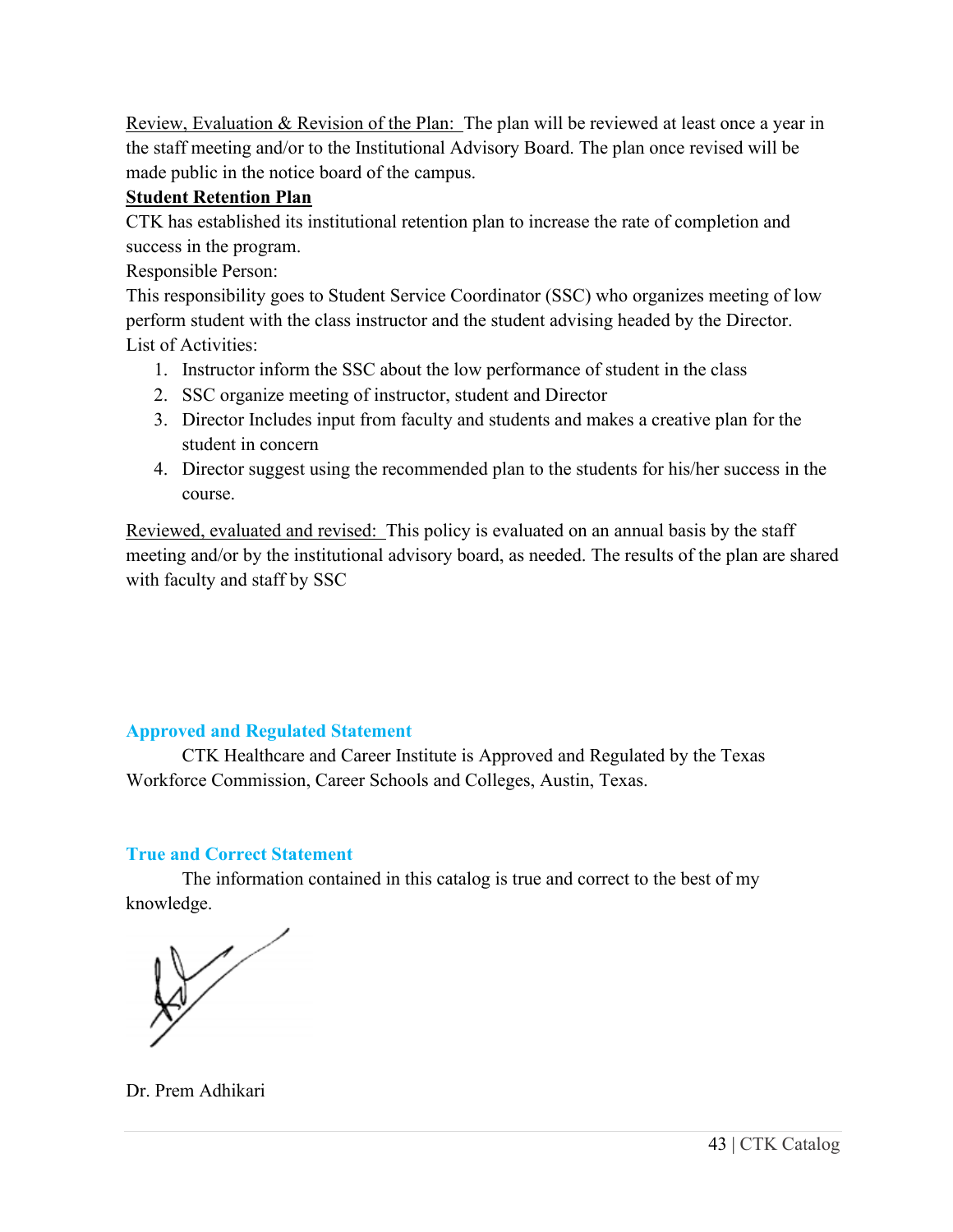Review, Evaluation & Revision of the Plan: The plan will be reviewed at least once a year in the staff meeting and/or to the Institutional Advisory Board. The plan once revised will be made public in the notice board of the campus.

**Student Retention Plan**

CTK has established its institutional retention plan to increase the rate of completion and success in the program.

Responsible Person:

This responsibility goes to Student Service Coordinator (SSC) who organizes meeting of low perform student with the class instructor and the student advising headed by the Director.

List of Activities:

1. Instructor inform the SSC about the low performance of student in the class
2. SSC organize meeting of instructor, student and Director
3. Director Includes input from faculty and students and makes a creative plan for the student in concern
4. Director suggest using the recommended plan to the students for his/her success in the course.

Reviewed, evaluated and revised: This policy is evaluated on an annual basis by the staff meeting and/or by the institutional advisory board, as needed. The results of the plan are shared with faculty and staff by SSC

## Approved and Regulated Statement

CTK Healthcare and Career Institute is Approved and Regulated by the Texas Workforce Commission, Career Schools and Colleges, Austin, Texas.

## True and Correct Statement

The information contained in this catalog is true and correct to the best of my knowledge.

Dr. Prem Adhikari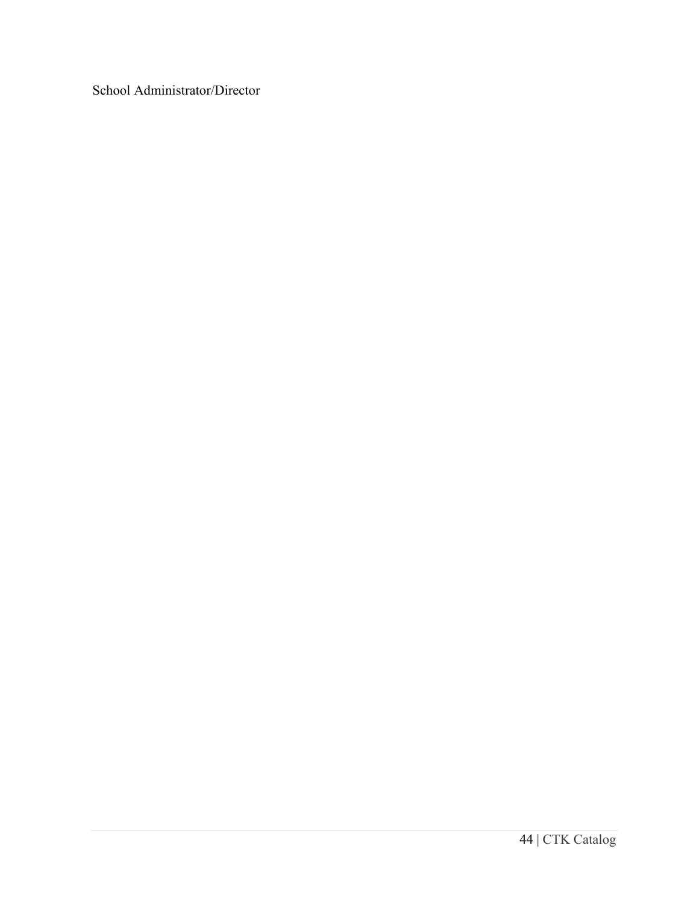School Administrator/Director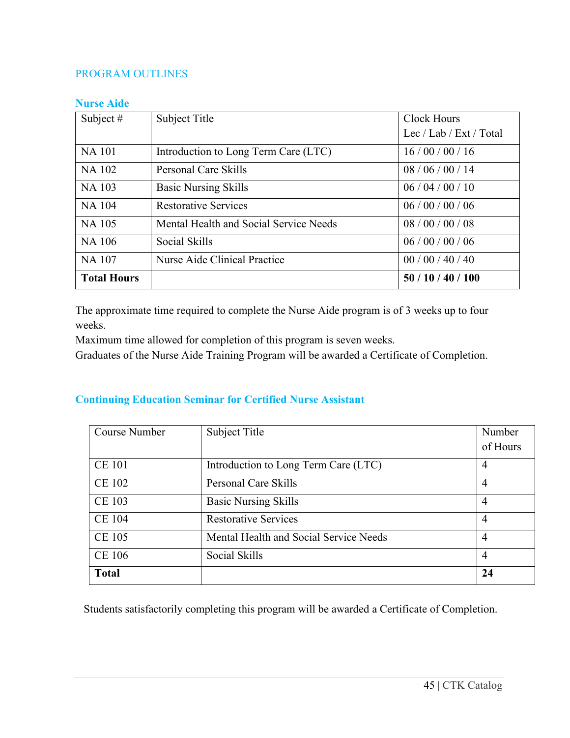## PROGRAM OUTLINES

### Nurse Aide

| Subject # | Subject Title | Clock Hours Lec / Lab / Ext / Total |
|---|---|---|
| NA 101 | Introduction to Long Term Care (LTC) | 16 / 00 / 00 / 16 |
| NA 102 | Personal Care Skills | 08 / 06 / 00 / 14 |
| NA 103 | Basic Nursing Skills | 06 / 04 / 00 / 10 |
| NA 104 | Restorative Services | 06 / 00 / 00 / 06 |
| NA 105 | Mental Health and Social Service Needs | 08 / 00 / 00 / 08 |
| NA 106 | Social Skills | 06 / 00 / 00 / 06 |
| NA 107 | Nurse Aide Clinical Practice | 00 / 00 / 40 / 40 |
| **Total Hours** | | **50 / 10 / 40 / 100** |

The approximate time required to complete the Nurse Aide program is of 3 weeks up to four weeks.
Maximum time allowed for completion of this program is seven weeks.
Graduates of the Nurse Aide Training Program will be awarded a Certificate of Completion.

### Continuing Education Seminar for Certified Nurse Assistant

| Course Number | Subject Title | Number of Hours |
|---|---|---|
| CE 101 | Introduction to Long Term Care (LTC) | 4 |
| CE 102 | Personal Care Skills | 4 |
| CE 103 | Basic Nursing Skills | 4 |
| CE 104 | Restorative Services | 4 |
| CE 105 | Mental Health and Social Service Needs | 4 |
| CE 106 | Social Skills | 4 |
| **Total** | | **24** |

Students satisfactorily completing this program will be awarded a Certificate of Completion.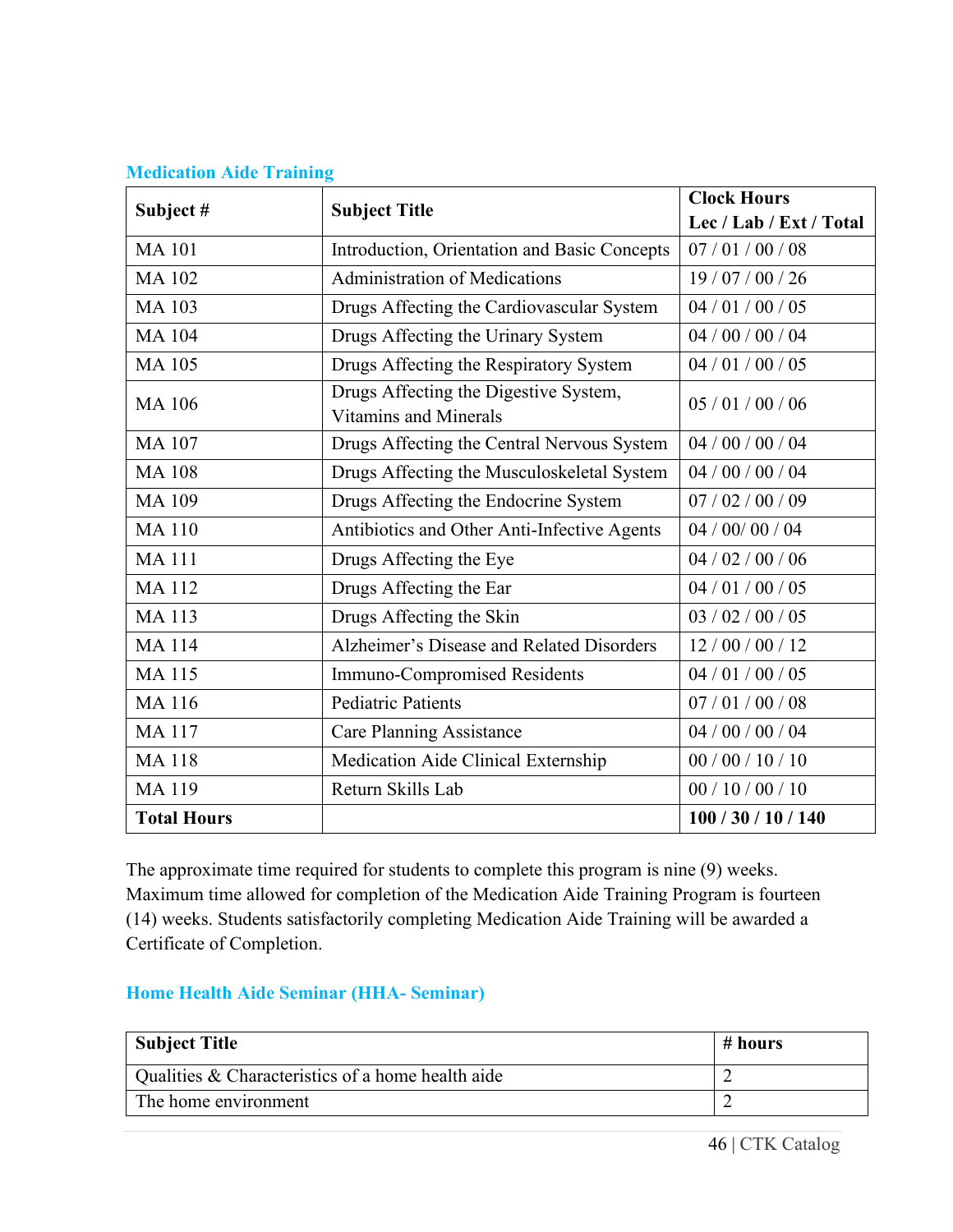## Medication Aide Training

| Subject # | Subject Title | Clock Hours<br>Lec / Lab / Ext / Total |
|---|---|---|
| MA 101 | Introduction, Orientation and Basic Concepts | 07 / 01 / 00 / 08 |
| MA 102 | Administration of Medications | 19 / 07 / 00 / 26 |
| MA 103 | Drugs Affecting the Cardiovascular System | 04 / 01 / 00 / 05 |
| MA 104 | Drugs Affecting the Urinary System | 04 / 00 / 00 / 04 |
| MA 105 | Drugs Affecting the Respiratory System | 04 / 01 / 00 / 05 |
| MA 106 | Drugs Affecting the Digestive System, Vitamins and Minerals | 05 / 01 / 00 / 06 |
| MA 107 | Drugs Affecting the Central Nervous System | 04 / 00 / 00 / 04 |
| MA 108 | Drugs Affecting the Musculoskeletal System | 04 / 00 / 00 / 04 |
| MA 109 | Drugs Affecting the Endocrine System | 07 / 02 / 00 / 09 |
| MA 110 | Antibiotics and Other Anti-Infective Agents | 04 / 00/ 00 / 04 |
| MA 111 | Drugs Affecting the Eye | 04 / 02 / 00 / 06 |
| MA 112 | Drugs Affecting the Ear | 04 / 01 / 00 / 05 |
| MA 113 | Drugs Affecting the Skin | 03 / 02 / 00 / 05 |
| MA 114 | Alzheimer's Disease and Related Disorders | 12 / 00 / 00 / 12 |
| MA 115 | Immuno-Compromised Residents | 04 / 01 / 00 / 05 |
| MA 116 | Pediatric Patients | 07 / 01 / 00 / 08 |
| MA 117 | Care Planning Assistance | 04 / 00 / 00 / 04 |
| MA 118 | Medication Aide Clinical Externship | 00 / 00 / 10 / 10 |
| MA 119 | Return Skills Lab | 00 / 10 / 00 / 10 |
| **Total Hours** | | **100 / 30 / 10 / 140** |

The approximate time required for students to complete this program is nine (9) weeks. Maximum time allowed for completion of the Medication Aide Training Program is fourteen (14) weeks. Students satisfactorily completing Medication Aide Training will be awarded a Certificate of Completion.

## Home Health Aide Seminar (HHA- Seminar)

| Subject Title | # hours |
|---|---|
| Qualities & Characteristics of a home health aide | 2 |
| The home environment | 2 |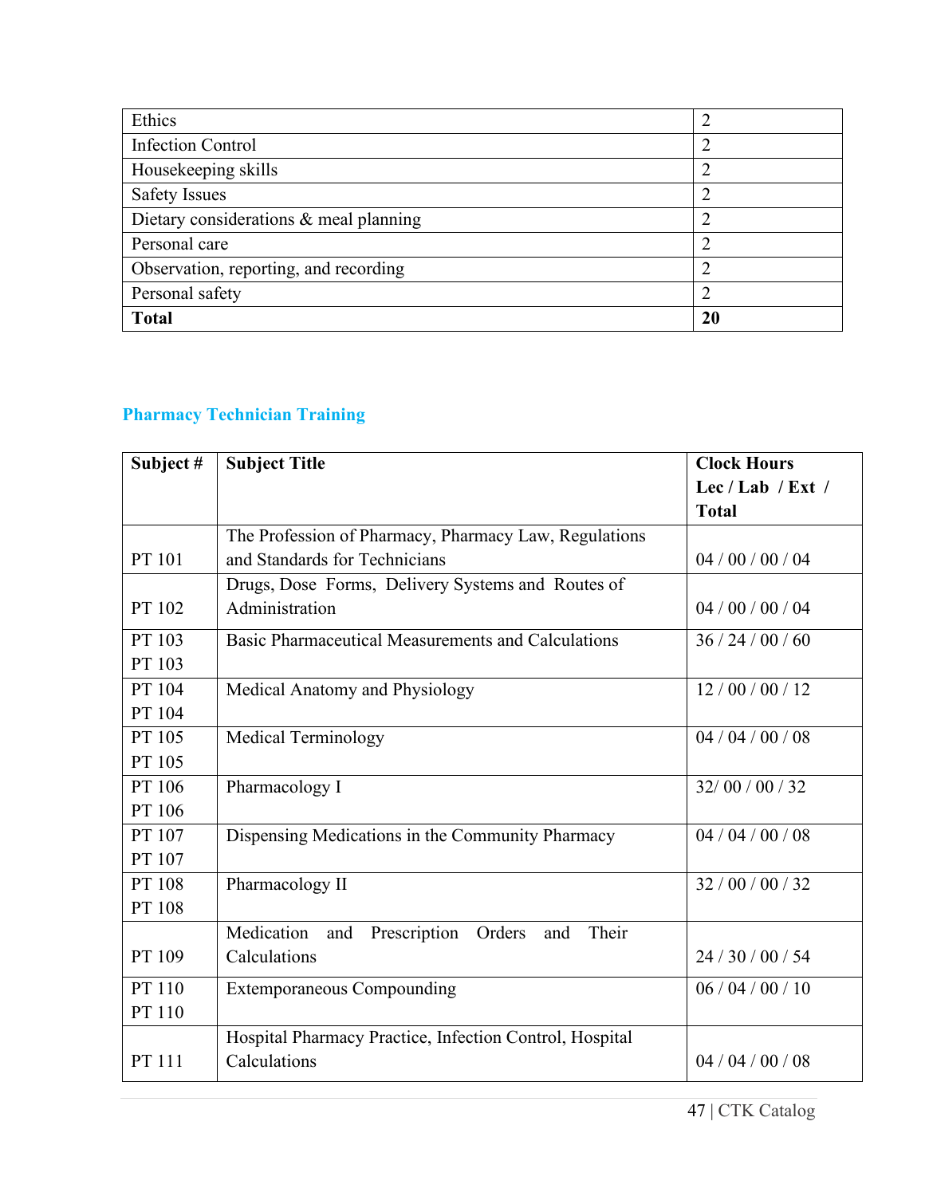| Ethics | 2 |
|---|---|
| Infection Control | 2 |
| Housekeeping skills | 2 |
| Safety Issues | 2 |
| Dietary considerations & meal planning | 2 |
| Personal care | 2 |
| Observation, reporting, and recording | 2 |
| Personal safety | 2 |
| **Total** | **20** |

## Pharmacy Technician Training

| Subject # | Subject Title | Clock Hours Lec / Lab / Ext / Total |
|---|---|---|
| PT 101 | The Profession of Pharmacy, Pharmacy Law, Regulations and Standards for Technicians | 04 / 00 / 00 / 04 |
| PT 102 | Drugs, Dose Forms, Delivery Systems and Routes of Administration | 04 / 00 / 00 / 04 |
| PT 103 PT 103 | Basic Pharmaceutical Measurements and Calculations | 36 / 24 / 00 / 60 |
| PT 104 PT 104 | Medical Anatomy and Physiology | 12 / 00 / 00 / 12 |
| PT 105 PT 105 | Medical Terminology | 04 / 04 / 00 / 08 |
| PT 106 PT 106 | Pharmacology I | 32/ 00 / 00 / 32 |
| PT 107 PT 107 | Dispensing Medications in the Community Pharmacy | 04 / 04 / 00 / 08 |
| PT 108 PT 108 | Pharmacology II | 32 / 00 / 00 / 32 |
| PT 109 | Medication and Prescription Orders and Their Calculations | 24 / 30 / 00 / 54 |
| PT 110 PT 110 | Extemporaneous Compounding | 06 / 04 / 00 / 10 |
| PT 111 | Hospital Pharmacy Practice, Infection Control, Hospital Calculations | 04 / 04 / 00 / 08 |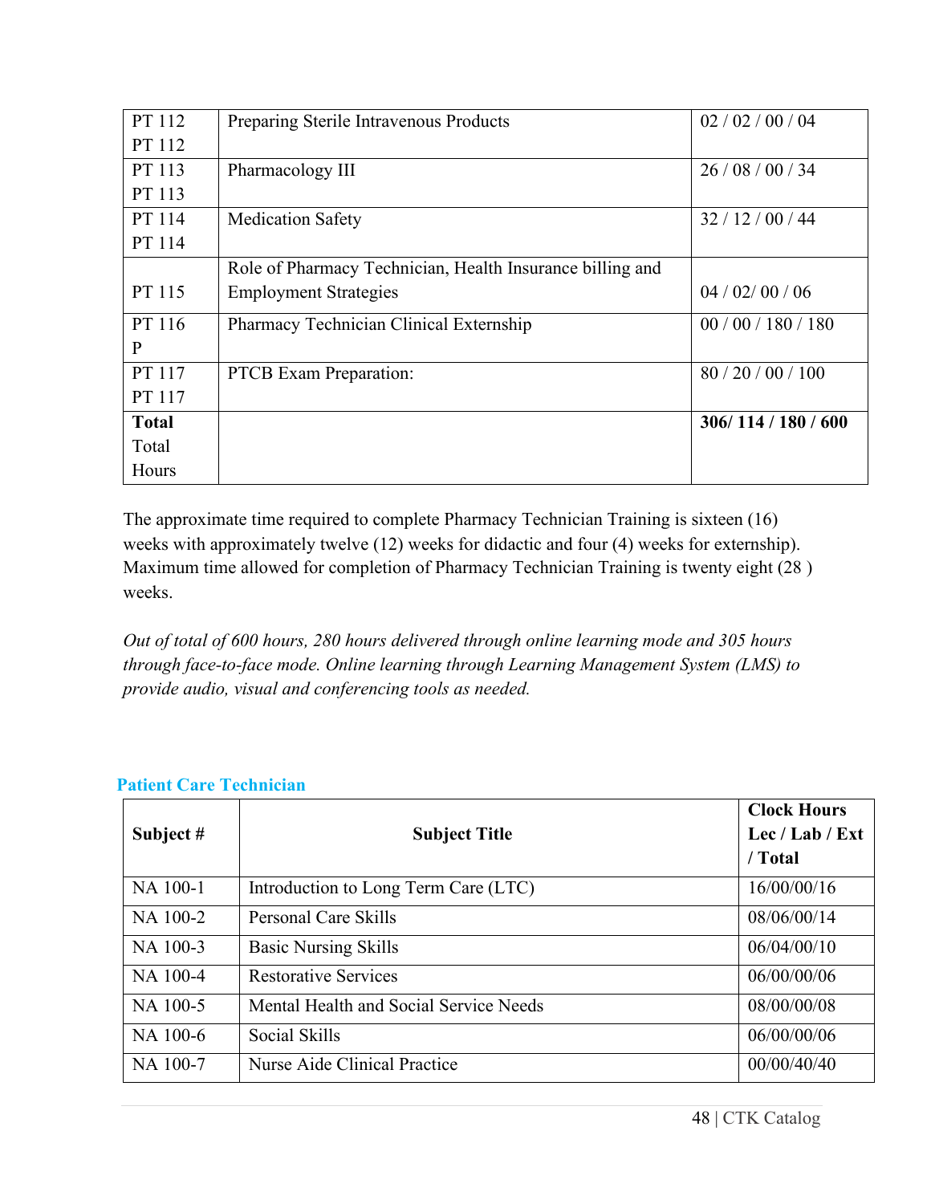| PT 112<br>PT 112 | Preparing Sterile Intravenous Products | 02 / 02 / 00 / 04 |
|---|---|---|
| PT 113<br>PT 113 | Pharmacology III | 26 / 08 / 00 / 34 |
| PT 114<br>PT 114 | Medication Safety | 32 / 12 / 00 / 44 |
| PT 115 | Role of Pharmacy Technician, Health Insurance billing and Employment Strategies | 04 / 02/ 00 / 06 |
| PT 116<br>P | Pharmacy Technician Clinical Externship | 00 / 00 / 180 / 180 |
| PT 117<br>PT 117 | PTCB Exam Preparation: | 80 / 20 / 00 / 100 |
| **Total**<br>Total Hours | | **306/ 114 / 180 / 600** |

The approximate time required to complete Pharmacy Technician Training is sixteen (16) weeks with approximately twelve (12) weeks for didactic and four (4) weeks for externship). Maximum time allowed for completion of Pharmacy Technician Training is twenty eight (28 ) weeks.

*Out of total of 600 hours, 280 hours delivered through online learning mode and 305 hours through face-to-face mode. Online learning through Learning Management System (LMS) to provide audio, visual and conferencing tools as needed.*

## Patient Care Technician

| Subject # | Subject Title | Clock Hours Lec / Lab / Ext / Total |
|---|---|---|
| NA 100-1 | Introduction to Long Term Care (LTC) | 16/00/00/16 |
| NA 100-2 | Personal Care Skills | 08/06/00/14 |
| NA 100-3 | Basic Nursing Skills | 06/04/00/10 |
| NA 100-4 | Restorative Services | 06/00/00/06 |
| NA 100-5 | Mental Health and Social Service Needs | 08/00/00/08 |
| NA 100-6 | Social Skills | 06/00/00/06 |
| NA 100-7 | Nurse Aide Clinical Practice | 00/00/40/40 |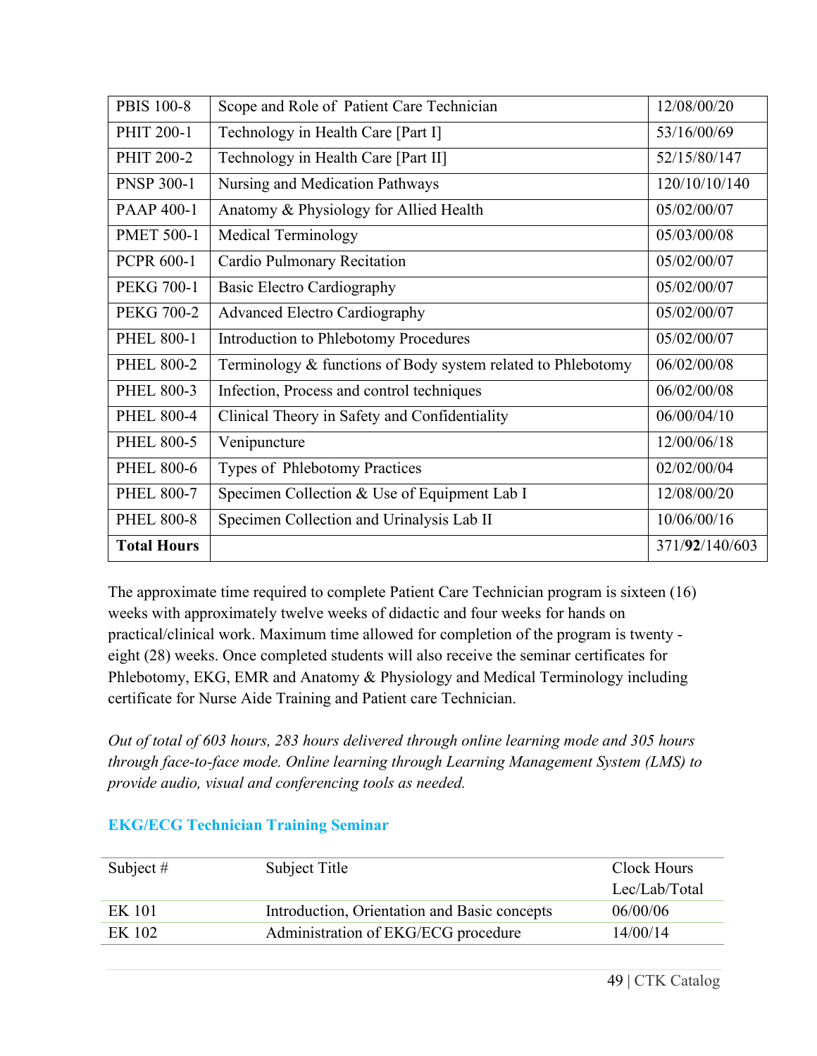| PBIS 100-8 | Scope and Role of Patient Care Technician | 12/08/00/20 |
|---|---|---|
| PHIT 200-1 | Technology in Health Care [Part I] | 53/16/00/69 |
| PHIT 200-2 | Technology in Health Care [Part II] | 52/15/80/147 |
| PNSP 300-1 | Nursing and Medication Pathways | 120/10/10/140 |
| PAAP 400-1 | Anatomy & Physiology for Allied Health | 05/02/00/07 |
| PMET 500-1 | Medical Terminology | 05/03/00/08 |
| PCPR 600-1 | Cardio Pulmonary Recitation | 05/02/00/07 |
| PEKG 700-1 | Basic Electro Cardiography | 05/02/00/07 |
| PEKG 700-2 | Advanced Electro Cardiography | 05/02/00/07 |
| PHEL 800-1 | Introduction to Phlebotomy Procedures | 05/02/00/07 |
| PHEL 800-2 | Terminology & functions of Body system related to Phlebotomy | 06/02/00/08 |
| PHEL 800-3 | Infection, Process and control techniques | 06/02/00/08 |
| PHEL 800-4 | Clinical Theory in Safety and Confidentiality | 06/00/04/10 |
| PHEL 800-5 | Venipuncture | 12/00/06/18 |
| PHEL 800-6 | Types of Phlebotomy Practices | 02/02/00/04 |
| PHEL 800-7 | Specimen Collection & Use of Equipment Lab I | 12/08/00/20 |
| PHEL 800-8 | Specimen Collection and Urinalysis Lab II | 10/06/00/16 |
| **Total Hours** | | 371/**92**/140/603 |

The approximate time required to complete Patient Care Technician program is sixteen (16) weeks with approximately twelve weeks of didactic and four weeks for hands on practical/clinical work. Maximum time allowed for completion of the program is twenty - eight (28) weeks. Once completed students will also receive the seminar certificates for Phlebotomy, EKG, EMR and Anatomy & Physiology and Medical Terminology including certificate for Nurse Aide Training and Patient care Technician.

*Out of total of 603 hours, 283 hours delivered through online learning mode and 305 hours through face-to-face mode. Online learning through Learning Management System (LMS) to provide audio, visual and conferencing tools as needed.*

### EKG/ECG Technician Training Seminar

| Subject # | Subject Title | Clock Hours Lec/Lab/Total |
|---|---|---|
| EK 101 | Introduction, Orientation and Basic concepts | 06/00/06 |
| EK 102 | Administration of EKG/ECG procedure | 14/00/14 |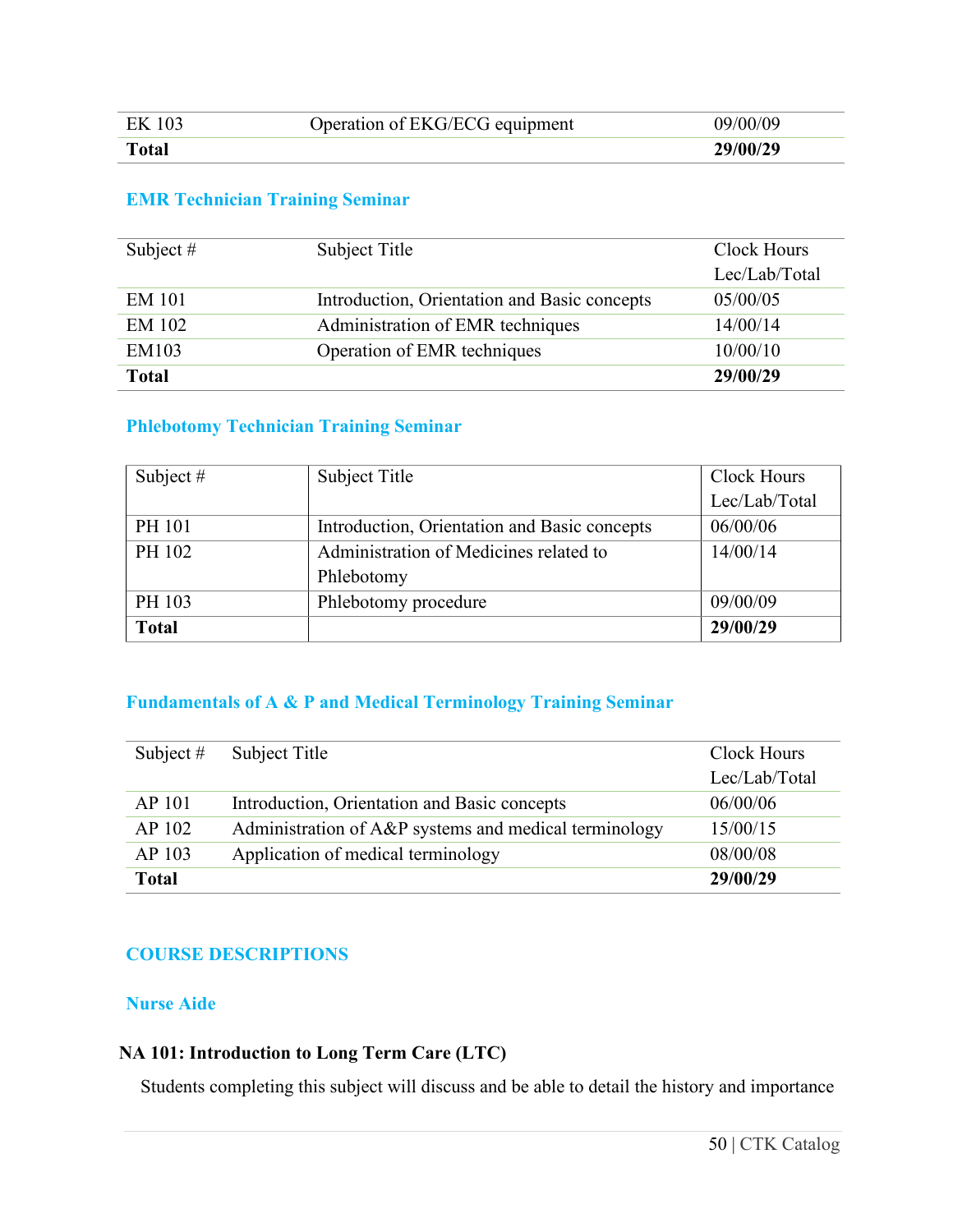| | | |
|---|---|---|
| EK 103 | Operation of EKG/ECG equipment | 09/00/09 |
| **Total** | | **29/00/29** |

### EMR Technician Training Seminar

| Subject # | Subject Title | Clock Hours Lec/Lab/Total |
|---|---|---|
| EM 101 | Introduction, Orientation and Basic concepts | 05/00/05 |
| EM 102 | Administration of EMR techniques | 14/00/14 |
| EM103 | Operation of EMR techniques | 10/00/10 |
| **Total** | | **29/00/29** |

### Phlebotomy Technician Training Seminar

| Subject # | Subject Title | Clock Hours Lec/Lab/Total |
|---|---|---|
| PH 101 | Introduction, Orientation and Basic concepts | 06/00/06 |
| PH 102 | Administration of Medicines related to Phlebotomy | 14/00/14 |
| PH 103 | Phlebotomy procedure | 09/00/09 |
| **Total** | | **29/00/29** |

### Fundamentals of A & P and Medical Terminology Training Seminar

| Subject # | Subject Title | Clock Hours Lec/Lab/Total |
|---|---|---|
| AP 101 | Introduction, Orientation and Basic concepts | 06/00/06 |
| AP 102 | Administration of A&P systems and medical terminology | 15/00/15 |
| AP 103 | Application of medical terminology | 08/00/08 |
| **Total** | | **29/00/29** |

## COURSE DESCRIPTIONS

### Nurse Aide

#### NA 101: Introduction to Long Term Care (LTC)

Students completing this subject will discuss and be able to detail the history and importance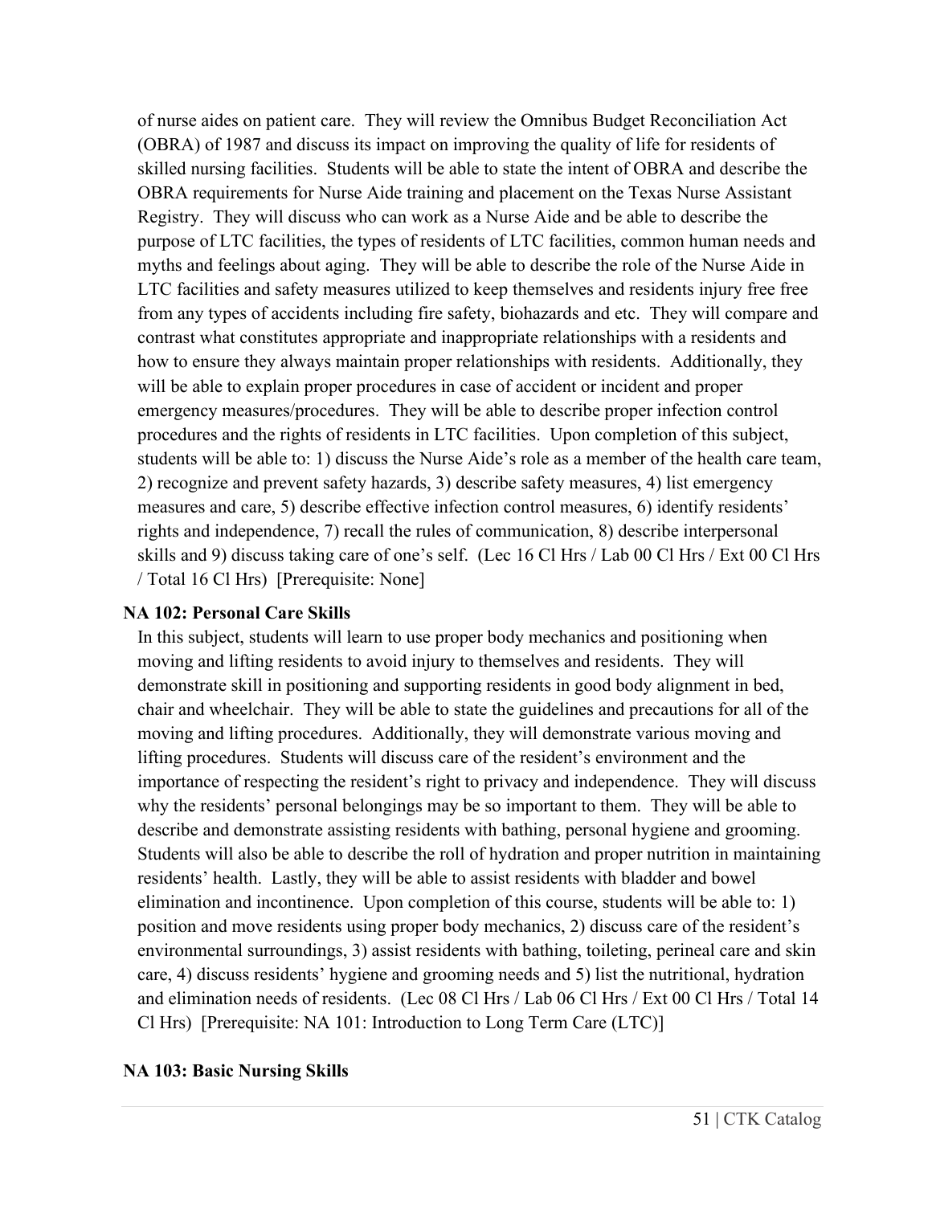of nurse aides on patient care. They will review the Omnibus Budget Reconciliation Act (OBRA) of 1987 and discuss its impact on improving the quality of life for residents of skilled nursing facilities. Students will be able to state the intent of OBRA and describe the OBRA requirements for Nurse Aide training and placement on the Texas Nurse Assistant Registry. They will discuss who can work as a Nurse Aide and be able to describe the purpose of LTC facilities, the types of residents of LTC facilities, common human needs and myths and feelings about aging. They will be able to describe the role of the Nurse Aide in LTC facilities and safety measures utilized to keep themselves and residents injury free free from any types of accidents including fire safety, biohazards and etc. They will compare and contrast what constitutes appropriate and inappropriate relationships with a residents and how to ensure they always maintain proper relationships with residents. Additionally, they will be able to explain proper procedures in case of accident or incident and proper emergency measures/procedures. They will be able to describe proper infection control procedures and the rights of residents in LTC facilities. Upon completion of this subject, students will be able to: 1) discuss the Nurse Aide's role as a member of the health care team, 2) recognize and prevent safety hazards, 3) describe safety measures, 4) list emergency measures and care, 5) describe effective infection control measures, 6) identify residents' rights and independence, 7) recall the rules of communication, 8) describe interpersonal skills and 9) discuss taking care of one's self. (Lec 16 Cl Hrs / Lab 00 Cl Hrs / Ext 00 Cl Hrs / Total 16 Cl Hrs) [Prerequisite: None]

**NA 102: Personal Care Skills**

In this subject, students will learn to use proper body mechanics and positioning when moving and lifting residents to avoid injury to themselves and residents. They will demonstrate skill in positioning and supporting residents in good body alignment in bed, chair and wheelchair. They will be able to state the guidelines and precautions for all of the moving and lifting procedures. Additionally, they will demonstrate various moving and lifting procedures. Students will discuss care of the resident's environment and the importance of respecting the resident's right to privacy and independence. They will discuss why the residents' personal belongings may be so important to them. They will be able to describe and demonstrate assisting residents with bathing, personal hygiene and grooming. Students will also be able to describe the roll of hydration and proper nutrition in maintaining residents' health. Lastly, they will be able to assist residents with bladder and bowel elimination and incontinence. Upon completion of this course, students will be able to: 1) position and move residents using proper body mechanics, 2) discuss care of the resident's environmental surroundings, 3) assist residents with bathing, toileting, perineal care and skin care, 4) discuss residents' hygiene and grooming needs and 5) list the nutritional, hydration and elimination needs of residents. (Lec 08 Cl Hrs / Lab 06 Cl Hrs / Ext 00 Cl Hrs / Total 14 Cl Hrs) [Prerequisite: NA 101: Introduction to Long Term Care (LTC)]

**NA 103: Basic Nursing Skills**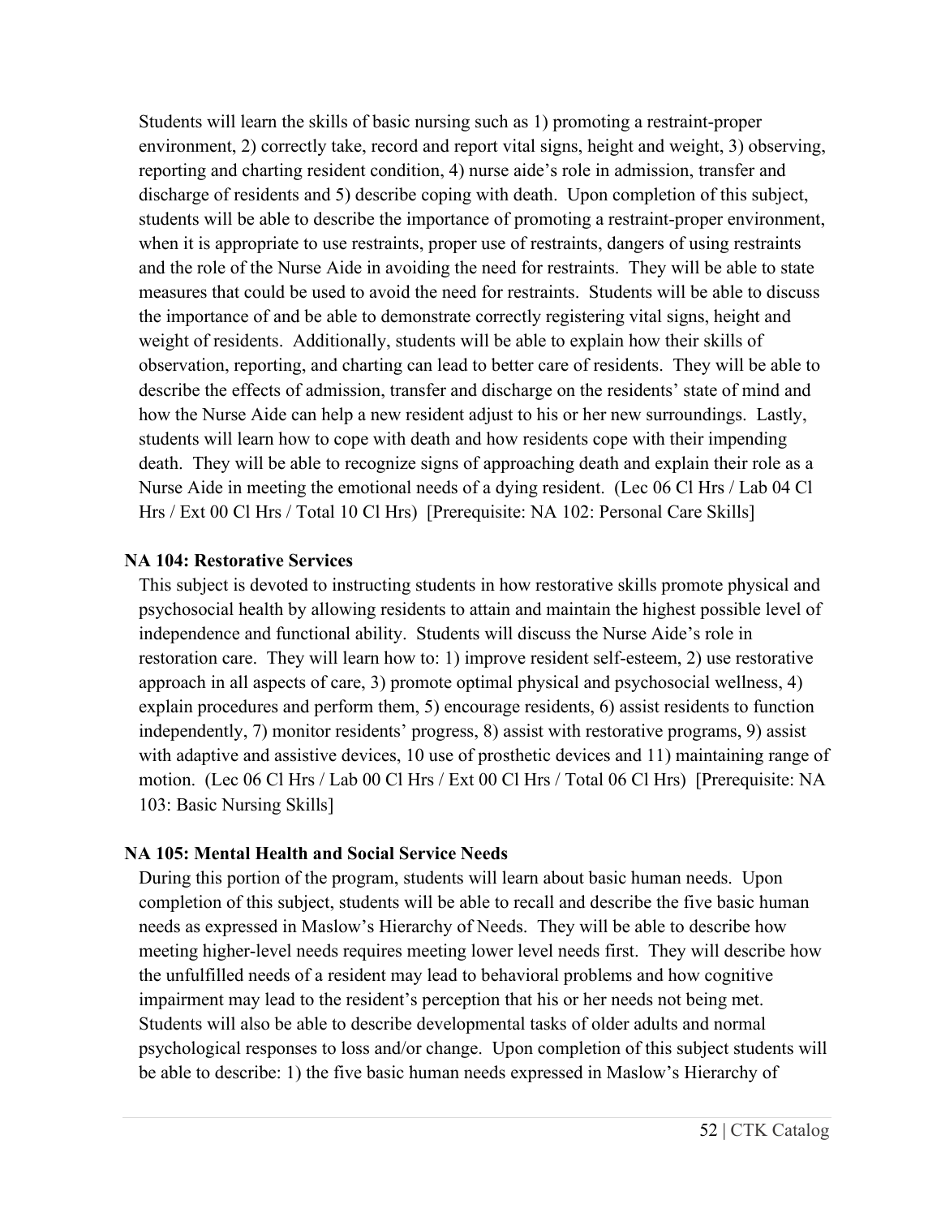Students will learn the skills of basic nursing such as 1) promoting a restraint-proper environment, 2) correctly take, record and report vital signs, height and weight, 3) observing, reporting and charting resident condition, 4) nurse aide's role in admission, transfer and discharge of residents and 5) describe coping with death. Upon completion of this subject, students will be able to describe the importance of promoting a restraint-proper environment, when it is appropriate to use restraints, proper use of restraints, dangers of using restraints and the role of the Nurse Aide in avoiding the need for restraints. They will be able to state measures that could be used to avoid the need for restraints. Students will be able to discuss the importance of and be able to demonstrate correctly registering vital signs, height and weight of residents. Additionally, students will be able to explain how their skills of observation, reporting, and charting can lead to better care of residents. They will be able to describe the effects of admission, transfer and discharge on the residents' state of mind and how the Nurse Aide can help a new resident adjust to his or her new surroundings. Lastly, students will learn how to cope with death and how residents cope with their impending death. They will be able to recognize signs of approaching death and explain their role as a Nurse Aide in meeting the emotional needs of a dying resident. (Lec 06 Cl Hrs / Lab 04 Cl Hrs / Ext 00 Cl Hrs / Total 10 Cl Hrs) [Prerequisite: NA 102: Personal Care Skills]

**NA 104: Restorative Services**

This subject is devoted to instructing students in how restorative skills promote physical and psychosocial health by allowing residents to attain and maintain the highest possible level of independence and functional ability. Students will discuss the Nurse Aide's role in restoration care. They will learn how to: 1) improve resident self-esteem, 2) use restorative approach in all aspects of care, 3) promote optimal physical and psychosocial wellness, 4) explain procedures and perform them, 5) encourage residents, 6) assist residents to function independently, 7) monitor residents' progress, 8) assist with restorative programs, 9) assist with adaptive and assistive devices, 10 use of prosthetic devices and 11) maintaining range of motion. (Lec 06 Cl Hrs / Lab 00 Cl Hrs / Ext 00 Cl Hrs / Total 06 Cl Hrs) [Prerequisite: NA 103: Basic Nursing Skills]

**NA 105: Mental Health and Social Service Needs**

During this portion of the program, students will learn about basic human needs. Upon completion of this subject, students will be able to recall and describe the five basic human needs as expressed in Maslow's Hierarchy of Needs. They will be able to describe how meeting higher-level needs requires meeting lower level needs first. They will describe how the unfulfilled needs of a resident may lead to behavioral problems and how cognitive impairment may lead to the resident's perception that his or her needs not being met. Students will also be able to describe developmental tasks of older adults and normal psychological responses to loss and/or change. Upon completion of this subject students will be able to describe: 1) the five basic human needs expressed in Maslow's Hierarchy of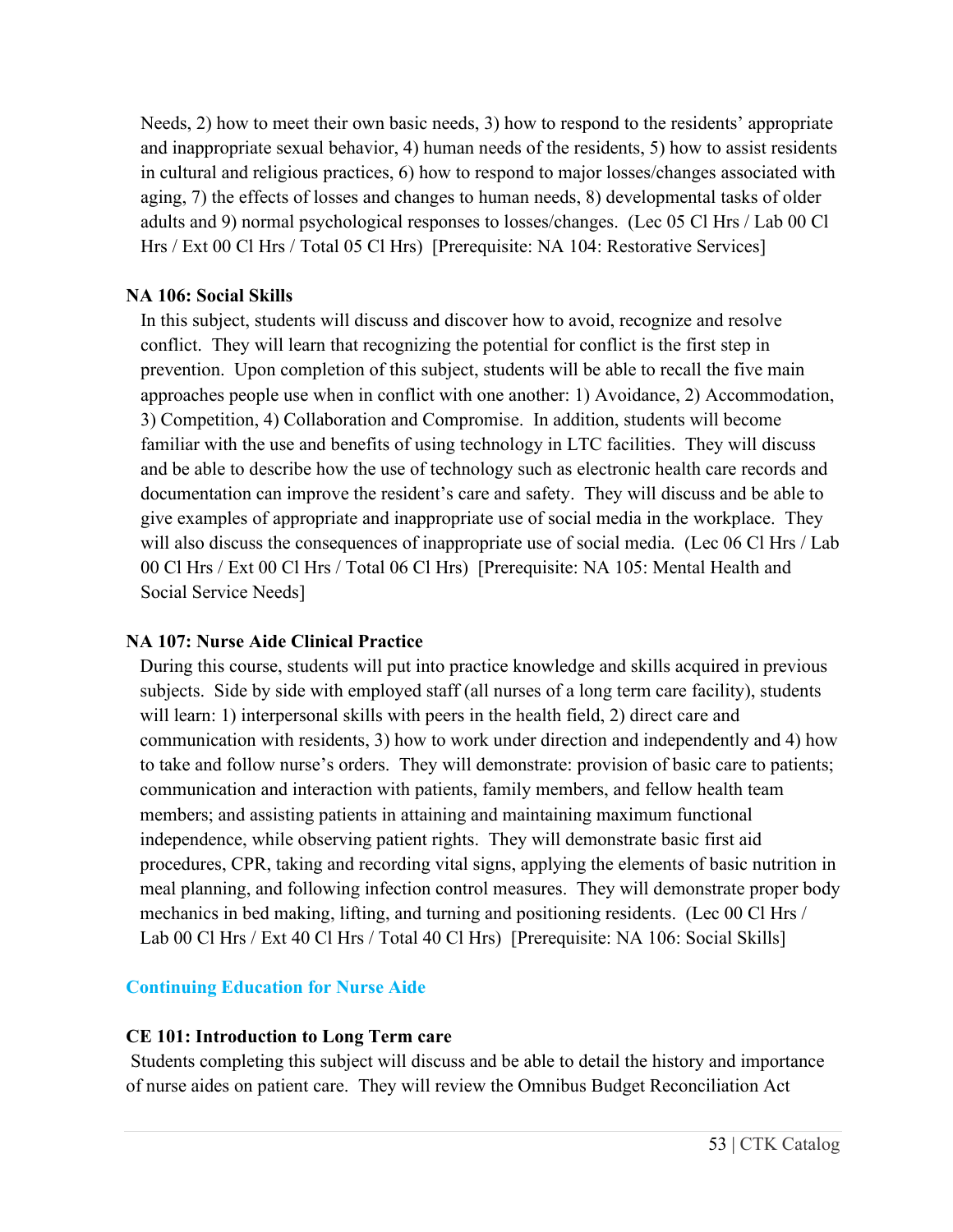Needs, 2) how to meet their own basic needs, 3) how to respond to the residents' appropriate and inappropriate sexual behavior, 4) human needs of the residents, 5) how to assist residents in cultural and religious practices, 6) how to respond to major losses/changes associated with aging, 7) the effects of losses and changes to human needs, 8) developmental tasks of older adults and 9) normal psychological responses to losses/changes. (Lec 05 Cl Hrs / Lab 00 Cl Hrs / Ext 00 Cl Hrs / Total 05 Cl Hrs) [Prerequisite: NA 104: Restorative Services]

**NA 106: Social Skills**

In this subject, students will discuss and discover how to avoid, recognize and resolve conflict. They will learn that recognizing the potential for conflict is the first step in prevention. Upon completion of this subject, students will be able to recall the five main approaches people use when in conflict with one another: 1) Avoidance, 2) Accommodation, 3) Competition, 4) Collaboration and Compromise. In addition, students will become familiar with the use and benefits of using technology in LTC facilities. They will discuss and be able to describe how the use of technology such as electronic health care records and documentation can improve the resident's care and safety. They will discuss and be able to give examples of appropriate and inappropriate use of social media in the workplace. They will also discuss the consequences of inappropriate use of social media. (Lec 06 Cl Hrs / Lab 00 Cl Hrs / Ext 00 Cl Hrs / Total 06 Cl Hrs) [Prerequisite: NA 105: Mental Health and Social Service Needs]

**NA 107: Nurse Aide Clinical Practice**

During this course, students will put into practice knowledge and skills acquired in previous subjects. Side by side with employed staff (all nurses of a long term care facility), students will learn: 1) interpersonal skills with peers in the health field, 2) direct care and communication with residents, 3) how to work under direction and independently and 4) how to take and follow nurse's orders. They will demonstrate: provision of basic care to patients; communication and interaction with patients, family members, and fellow health team members; and assisting patients in attaining and maintaining maximum functional independence, while observing patient rights. They will demonstrate basic first aid procedures, CPR, taking and recording vital signs, applying the elements of basic nutrition in meal planning, and following infection control measures. They will demonstrate proper body mechanics in bed making, lifting, and turning and positioning residents. (Lec 00 Cl Hrs / Lab 00 Cl Hrs / Ext 40 Cl Hrs / Total 40 Cl Hrs) [Prerequisite: NA 106: Social Skills]

## Continuing Education for Nurse Aide

**CE 101: Introduction to Long Term care**

Students completing this subject will discuss and be able to detail the history and importance of nurse aides on patient care. They will review the Omnibus Budget Reconciliation Act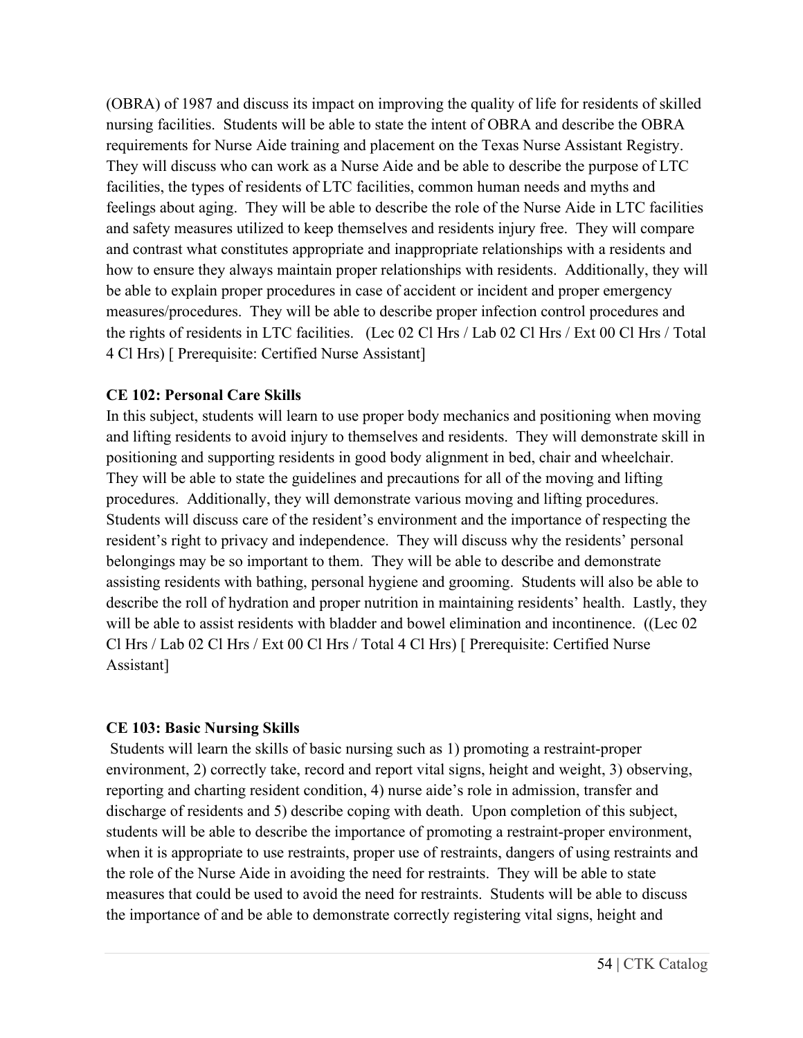(OBRA) of 1987 and discuss its impact on improving the quality of life for residents of skilled nursing facilities. Students will be able to state the intent of OBRA and describe the OBRA requirements for Nurse Aide training and placement on the Texas Nurse Assistant Registry. They will discuss who can work as a Nurse Aide and be able to describe the purpose of LTC facilities, the types of residents of LTC facilities, common human needs and myths and feelings about aging. They will be able to describe the role of the Nurse Aide in LTC facilities and safety measures utilized to keep themselves and residents injury free. They will compare and contrast what constitutes appropriate and inappropriate relationships with a residents and how to ensure they always maintain proper relationships with residents. Additionally, they will be able to explain proper procedures in case of accident or incident and proper emergency measures/procedures. They will be able to describe proper infection control procedures and the rights of residents in LTC facilities. (Lec 02 Cl Hrs / Lab 02 Cl Hrs / Ext 00 Cl Hrs / Total 4 Cl Hrs) [ Prerequisite: Certified Nurse Assistant]

**CE 102: Personal Care Skills**

In this subject, students will learn to use proper body mechanics and positioning when moving and lifting residents to avoid injury to themselves and residents. They will demonstrate skill in positioning and supporting residents in good body alignment in bed, chair and wheelchair. They will be able to state the guidelines and precautions for all of the moving and lifting procedures. Additionally, they will demonstrate various moving and lifting procedures. Students will discuss care of the resident's environment and the importance of respecting the resident's right to privacy and independence. They will discuss why the residents' personal belongings may be so important to them. They will be able to describe and demonstrate assisting residents with bathing, personal hygiene and grooming. Students will also be able to describe the roll of hydration and proper nutrition in maintaining residents' health. Lastly, they will be able to assist residents with bladder and bowel elimination and incontinence. ((Lec 02 Cl Hrs / Lab 02 Cl Hrs / Ext 00 Cl Hrs / Total 4 Cl Hrs) [ Prerequisite: Certified Nurse Assistant]

**CE 103: Basic Nursing Skills**

Students will learn the skills of basic nursing such as 1) promoting a restraint-proper environment, 2) correctly take, record and report vital signs, height and weight, 3) observing, reporting and charting resident condition, 4) nurse aide's role in admission, transfer and discharge of residents and 5) describe coping with death. Upon completion of this subject, students will be able to describe the importance of promoting a restraint-proper environment, when it is appropriate to use restraints, proper use of restraints, dangers of using restraints and the role of the Nurse Aide in avoiding the need for restraints. They will be able to state measures that could be used to avoid the need for restraints. Students will be able to discuss the importance of and be able to demonstrate correctly registering vital signs, height and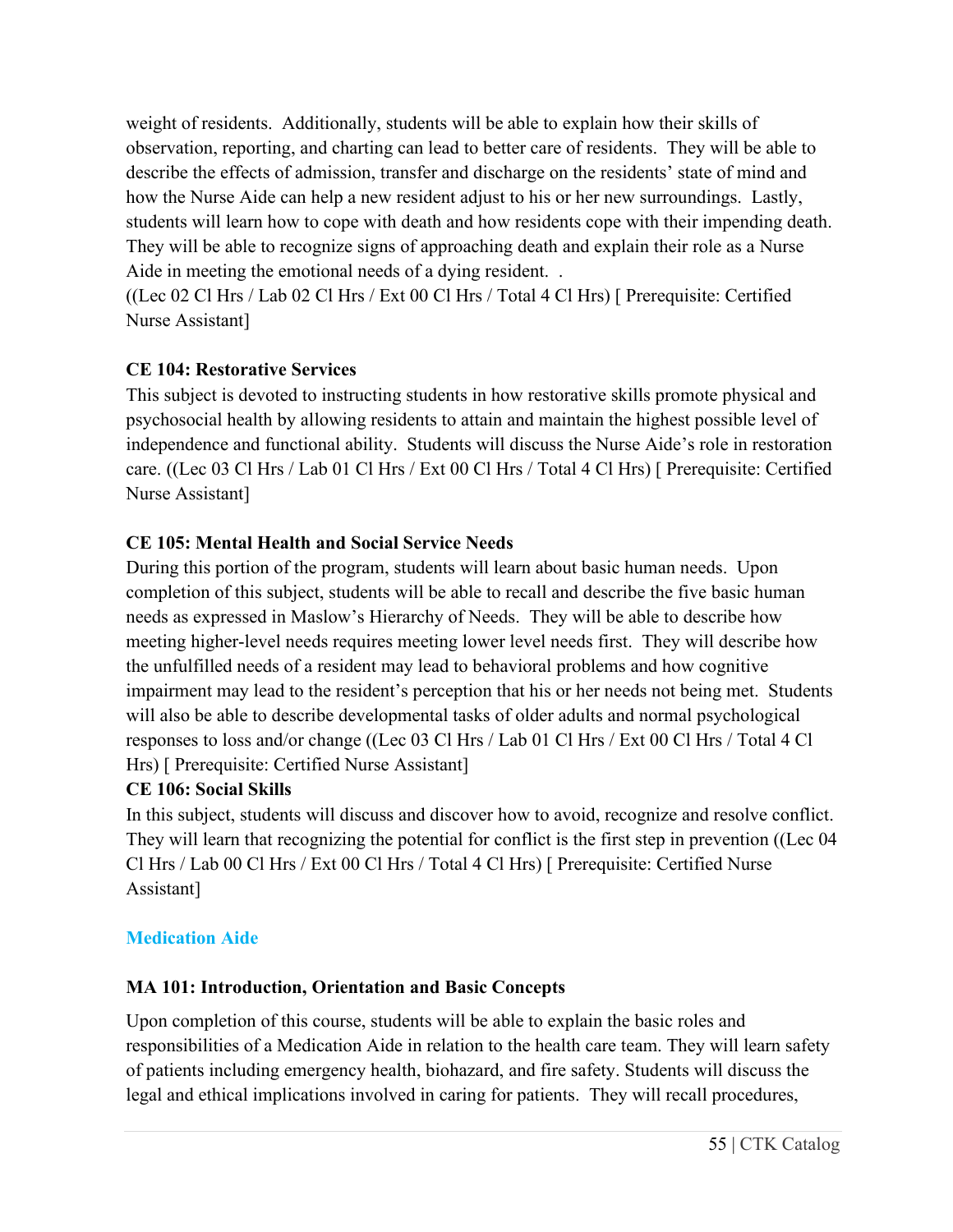weight of residents. Additionally, students will be able to explain how their skills of observation, reporting, and charting can lead to better care of residents. They will be able to describe the effects of admission, transfer and discharge on the residents' state of mind and how the Nurse Aide can help a new resident adjust to his or her new surroundings. Lastly, students will learn how to cope with death and how residents cope with their impending death. They will be able to recognize signs of approaching death and explain their role as a Nurse Aide in meeting the emotional needs of a dying resident. .
((Lec 02 Cl Hrs / Lab 02 Cl Hrs / Ext 00 Cl Hrs / Total 4 Cl Hrs) [ Prerequisite: Certified Nurse Assistant]

**CE 104: Restorative Services**

This subject is devoted to instructing students in how restorative skills promote physical and psychosocial health by allowing residents to attain and maintain the highest possible level of independence and functional ability. Students will discuss the Nurse Aide's role in restoration care. ((Lec 03 Cl Hrs / Lab 01 Cl Hrs / Ext 00 Cl Hrs / Total 4 Cl Hrs) [ Prerequisite: Certified Nurse Assistant]

**CE 105: Mental Health and Social Service Needs**

During this portion of the program, students will learn about basic human needs. Upon completion of this subject, students will be able to recall and describe the five basic human needs as expressed in Maslow's Hierarchy of Needs. They will be able to describe how meeting higher-level needs requires meeting lower level needs first. They will describe how the unfulfilled needs of a resident may lead to behavioral problems and how cognitive impairment may lead to the resident's perception that his or her needs not being met. Students will also be able to describe developmental tasks of older adults and normal psychological responses to loss and/or change ((Lec 03 Cl Hrs / Lab 01 Cl Hrs / Ext 00 Cl Hrs / Total 4 Cl Hrs) [ Prerequisite: Certified Nurse Assistant]

**CE 106: Social Skills**

In this subject, students will discuss and discover how to avoid, recognize and resolve conflict. They will learn that recognizing the potential for conflict is the first step in prevention ((Lec 04 Cl Hrs / Lab 00 Cl Hrs / Ext 00 Cl Hrs / Total 4 Cl Hrs) [ Prerequisite: Certified Nurse Assistant]

## Medication Aide

**MA 101: Introduction, Orientation and Basic Concepts**

Upon completion of this course, students will be able to explain the basic roles and responsibilities of a Medication Aide in relation to the health care team. They will learn safety of patients including emergency health, biohazard, and fire safety. Students will discuss the legal and ethical implications involved in caring for patients. They will recall procedures,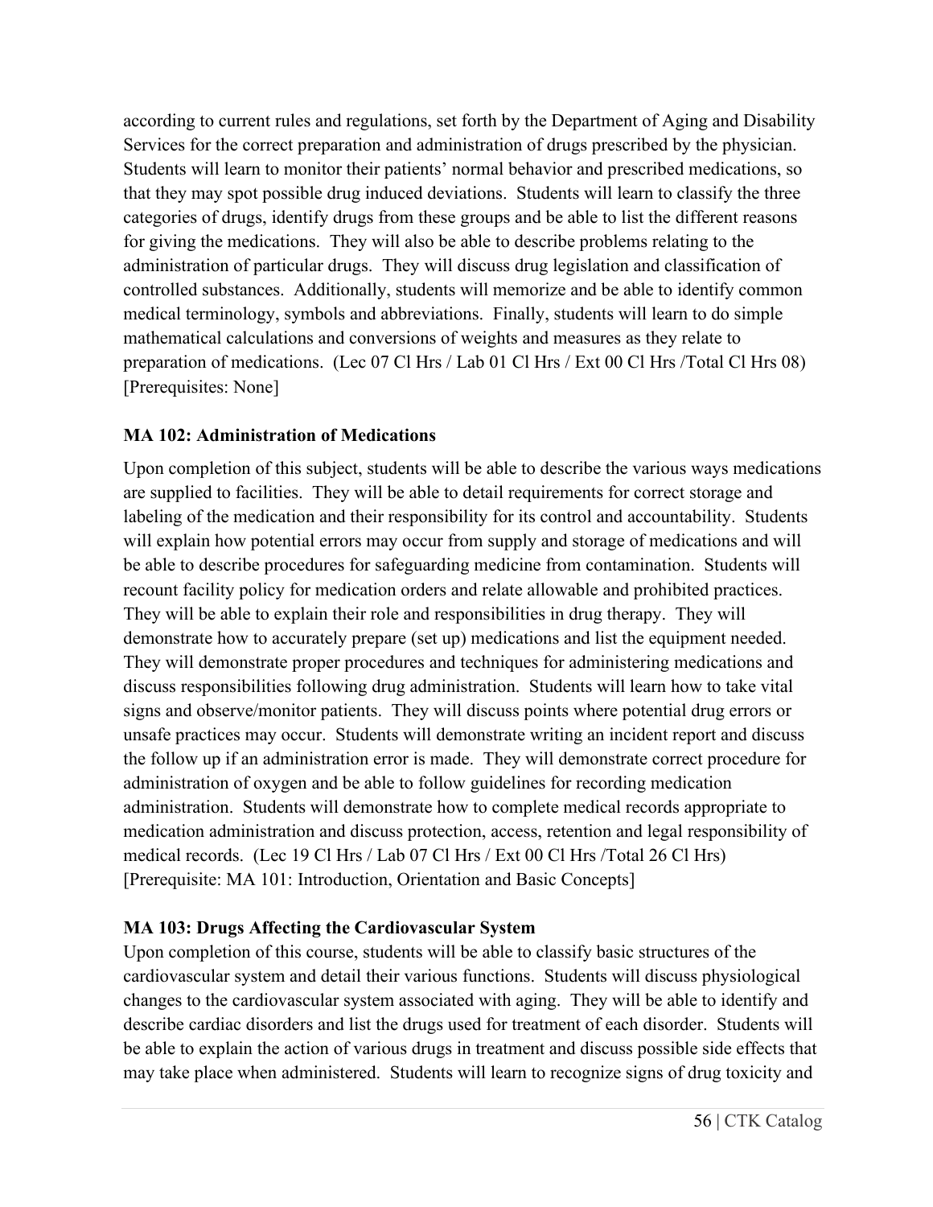according to current rules and regulations, set forth by the Department of Aging and Disability Services for the correct preparation and administration of drugs prescribed by the physician. Students will learn to monitor their patients' normal behavior and prescribed medications, so that they may spot possible drug induced deviations. Students will learn to classify the three categories of drugs, identify drugs from these groups and be able to list the different reasons for giving the medications. They will also be able to describe problems relating to the administration of particular drugs. They will discuss drug legislation and classification of controlled substances. Additionally, students will memorize and be able to identify common medical terminology, symbols and abbreviations. Finally, students will learn to do simple mathematical calculations and conversions of weights and measures as they relate to preparation of medications. (Lec 07 Cl Hrs / Lab 01 Cl Hrs / Ext 00 Cl Hrs /Total Cl Hrs 08) [Prerequisites: None]

**MA 102: Administration of Medications**

Upon completion of this subject, students will be able to describe the various ways medications are supplied to facilities. They will be able to detail requirements for correct storage and labeling of the medication and their responsibility for its control and accountability. Students will explain how potential errors may occur from supply and storage of medications and will be able to describe procedures for safeguarding medicine from contamination. Students will recount facility policy for medication orders and relate allowable and prohibited practices. They will be able to explain their role and responsibilities in drug therapy. They will demonstrate how to accurately prepare (set up) medications and list the equipment needed. They will demonstrate proper procedures and techniques for administering medications and discuss responsibilities following drug administration. Students will learn how to take vital signs and observe/monitor patients. They will discuss points where potential drug errors or unsafe practices may occur. Students will demonstrate writing an incident report and discuss the follow up if an administration error is made. They will demonstrate correct procedure for administration of oxygen and be able to follow guidelines for recording medication administration. Students will demonstrate how to complete medical records appropriate to medication administration and discuss protection, access, retention and legal responsibility of medical records. (Lec 19 Cl Hrs / Lab 07 Cl Hrs / Ext 00 Cl Hrs /Total 26 Cl Hrs) [Prerequisite: MA 101: Introduction, Orientation and Basic Concepts]

**MA 103: Drugs Affecting the Cardiovascular System**

Upon completion of this course, students will be able to classify basic structures of the cardiovascular system and detail their various functions. Students will discuss physiological changes to the cardiovascular system associated with aging. They will be able to identify and describe cardiac disorders and list the drugs used for treatment of each disorder. Students will be able to explain the action of various drugs in treatment and discuss possible side effects that may take place when administered. Students will learn to recognize signs of drug toxicity and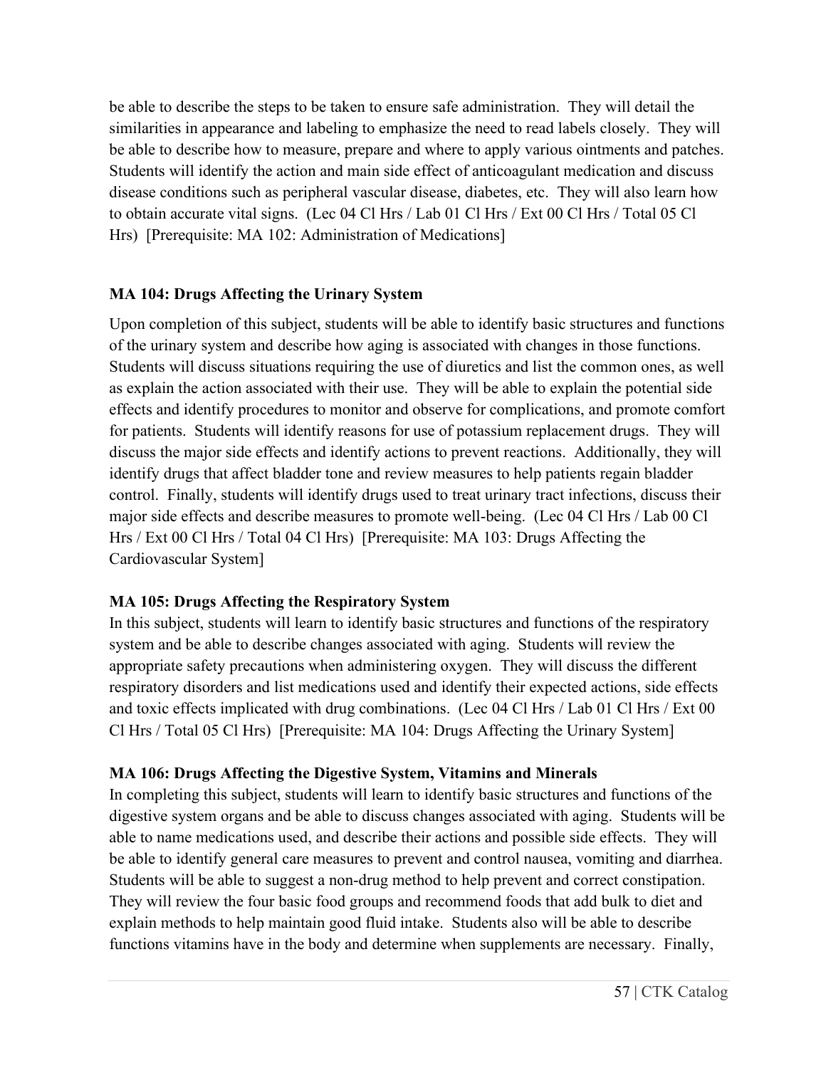be able to describe the steps to be taken to ensure safe administration. They will detail the similarities in appearance and labeling to emphasize the need to read labels closely. They will be able to describe how to measure, prepare and where to apply various ointments and patches. Students will identify the action and main side effect of anticoagulant medication and discuss disease conditions such as peripheral vascular disease, diabetes, etc. They will also learn how to obtain accurate vital signs. (Lec 04 Cl Hrs / Lab 01 Cl Hrs / Ext 00 Cl Hrs / Total 05 Cl Hrs) [Prerequisite: MA 102: Administration of Medications]

**MA 104: Drugs Affecting the Urinary System**

Upon completion of this subject, students will be able to identify basic structures and functions of the urinary system and describe how aging is associated with changes in those functions. Students will discuss situations requiring the use of diuretics and list the common ones, as well as explain the action associated with their use. They will be able to explain the potential side effects and identify procedures to monitor and observe for complications, and promote comfort for patients. Students will identify reasons for use of potassium replacement drugs. They will discuss the major side effects and identify actions to prevent reactions. Additionally, they will identify drugs that affect bladder tone and review measures to help patients regain bladder control. Finally, students will identify drugs used to treat urinary tract infections, discuss their major side effects and describe measures to promote well-being. (Lec 04 Cl Hrs / Lab 00 Cl Hrs / Ext 00 Cl Hrs / Total 04 Cl Hrs) [Prerequisite: MA 103: Drugs Affecting the Cardiovascular System]

**MA 105: Drugs Affecting the Respiratory System**

In this subject, students will learn to identify basic structures and functions of the respiratory system and be able to describe changes associated with aging. Students will review the appropriate safety precautions when administering oxygen. They will discuss the different respiratory disorders and list medications used and identify their expected actions, side effects and toxic effects implicated with drug combinations. (Lec 04 Cl Hrs / Lab 01 Cl Hrs / Ext 00 Cl Hrs / Total 05 Cl Hrs) [Prerequisite: MA 104: Drugs Affecting the Urinary System]

**MA 106: Drugs Affecting the Digestive System, Vitamins and Minerals**

In completing this subject, students will learn to identify basic structures and functions of the digestive system organs and be able to discuss changes associated with aging. Students will be able to name medications used, and describe their actions and possible side effects. They will be able to identify general care measures to prevent and control nausea, vomiting and diarrhea. Students will be able to suggest a non-drug method to help prevent and correct constipation. They will review the four basic food groups and recommend foods that add bulk to diet and explain methods to help maintain good fluid intake. Students also will be able to describe functions vitamins have in the body and determine when supplements are necessary. Finally,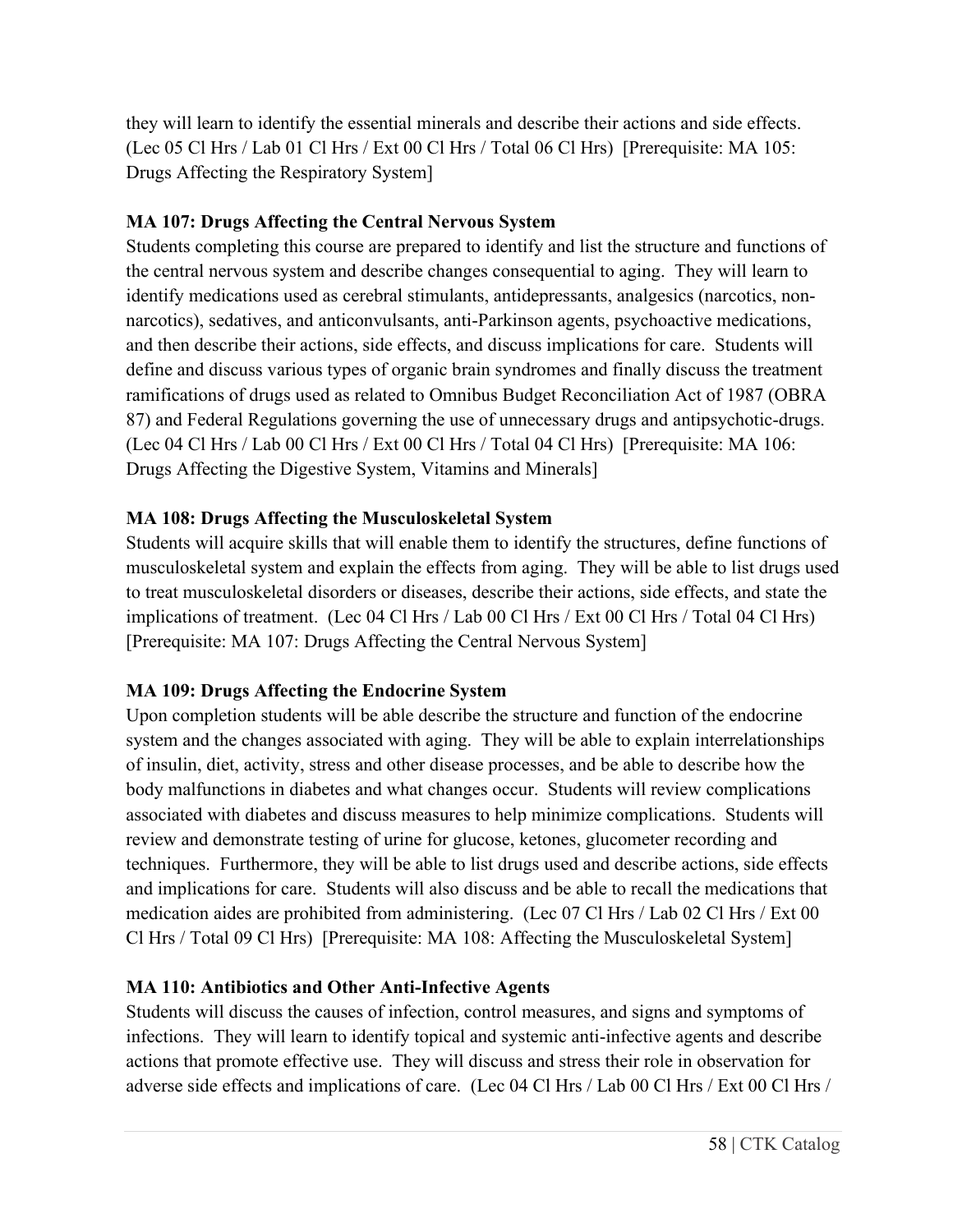they will learn to identify the essential minerals and describe their actions and side effects. (Lec 05 Cl Hrs / Lab 01 Cl Hrs / Ext 00 Cl Hrs / Total 06 Cl Hrs) [Prerequisite: MA 105: Drugs Affecting the Respiratory System]

**MA 107: Drugs Affecting the Central Nervous System**

Students completing this course are prepared to identify and list the structure and functions of the central nervous system and describe changes consequential to aging. They will learn to identify medications used as cerebral stimulants, antidepressants, analgesics (narcotics, non-narcotics), sedatives, and anticonvulsants, anti-Parkinson agents, psychoactive medications, and then describe their actions, side effects, and discuss implications for care. Students will define and discuss various types of organic brain syndromes and finally discuss the treatment ramifications of drugs used as related to Omnibus Budget Reconciliation Act of 1987 (OBRA 87) and Federal Regulations governing the use of unnecessary drugs and antipsychotic-drugs. (Lec 04 Cl Hrs / Lab 00 Cl Hrs / Ext 00 Cl Hrs / Total 04 Cl Hrs) [Prerequisite: MA 106: Drugs Affecting the Digestive System, Vitamins and Minerals]

**MA 108: Drugs Affecting the Musculoskeletal System**

Students will acquire skills that will enable them to identify the structures, define functions of musculoskeletal system and explain the effects from aging. They will be able to list drugs used to treat musculoskeletal disorders or diseases, describe their actions, side effects, and state the implications of treatment. (Lec 04 Cl Hrs / Lab 00 Cl Hrs / Ext 00 Cl Hrs / Total 04 Cl Hrs) [Prerequisite: MA 107: Drugs Affecting the Central Nervous System]

**MA 109: Drugs Affecting the Endocrine System**

Upon completion students will be able describe the structure and function of the endocrine system and the changes associated with aging. They will be able to explain interrelationships of insulin, diet, activity, stress and other disease processes, and be able to describe how the body malfunctions in diabetes and what changes occur. Students will review complications associated with diabetes and discuss measures to help minimize complications. Students will review and demonstrate testing of urine for glucose, ketones, glucometer recording and techniques. Furthermore, they will be able to list drugs used and describe actions, side effects and implications for care. Students will also discuss and be able to recall the medications that medication aides are prohibited from administering. (Lec 07 Cl Hrs / Lab 02 Cl Hrs / Ext 00 Cl Hrs / Total 09 Cl Hrs) [Prerequisite: MA 108: Affecting the Musculoskeletal System]

**MA 110: Antibiotics and Other Anti-Infective Agents**

Students will discuss the causes of infection, control measures, and signs and symptoms of infections. They will learn to identify topical and systemic anti-infective agents and describe actions that promote effective use. They will discuss and stress their role in observation for adverse side effects and implications of care. (Lec 04 Cl Hrs / Lab 00 Cl Hrs / Ext 00 Cl Hrs /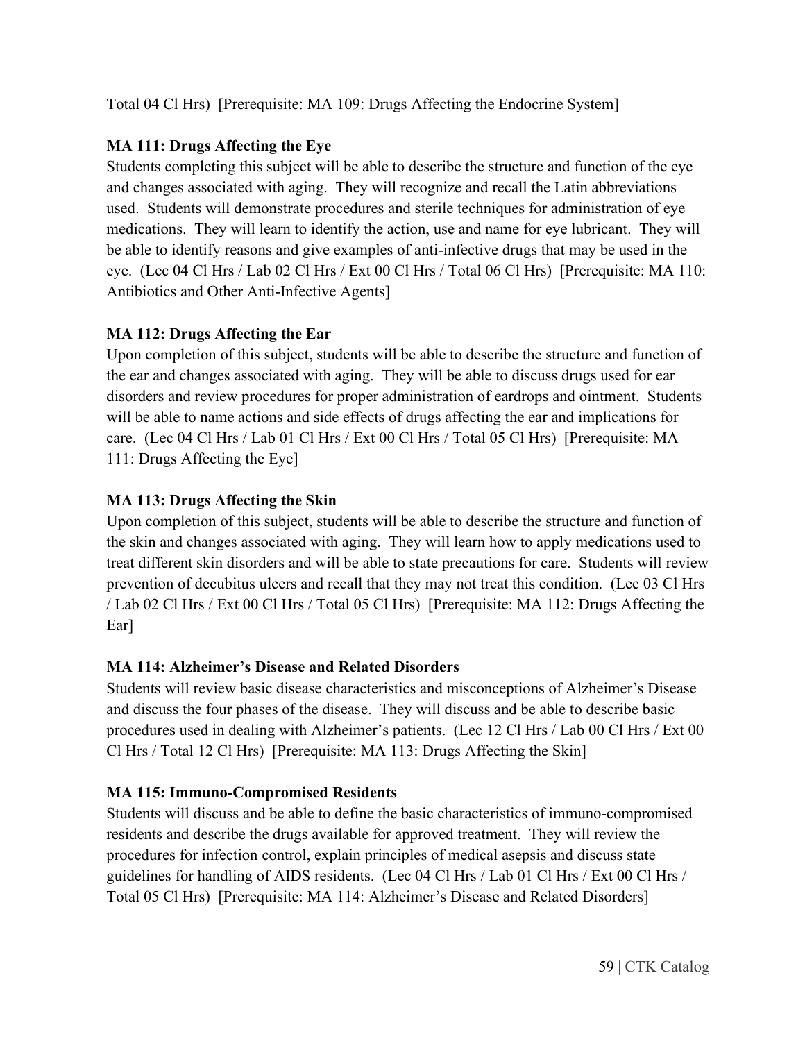Total 04 Cl Hrs) [Prerequisite: MA 109: Drugs Affecting the Endocrine System]

**MA 111: Drugs Affecting the Eye**
Students completing this subject will be able to describe the structure and function of the eye and changes associated with aging. They will recognize and recall the Latin abbreviations used. Students will demonstrate procedures and sterile techniques for administration of eye medications. They will learn to identify the action, use and name for eye lubricant. They will be able to identify reasons and give examples of anti-infective drugs that may be used in the eye. (Lec 04 Cl Hrs / Lab 02 Cl Hrs / Ext 00 Cl Hrs / Total 06 Cl Hrs) [Prerequisite: MA 110: Antibiotics and Other Anti-Infective Agents]

**MA 112: Drugs Affecting the Ear**
Upon completion of this subject, students will be able to describe the structure and function of the ear and changes associated with aging. They will be able to discuss drugs used for ear disorders and review procedures for proper administration of eardrops and ointment. Students will be able to name actions and side effects of drugs affecting the ear and implications for care. (Lec 04 Cl Hrs / Lab 01 Cl Hrs / Ext 00 Cl Hrs / Total 05 Cl Hrs) [Prerequisite: MA 111: Drugs Affecting the Eye]

**MA 113: Drugs Affecting the Skin**
Upon completion of this subject, students will be able to describe the structure and function of the skin and changes associated with aging. They will learn how to apply medications used to treat different skin disorders and will be able to state precautions for care. Students will review prevention of decubitus ulcers and recall that they may not treat this condition. (Lec 03 Cl Hrs / Lab 02 Cl Hrs / Ext 00 Cl Hrs / Total 05 Cl Hrs) [Prerequisite: MA 112: Drugs Affecting the Ear]

**MA 114: Alzheimer's Disease and Related Disorders**
Students will review basic disease characteristics and misconceptions of Alzheimer's Disease and discuss the four phases of the disease. They will discuss and be able to describe basic procedures used in dealing with Alzheimer's patients. (Lec 12 Cl Hrs / Lab 00 Cl Hrs / Ext 00 Cl Hrs / Total 12 Cl Hrs) [Prerequisite: MA 113: Drugs Affecting the Skin]

**MA 115: Immuno-Compromised Residents**
Students will discuss and be able to define the basic characteristics of immuno-compromised residents and describe the drugs available for approved treatment. They will review the procedures for infection control, explain principles of medical asepsis and discuss state guidelines for handling of AIDS residents. (Lec 04 Cl Hrs / Lab 01 Cl Hrs / Ext 00 Cl Hrs / Total 05 Cl Hrs) [Prerequisite: MA 114: Alzheimer's Disease and Related Disorders]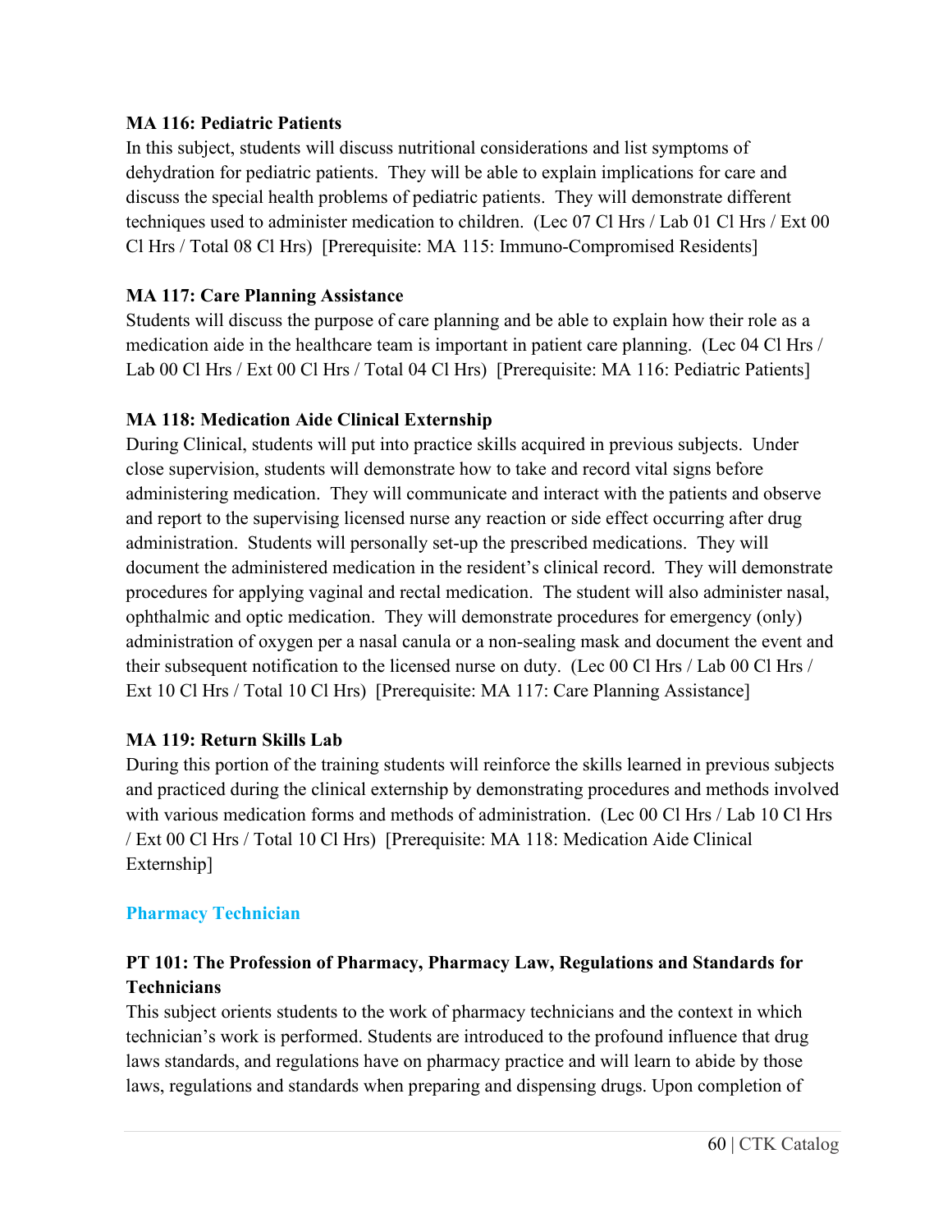**MA 116: Pediatric Patients**
In this subject, students will discuss nutritional considerations and list symptoms of dehydration for pediatric patients. They will be able to explain implications for care and discuss the special health problems of pediatric patients. They will demonstrate different techniques used to administer medication to children. (Lec 07 Cl Hrs / Lab 01 Cl Hrs / Ext 00 Cl Hrs / Total 08 Cl Hrs) [Prerequisite: MA 115: Immuno-Compromised Residents]

**MA 117: Care Planning Assistance**
Students will discuss the purpose of care planning and be able to explain how their role as a medication aide in the healthcare team is important in patient care planning. (Lec 04 Cl Hrs / Lab 00 Cl Hrs / Ext 00 Cl Hrs / Total 04 Cl Hrs) [Prerequisite: MA 116: Pediatric Patients]

**MA 118: Medication Aide Clinical Externship**
During Clinical, students will put into practice skills acquired in previous subjects. Under close supervision, students will demonstrate how to take and record vital signs before administering medication. They will communicate and interact with the patients and observe and report to the supervising licensed nurse any reaction or side effect occurring after drug administration. Students will personally set-up the prescribed medications. They will document the administered medication in the resident's clinical record. They will demonstrate procedures for applying vaginal and rectal medication. The student will also administer nasal, ophthalmic and optic medication. They will demonstrate procedures for emergency (only) administration of oxygen per a nasal canula or a non-sealing mask and document the event and their subsequent notification to the licensed nurse on duty. (Lec 00 Cl Hrs / Lab 00 Cl Hrs / Ext 10 Cl Hrs / Total 10 Cl Hrs) [Prerequisite: MA 117: Care Planning Assistance]

**MA 119: Return Skills Lab**
During this portion of the training students will reinforce the skills learned in previous subjects and practiced during the clinical externship by demonstrating procedures and methods involved with various medication forms and methods of administration. (Lec 00 Cl Hrs / Lab 10 Cl Hrs / Ext 00 Cl Hrs / Total 10 Cl Hrs) [Prerequisite: MA 118: Medication Aide Clinical Externship]

## Pharmacy Technician

**PT 101: The Profession of Pharmacy, Pharmacy Law, Regulations and Standards for Technicians**
This subject orients students to the work of pharmacy technicians and the context in which technician's work is performed. Students are introduced to the profound influence that drug laws standards, and regulations have on pharmacy practice and will learn to abide by those laws, regulations and standards when preparing and dispensing drugs. Upon completion of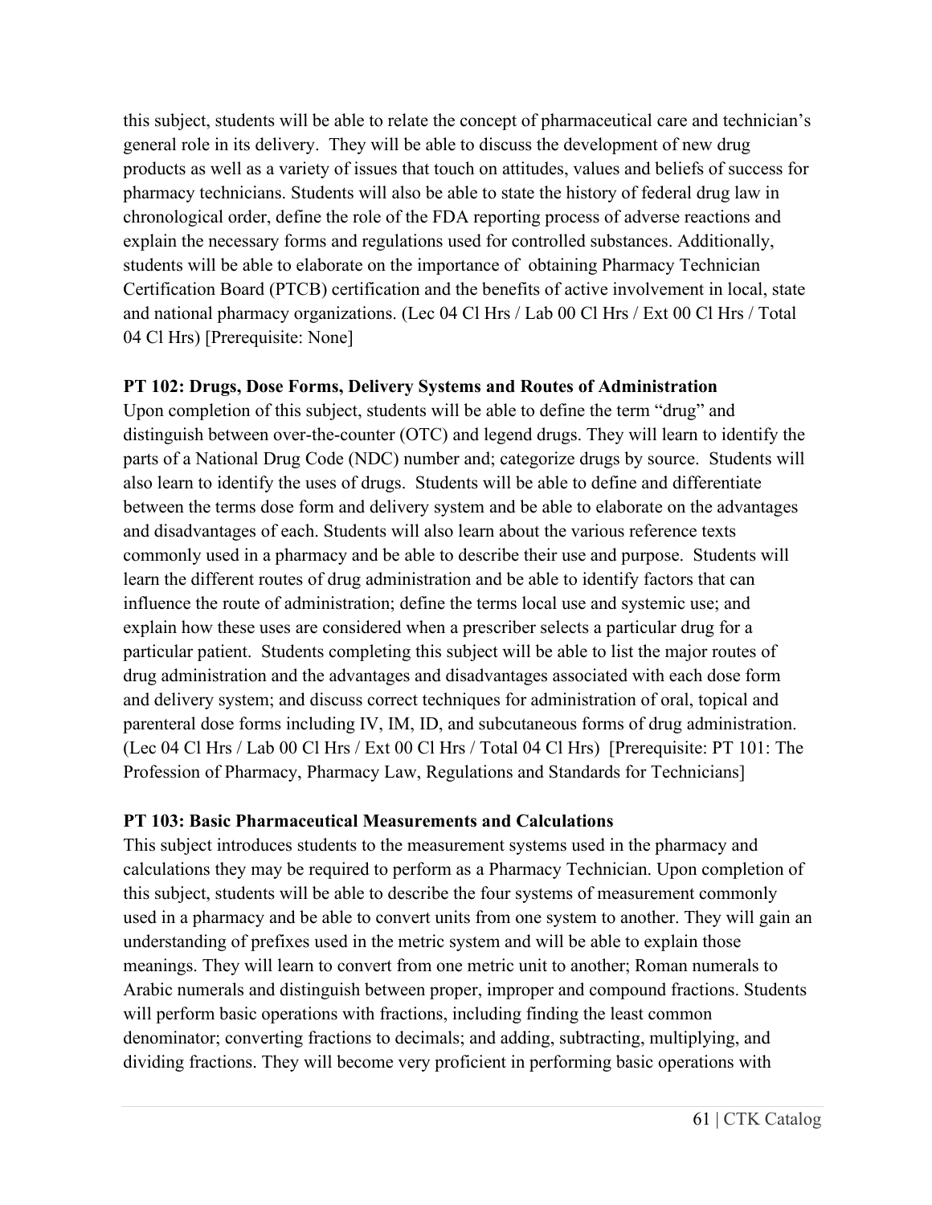this subject, students will be able to relate the concept of pharmaceutical care and technician's general role in its delivery. They will be able to discuss the development of new drug products as well as a variety of issues that touch on attitudes, values and beliefs of success for pharmacy technicians. Students will also be able to state the history of federal drug law in chronological order, define the role of the FDA reporting process of adverse reactions and explain the necessary forms and regulations used for controlled substances. Additionally, students will be able to elaborate on the importance of obtaining Pharmacy Technician Certification Board (PTCB) certification and the benefits of active involvement in local, state and national pharmacy organizations. (Lec 04 Cl Hrs / Lab 00 Cl Hrs / Ext 00 Cl Hrs / Total 04 Cl Hrs) [Prerequisite: None]

**PT 102: Drugs, Dose Forms, Delivery Systems and Routes of Administration**

Upon completion of this subject, students will be able to define the term "drug" and distinguish between over-the-counter (OTC) and legend drugs. They will learn to identify the parts of a National Drug Code (NDC) number and; categorize drugs by source. Students will also learn to identify the uses of drugs. Students will be able to define and differentiate between the terms dose form and delivery system and be able to elaborate on the advantages and disadvantages of each. Students will also learn about the various reference texts commonly used in a pharmacy and be able to describe their use and purpose. Students will learn the different routes of drug administration and be able to identify factors that can influence the route of administration; define the terms local use and systemic use; and explain how these uses are considered when a prescriber selects a particular drug for a particular patient. Students completing this subject will be able to list the major routes of drug administration and the advantages and disadvantages associated with each dose form and delivery system; and discuss correct techniques for administration of oral, topical and parenteral dose forms including IV, IM, ID, and subcutaneous forms of drug administration. (Lec 04 Cl Hrs / Lab 00 Cl Hrs / Ext 00 Cl Hrs / Total 04 Cl Hrs) [Prerequisite: PT 101: The Profession of Pharmacy, Pharmacy Law, Regulations and Standards for Technicians]

**PT 103: Basic Pharmaceutical Measurements and Calculations**

This subject introduces students to the measurement systems used in the pharmacy and calculations they may be required to perform as a Pharmacy Technician. Upon completion of this subject, students will be able to describe the four systems of measurement commonly used in a pharmacy and be able to convert units from one system to another. They will gain an understanding of prefixes used in the metric system and will be able to explain those meanings. They will learn to convert from one metric unit to another; Roman numerals to Arabic numerals and distinguish between proper, improper and compound fractions. Students will perform basic operations with fractions, including finding the least common denominator; converting fractions to decimals; and adding, subtracting, multiplying, and dividing fractions. They will become very proficient in performing basic operations with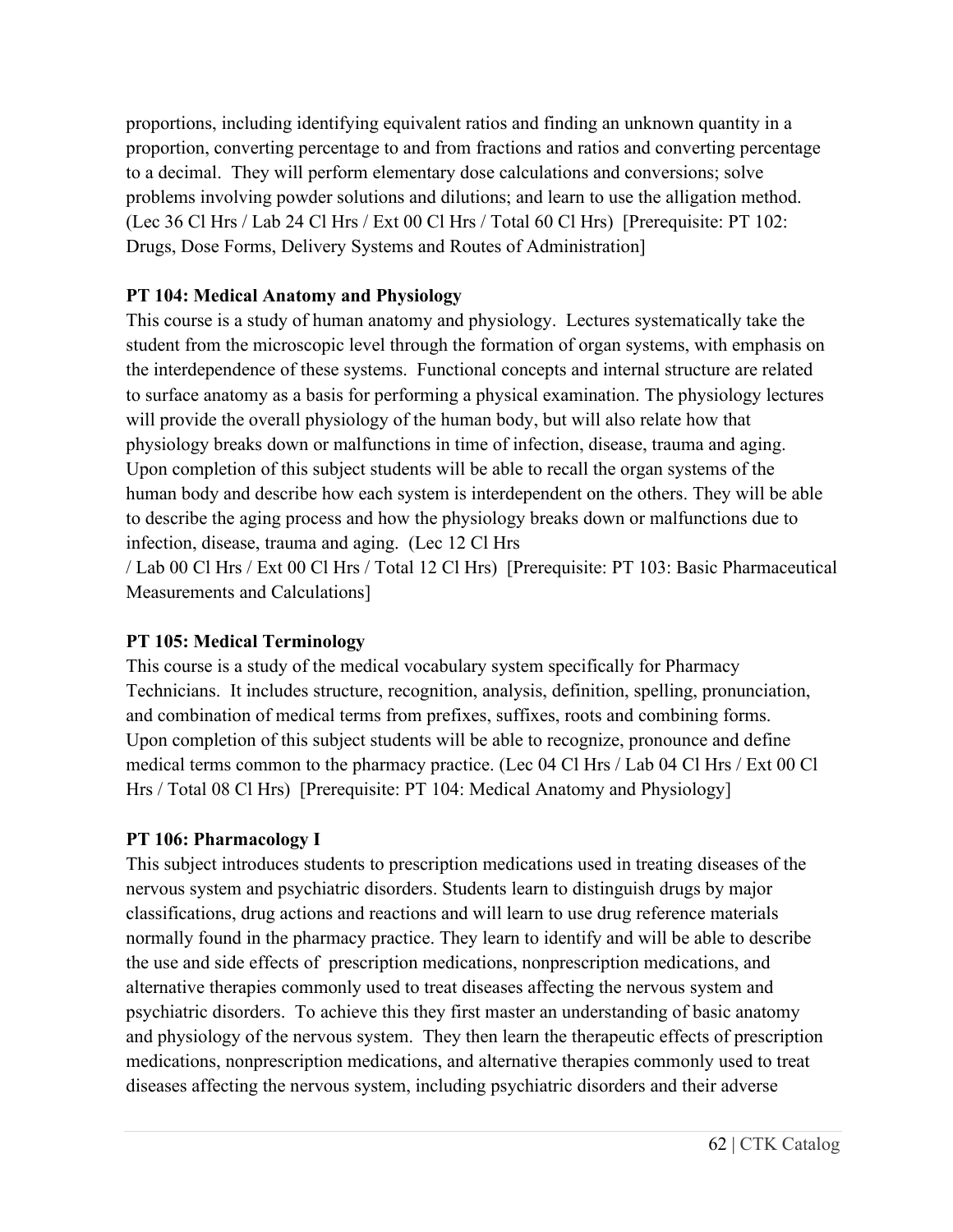proportions, including identifying equivalent ratios and finding an unknown quantity in a proportion, converting percentage to and from fractions and ratios and converting percentage to a decimal. They will perform elementary dose calculations and conversions; solve problems involving powder solutions and dilutions; and learn to use the alligation method. (Lec 36 Cl Hrs / Lab 24 Cl Hrs / Ext 00 Cl Hrs / Total 60 Cl Hrs) [Prerequisite: PT 102: Drugs, Dose Forms, Delivery Systems and Routes of Administration]

**PT 104: Medical Anatomy and Physiology**

This course is a study of human anatomy and physiology. Lectures systematically take the student from the microscopic level through the formation of organ systems, with emphasis on the interdependence of these systems. Functional concepts and internal structure are related to surface anatomy as a basis for performing a physical examination. The physiology lectures will provide the overall physiology of the human body, but will also relate how that physiology breaks down or malfunctions in time of infection, disease, trauma and aging. Upon completion of this subject students will be able to recall the organ systems of the human body and describe how each system is interdependent on the others. They will be able to describe the aging process and how the physiology breaks down or malfunctions due to infection, disease, trauma and aging. (Lec 12 Cl Hrs / Lab 00 Cl Hrs / Ext 00 Cl Hrs / Total 12 Cl Hrs) [Prerequisite: PT 103: Basic Pharmaceutical Measurements and Calculations]

**PT 105: Medical Terminology**

This course is a study of the medical vocabulary system specifically for Pharmacy Technicians. It includes structure, recognition, analysis, definition, spelling, pronunciation, and combination of medical terms from prefixes, suffixes, roots and combining forms. Upon completion of this subject students will be able to recognize, pronounce and define medical terms common to the pharmacy practice. (Lec 04 Cl Hrs / Lab 04 Cl Hrs / Ext 00 Cl Hrs / Total 08 Cl Hrs) [Prerequisite: PT 104: Medical Anatomy and Physiology]

**PT 106: Pharmacology I**

This subject introduces students to prescription medications used in treating diseases of the nervous system and psychiatric disorders. Students learn to distinguish drugs by major classifications, drug actions and reactions and will learn to use drug reference materials normally found in the pharmacy practice. They learn to identify and will be able to describe the use and side effects of prescription medications, nonprescription medications, and alternative therapies commonly used to treat diseases affecting the nervous system and psychiatric disorders. To achieve this they first master an understanding of basic anatomy and physiology of the nervous system. They then learn the therapeutic effects of prescription medications, nonprescription medications, and alternative therapies commonly used to treat diseases affecting the nervous system, including psychiatric disorders and their adverse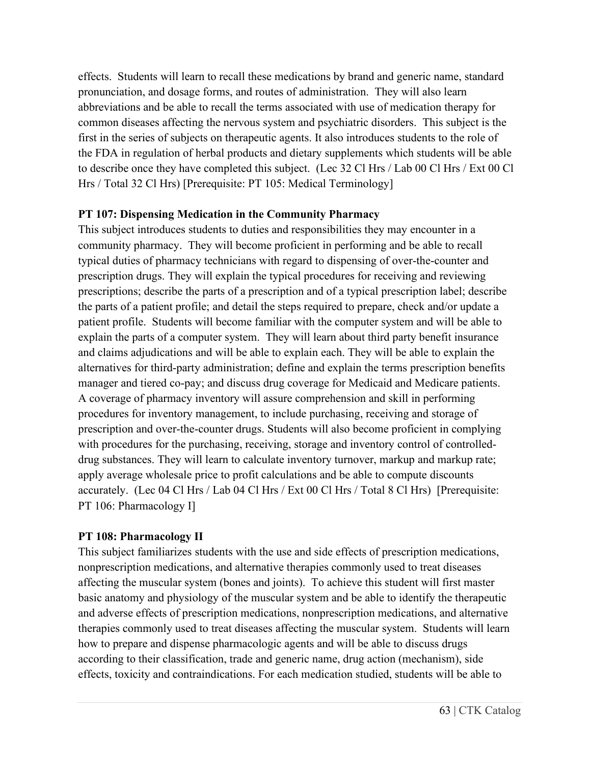effects. Students will learn to recall these medications by brand and generic name, standard pronunciation, and dosage forms, and routes of administration. They will also learn abbreviations and be able to recall the terms associated with use of medication therapy for common diseases affecting the nervous system and psychiatric disorders. This subject is the first in the series of subjects on therapeutic agents. It also introduces students to the role of the FDA in regulation of herbal products and dietary supplements which students will be able to describe once they have completed this subject. (Lec 32 Cl Hrs / Lab 00 Cl Hrs / Ext 00 Cl Hrs / Total 32 Cl Hrs) [Prerequisite: PT 105: Medical Terminology]

**PT 107: Dispensing Medication in the Community Pharmacy**

This subject introduces students to duties and responsibilities they may encounter in a community pharmacy. They will become proficient in performing and be able to recall typical duties of pharmacy technicians with regard to dispensing of over-the-counter and prescription drugs. They will explain the typical procedures for receiving and reviewing prescriptions; describe the parts of a prescription and of a typical prescription label; describe the parts of a patient profile; and detail the steps required to prepare, check and/or update a patient profile. Students will become familiar with the computer system and will be able to explain the parts of a computer system. They will learn about third party benefit insurance and claims adjudications and will be able to explain each. They will be able to explain the alternatives for third-party administration; define and explain the terms prescription benefits manager and tiered co-pay; and discuss drug coverage for Medicaid and Medicare patients. A coverage of pharmacy inventory will assure comprehension and skill in performing procedures for inventory management, to include purchasing, receiving and storage of prescription and over-the-counter drugs. Students will also become proficient in complying with procedures for the purchasing, receiving, storage and inventory control of controlled-drug substances. They will learn to calculate inventory turnover, markup and markup rate; apply average wholesale price to profit calculations and be able to compute discounts accurately. (Lec 04 Cl Hrs / Lab 04 Cl Hrs / Ext 00 Cl Hrs / Total 8 Cl Hrs) [Prerequisite: PT 106: Pharmacology I]

**PT 108: Pharmacology II**

This subject familiarizes students with the use and side effects of prescription medications, nonprescription medications, and alternative therapies commonly used to treat diseases affecting the muscular system (bones and joints). To achieve this student will first master basic anatomy and physiology of the muscular system and be able to identify the therapeutic and adverse effects of prescription medications, nonprescription medications, and alternative therapies commonly used to treat diseases affecting the muscular system. Students will learn how to prepare and dispense pharmacologic agents and will be able to discuss drugs according to their classification, trade and generic name, drug action (mechanism), side effects, toxicity and contraindications. For each medication studied, students will be able to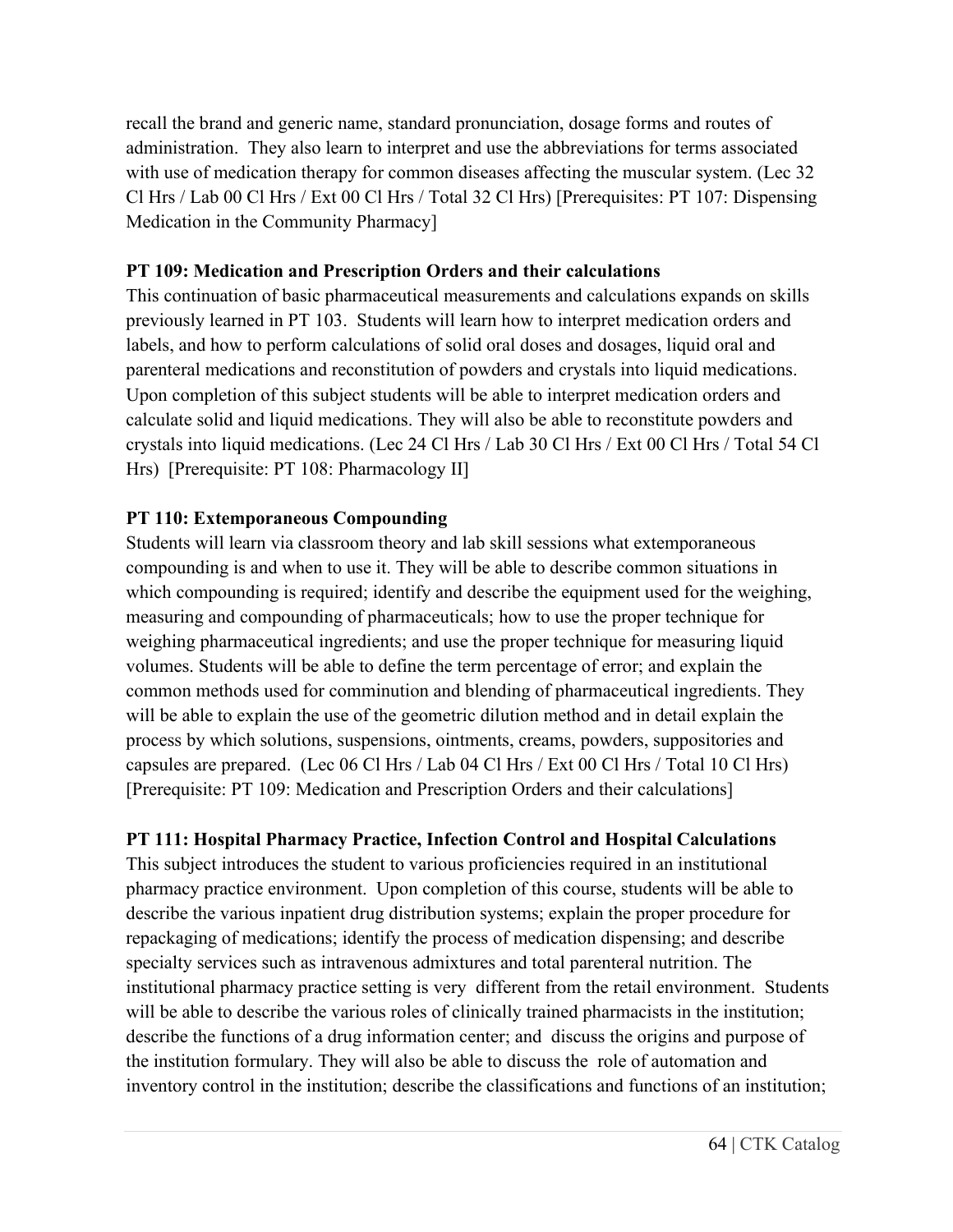recall the brand and generic name, standard pronunciation, dosage forms and routes of administration. They also learn to interpret and use the abbreviations for terms associated with use of medication therapy for common diseases affecting the muscular system. (Lec 32 Cl Hrs / Lab 00 Cl Hrs / Ext 00 Cl Hrs / Total 32 Cl Hrs) [Prerequisites: PT 107: Dispensing Medication in the Community Pharmacy]

**PT 109: Medication and Prescription Orders and their calculations**

This continuation of basic pharmaceutical measurements and calculations expands on skills previously learned in PT 103. Students will learn how to interpret medication orders and labels, and how to perform calculations of solid oral doses and dosages, liquid oral and parenteral medications and reconstitution of powders and crystals into liquid medications. Upon completion of this subject students will be able to interpret medication orders and calculate solid and liquid medications. They will also be able to reconstitute powders and crystals into liquid medications. (Lec 24 Cl Hrs / Lab 30 Cl Hrs / Ext 00 Cl Hrs / Total 54 Cl Hrs) [Prerequisite: PT 108: Pharmacology II]

**PT 110: Extemporaneous Compounding**

Students will learn via classroom theory and lab skill sessions what extemporaneous compounding is and when to use it. They will be able to describe common situations in which compounding is required; identify and describe the equipment used for the weighing, measuring and compounding of pharmaceuticals; how to use the proper technique for weighing pharmaceutical ingredients; and use the proper technique for measuring liquid volumes. Students will be able to define the term percentage of error; and explain the common methods used for comminution and blending of pharmaceutical ingredients. They will be able to explain the use of the geometric dilution method and in detail explain the process by which solutions, suspensions, ointments, creams, powders, suppositories and capsules are prepared. (Lec 06 Cl Hrs / Lab 04 Cl Hrs / Ext 00 Cl Hrs / Total 10 Cl Hrs) [Prerequisite: PT 109: Medication and Prescription Orders and their calculations]

**PT 111: Hospital Pharmacy Practice, Infection Control and Hospital Calculations**

This subject introduces the student to various proficiencies required in an institutional pharmacy practice environment. Upon completion of this course, students will be able to describe the various inpatient drug distribution systems; explain the proper procedure for repackaging of medications; identify the process of medication dispensing; and describe specialty services such as intravenous admixtures and total parenteral nutrition. The institutional pharmacy practice setting is very different from the retail environment. Students will be able to describe the various roles of clinically trained pharmacists in the institution; describe the functions of a drug information center; and discuss the origins and purpose of the institution formulary. They will also be able to discuss the role of automation and inventory control in the institution; describe the classifications and functions of an institution;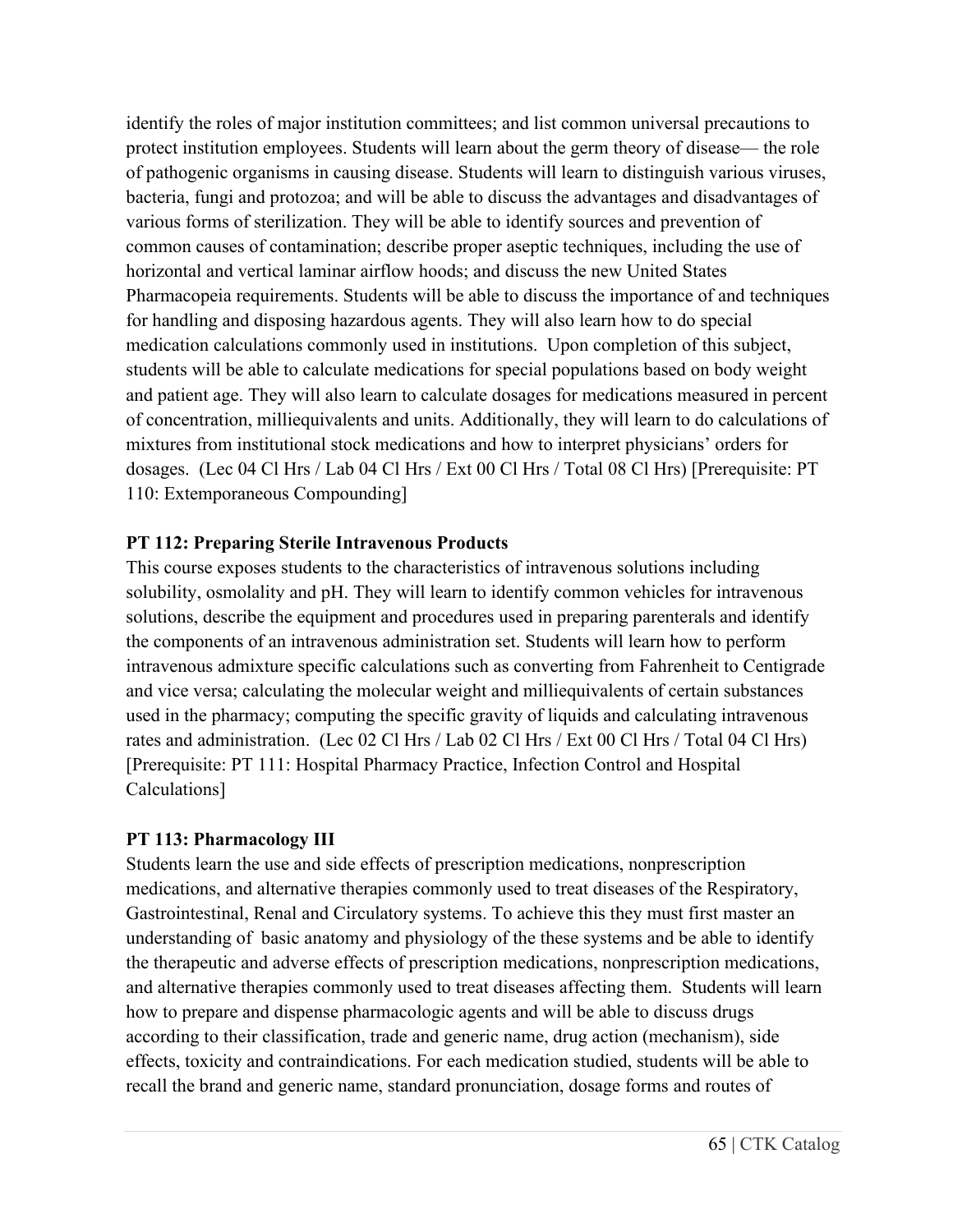identify the roles of major institution committees; and list common universal precautions to protect institution employees. Students will learn about the germ theory of disease— the role of pathogenic organisms in causing disease. Students will learn to distinguish various viruses, bacteria, fungi and protozoa; and will be able to discuss the advantages and disadvantages of various forms of sterilization. They will be able to identify sources and prevention of common causes of contamination; describe proper aseptic techniques, including the use of horizontal and vertical laminar airflow hoods; and discuss the new United States Pharmacopeia requirements. Students will be able to discuss the importance of and techniques for handling and disposing hazardous agents. They will also learn how to do special medication calculations commonly used in institutions. Upon completion of this subject, students will be able to calculate medications for special populations based on body weight and patient age. They will also learn to calculate dosages for medications measured in percent of concentration, milliequivalents and units. Additionally, they will learn to do calculations of mixtures from institutional stock medications and how to interpret physicians' orders for dosages. (Lec 04 Cl Hrs / Lab 04 Cl Hrs / Ext 00 Cl Hrs / Total 08 Cl Hrs) [Prerequisite: PT 110: Extemporaneous Compounding]

**PT 112: Preparing Sterile Intravenous Products**

This course exposes students to the characteristics of intravenous solutions including solubility, osmolality and pH. They will learn to identify common vehicles for intravenous solutions, describe the equipment and procedures used in preparing parenterals and identify the components of an intravenous administration set. Students will learn how to perform intravenous admixture specific calculations such as converting from Fahrenheit to Centigrade and vice versa; calculating the molecular weight and milliequivalents of certain substances used in the pharmacy; computing the specific gravity of liquids and calculating intravenous rates and administration. (Lec 02 Cl Hrs / Lab 02 Cl Hrs / Ext 00 Cl Hrs / Total 04 Cl Hrs) [Prerequisite: PT 111: Hospital Pharmacy Practice, Infection Control and Hospital Calculations]

**PT 113: Pharmacology III**

Students learn the use and side effects of prescription medications, nonprescription medications, and alternative therapies commonly used to treat diseases of the Respiratory, Gastrointestinal, Renal and Circulatory systems. To achieve this they must first master an understanding of basic anatomy and physiology of the these systems and be able to identify the therapeutic and adverse effects of prescription medications, nonprescription medications, and alternative therapies commonly used to treat diseases affecting them. Students will learn how to prepare and dispense pharmacologic agents and will be able to discuss drugs according to their classification, trade and generic name, drug action (mechanism), side effects, toxicity and contraindications. For each medication studied, students will be able to recall the brand and generic name, standard pronunciation, dosage forms and routes of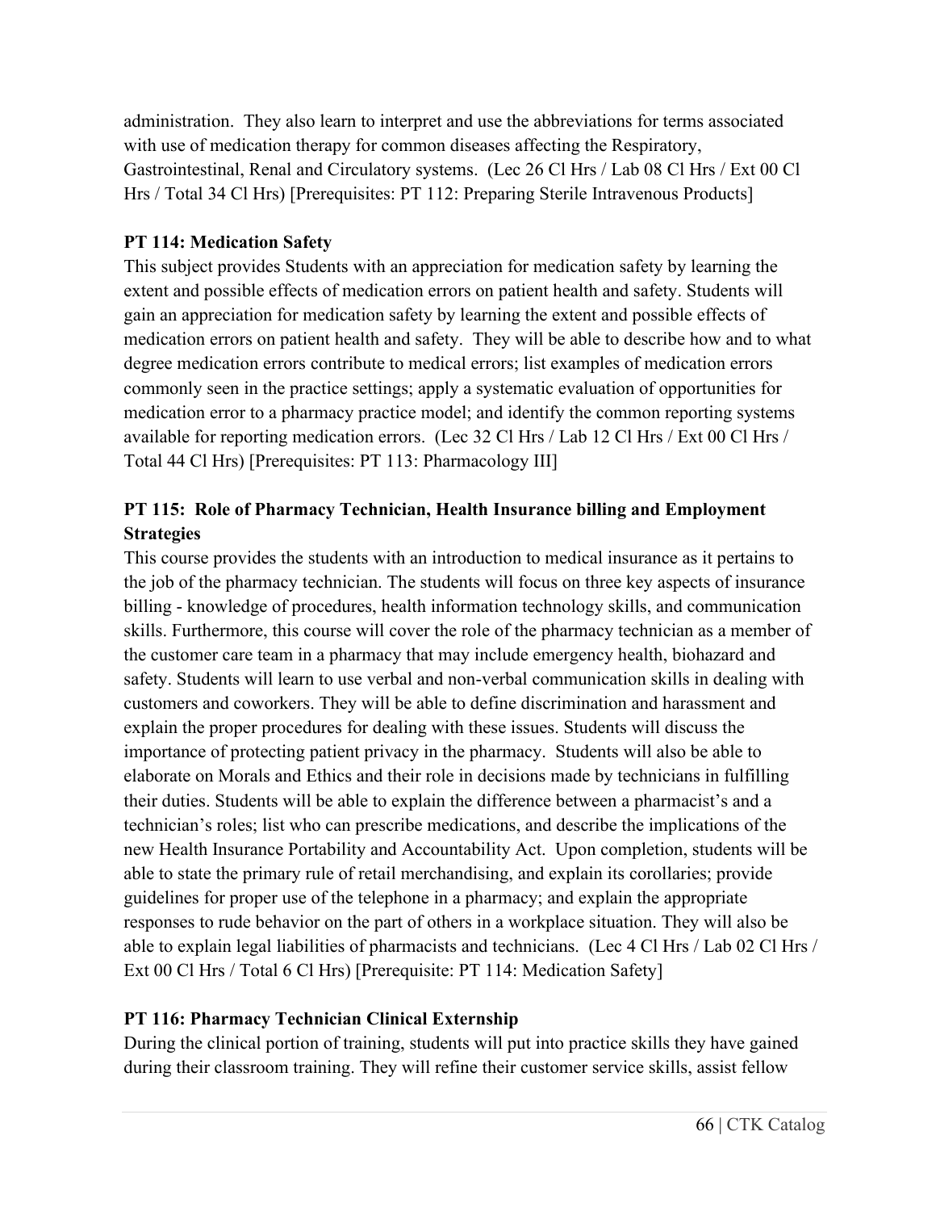administration. They also learn to interpret and use the abbreviations for terms associated with use of medication therapy for common diseases affecting the Respiratory, Gastrointestinal, Renal and Circulatory systems. (Lec 26 Cl Hrs / Lab 08 Cl Hrs / Ext 00 Cl Hrs / Total 34 Cl Hrs) [Prerequisites: PT 112: Preparing Sterile Intravenous Products]

**PT 114: Medication Safety**

This subject provides Students with an appreciation for medication safety by learning the extent and possible effects of medication errors on patient health and safety. Students will gain an appreciation for medication safety by learning the extent and possible effects of medication errors on patient health and safety. They will be able to describe how and to what degree medication errors contribute to medical errors; list examples of medication errors commonly seen in the practice settings; apply a systematic evaluation of opportunities for medication error to a pharmacy practice model; and identify the common reporting systems available for reporting medication errors. (Lec 32 Cl Hrs / Lab 12 Cl Hrs / Ext 00 Cl Hrs / Total 44 Cl Hrs) [Prerequisites: PT 113: Pharmacology III]

**PT 115: Role of Pharmacy Technician, Health Insurance billing and Employment Strategies**

This course provides the students with an introduction to medical insurance as it pertains to the job of the pharmacy technician. The students will focus on three key aspects of insurance billing - knowledge of procedures, health information technology skills, and communication skills. Furthermore, this course will cover the role of the pharmacy technician as a member of the customer care team in a pharmacy that may include emergency health, biohazard and safety. Students will learn to use verbal and non-verbal communication skills in dealing with customers and coworkers. They will be able to define discrimination and harassment and explain the proper procedures for dealing with these issues. Students will discuss the importance of protecting patient privacy in the pharmacy. Students will also be able to elaborate on Morals and Ethics and their role in decisions made by technicians in fulfilling their duties. Students will be able to explain the difference between a pharmacist's and a technician's roles; list who can prescribe medications, and describe the implications of the new Health Insurance Portability and Accountability Act. Upon completion, students will be able to state the primary rule of retail merchandising, and explain its corollaries; provide guidelines for proper use of the telephone in a pharmacy; and explain the appropriate responses to rude behavior on the part of others in a workplace situation. They will also be able to explain legal liabilities of pharmacists and technicians. (Lec 4 Cl Hrs / Lab 02 Cl Hrs / Ext 00 Cl Hrs / Total 6 Cl Hrs) [Prerequisite: PT 114: Medication Safety]

**PT 116: Pharmacy Technician Clinical Externship**

During the clinical portion of training, students will put into practice skills they have gained during their classroom training. They will refine their customer service skills, assist fellow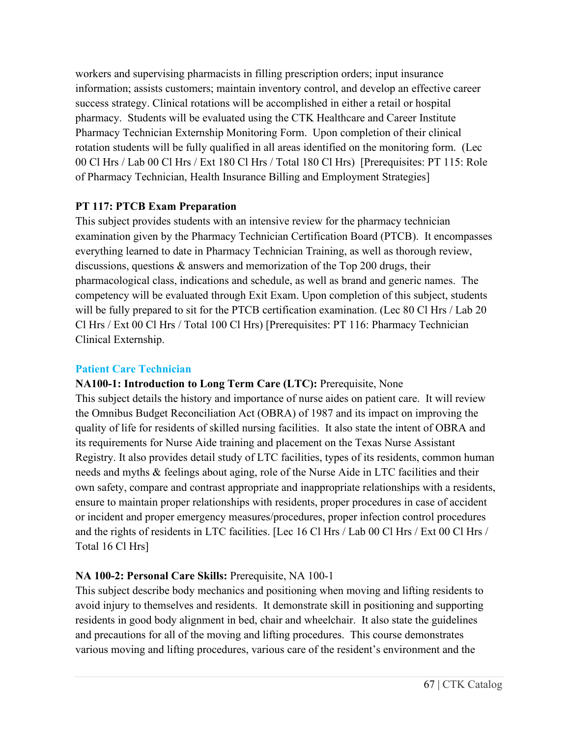workers and supervising pharmacists in filling prescription orders; input insurance information; assists customers; maintain inventory control, and develop an effective career success strategy. Clinical rotations will be accomplished in either a retail or hospital pharmacy. Students will be evaluated using the CTK Healthcare and Career Institute Pharmacy Technician Externship Monitoring Form. Upon completion of their clinical rotation students will be fully qualified in all areas identified on the monitoring form. (Lec 00 Cl Hrs / Lab 00 Cl Hrs / Ext 180 Cl Hrs / Total 180 Cl Hrs) [Prerequisites: PT 115: Role of Pharmacy Technician, Health Insurance Billing and Employment Strategies]

**PT 117: PTCB Exam Preparation**

This subject provides students with an intensive review for the pharmacy technician examination given by the Pharmacy Technician Certification Board (PTCB). It encompasses everything learned to date in Pharmacy Technician Training, as well as thorough review, discussions, questions & answers and memorization of the Top 200 drugs, their pharmacological class, indications and schedule, as well as brand and generic names. The competency will be evaluated through Exit Exam. Upon completion of this subject, students will be fully prepared to sit for the PTCB certification examination. (Lec 80 Cl Hrs / Lab 20 Cl Hrs / Ext 00 Cl Hrs / Total 100 Cl Hrs) [Prerequisites: PT 116: Pharmacy Technician Clinical Externship.

## Patient Care Technician

**NA100-1: Introduction to Long Term Care (LTC):** Prerequisite, None

This subject details the history and importance of nurse aides on patient care. It will review the Omnibus Budget Reconciliation Act (OBRA) of 1987 and its impact on improving the quality of life for residents of skilled nursing facilities. It also state the intent of OBRA and its requirements for Nurse Aide training and placement on the Texas Nurse Assistant Registry. It also provides detail study of LTC facilities, types of its residents, common human needs and myths & feelings about aging, role of the Nurse Aide in LTC facilities and their own safety, compare and contrast appropriate and inappropriate relationships with a residents, ensure to maintain proper relationships with residents, proper procedures in case of accident or incident and proper emergency measures/procedures, proper infection control procedures and the rights of residents in LTC facilities. [Lec 16 Cl Hrs / Lab 00 Cl Hrs / Ext 00 Cl Hrs / Total 16 Cl Hrs]

**NA 100-2: Personal Care Skills:** Prerequisite, NA 100-1

This subject describe body mechanics and positioning when moving and lifting residents to avoid injury to themselves and residents. It demonstrate skill in positioning and supporting residents in good body alignment in bed, chair and wheelchair. It also state the guidelines and precautions for all of the moving and lifting procedures. This course demonstrates various moving and lifting procedures, various care of the resident's environment and the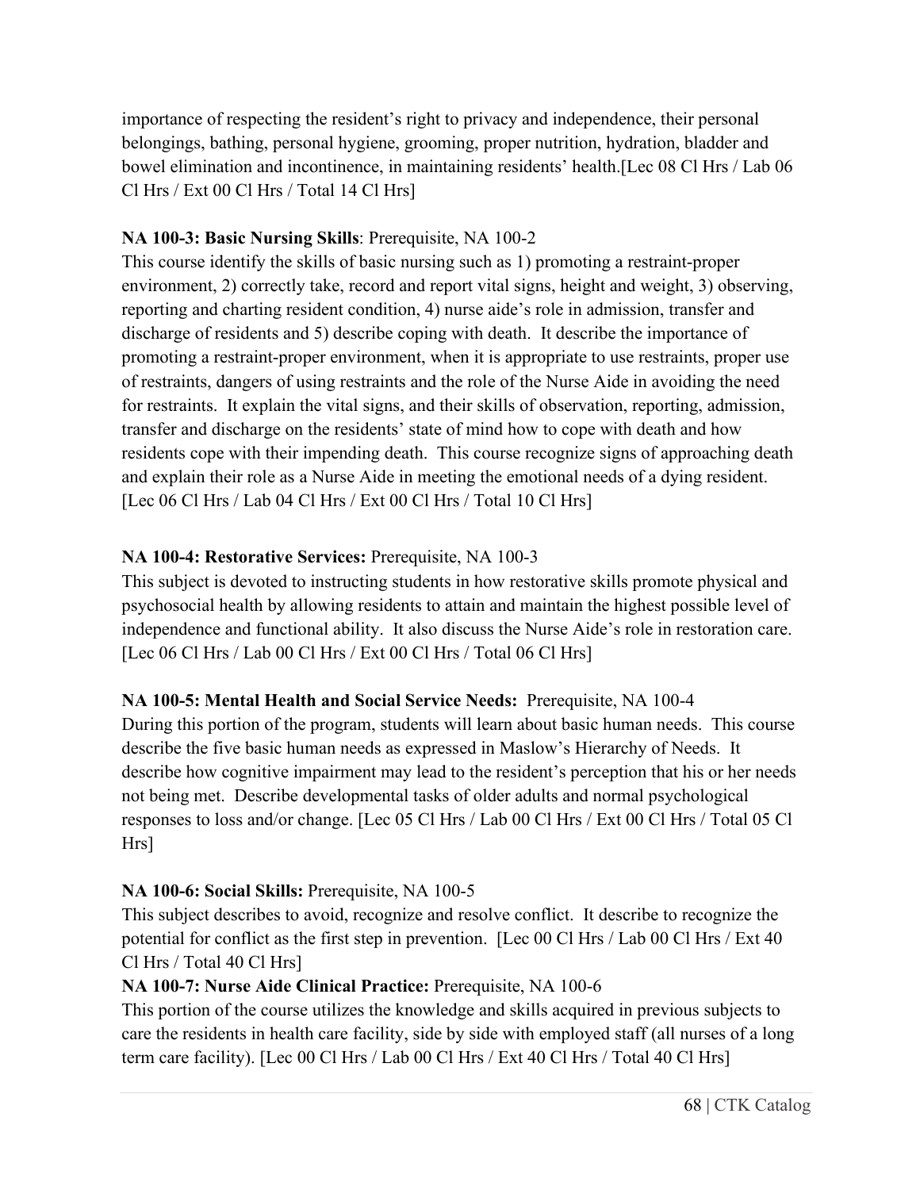importance of respecting the resident's right to privacy and independence, their personal belongings, bathing, personal hygiene, grooming, proper nutrition, hydration, bladder and bowel elimination and incontinence, in maintaining residents' health.[Lec 08 Cl Hrs / Lab 06 Cl Hrs / Ext 00 Cl Hrs / Total 14 Cl Hrs]

**NA 100-3: Basic Nursing Skills**: Prerequisite, NA 100-2
This course identify the skills of basic nursing such as 1) promoting a restraint-proper environment, 2) correctly take, record and report vital signs, height and weight, 3) observing, reporting and charting resident condition, 4) nurse aide's role in admission, transfer and discharge of residents and 5) describe coping with death. It describe the importance of promoting a restraint-proper environment, when it is appropriate to use restraints, proper use of restraints, dangers of using restraints and the role of the Nurse Aide in avoiding the need for restraints. It explain the vital signs, and their skills of observation, reporting, admission, transfer and discharge on the residents' state of mind how to cope with death and how residents cope with their impending death. This course recognize signs of approaching death and explain their role as a Nurse Aide in meeting the emotional needs of a dying resident. [Lec 06 Cl Hrs / Lab 04 Cl Hrs / Ext 00 Cl Hrs / Total 10 Cl Hrs]

**NA 100-4: Restorative Services:** Prerequisite, NA 100-3
This subject is devoted to instructing students in how restorative skills promote physical and psychosocial health by allowing residents to attain and maintain the highest possible level of independence and functional ability. It also discuss the Nurse Aide's role in restoration care. [Lec 06 Cl Hrs / Lab 00 Cl Hrs / Ext 00 Cl Hrs / Total 06 Cl Hrs]

**NA 100-5: Mental Health and Social Service Needs:** Prerequisite, NA 100-4
During this portion of the program, students will learn about basic human needs. This course describe the five basic human needs as expressed in Maslow's Hierarchy of Needs. It describe how cognitive impairment may lead to the resident's perception that his or her needs not being met. Describe developmental tasks of older adults and normal psychological responses to loss and/or change. [Lec 05 Cl Hrs / Lab 00 Cl Hrs / Ext 00 Cl Hrs / Total 05 Cl Hrs]

**NA 100-6: Social Skills:** Prerequisite, NA 100-5
This subject describes to avoid, recognize and resolve conflict. It describe to recognize the potential for conflict as the first step in prevention. [Lec 00 Cl Hrs / Lab 00 Cl Hrs / Ext 40 Cl Hrs / Total 40 Cl Hrs]

**NA 100-7: Nurse Aide Clinical Practice:** Prerequisite, NA 100-6
This portion of the course utilizes the knowledge and skills acquired in previous subjects to care the residents in health care facility, side by side with employed staff (all nurses of a long term care facility). [Lec 00 Cl Hrs / Lab 00 Cl Hrs / Ext 40 Cl Hrs / Total 40 Cl Hrs]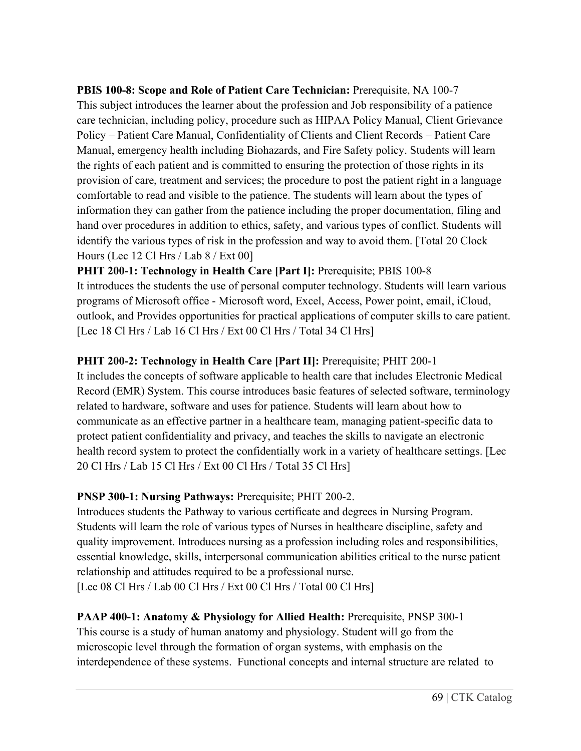**PBIS 100-8: Scope and Role of Patient Care Technician:** Prerequisite, NA 100-7
This subject introduces the learner about the profession and Job responsibility of a patience care technician, including policy, procedure such as HIPAA Policy Manual, Client Grievance Policy – Patient Care Manual, Confidentiality of Clients and Client Records – Patient Care Manual, emergency health including Biohazards, and Fire Safety policy. Students will learn the rights of each patient and is committed to ensuring the protection of those rights in its provision of care, treatment and services; the procedure to post the patient right in a language comfortable to read and visible to the patience. The students will learn about the types of information they can gather from the patience including the proper documentation, filing and hand over procedures in addition to ethics, safety, and various types of conflict. Students will identify the various types of risk in the profession and way to avoid them. [Total 20 Clock Hours (Lec 12 Cl Hrs / Lab 8 / Ext 00]

**PHIT 200-1: Technology in Health Care [Part I]:** Prerequisite; PBIS 100-8
It introduces the students the use of personal computer technology. Students will learn various programs of Microsoft office - Microsoft word, Excel, Access, Power point, email, iCloud, outlook, and Provides opportunities for practical applications of computer skills to care patient. [Lec 18 Cl Hrs / Lab 16 Cl Hrs / Ext 00 Cl Hrs / Total 34 Cl Hrs]

**PHIT 200-2: Technology in Health Care [Part II]:** Prerequisite; PHIT 200-1
It includes the concepts of software applicable to health care that includes Electronic Medical Record (EMR) System. This course introduces basic features of selected software, terminology related to hardware, software and uses for patience. Students will learn about how to communicate as an effective partner in a healthcare team, managing patient-specific data to protect patient confidentiality and privacy, and teaches the skills to navigate an electronic health record system to protect the confidentially work in a variety of healthcare settings. [Lec 20 Cl Hrs / Lab 15 Cl Hrs / Ext 00 Cl Hrs / Total 35 Cl Hrs]

**PNSP 300-1: Nursing Pathways:** Prerequisite; PHIT 200-2.
Introduces students the Pathway to various certificate and degrees in Nursing Program. Students will learn the role of various types of Nurses in healthcare discipline, safety and quality improvement. Introduces nursing as a profession including roles and responsibilities, essential knowledge, skills, interpersonal communication abilities critical to the nurse patient relationship and attitudes required to be a professional nurse.
[Lec 08 Cl Hrs / Lab 00 Cl Hrs / Ext 00 Cl Hrs / Total 00 Cl Hrs]

**PAAP 400-1: Anatomy & Physiology for Allied Health:** Prerequisite, PNSP 300-1
This course is a study of human anatomy and physiology. Student will go from the microscopic level through the formation of organ systems, with emphasis on the interdependence of these systems. Functional concepts and internal structure are related to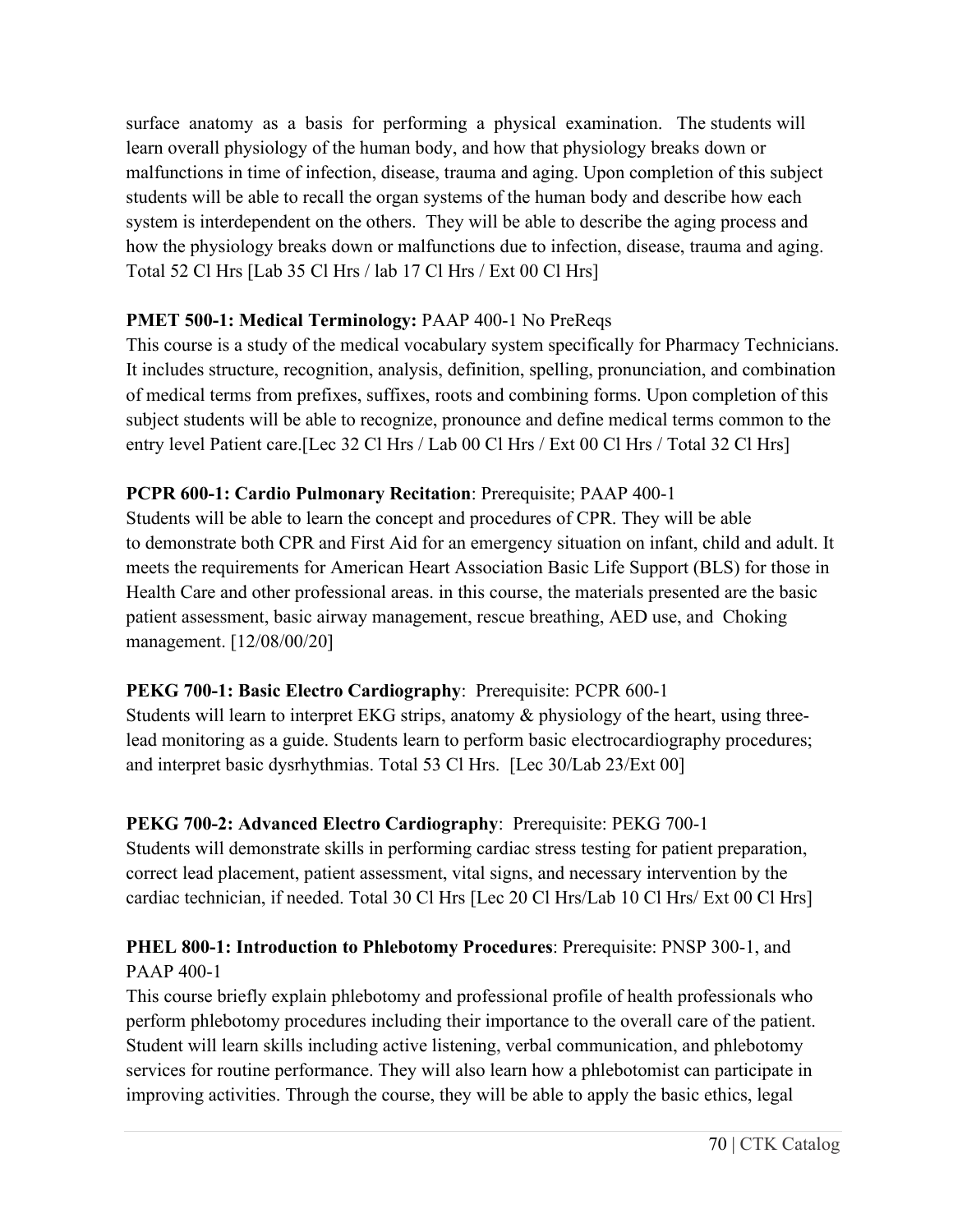surface anatomy as a basis for performing a physical examination. The students will learn overall physiology of the human body, and how that physiology breaks down or malfunctions in time of infection, disease, trauma and aging. Upon completion of this subject students will be able to recall the organ systems of the human body and describe how each system is interdependent on the others. They will be able to describe the aging process and how the physiology breaks down or malfunctions due to infection, disease, trauma and aging. Total 52 Cl Hrs [Lab 35 Cl Hrs / lab 17 Cl Hrs / Ext 00 Cl Hrs]

**PMET 500-1: Medical Terminology:** PAAP 400-1 No PreReqs
This course is a study of the medical vocabulary system specifically for Pharmacy Technicians. It includes structure, recognition, analysis, definition, spelling, pronunciation, and combination of medical terms from prefixes, suffixes, roots and combining forms. Upon completion of this subject students will be able to recognize, pronounce and define medical terms common to the entry level Patient care.[Lec 32 Cl Hrs / Lab 00 Cl Hrs / Ext 00 Cl Hrs / Total 32 Cl Hrs]

**PCPR 600-1: Cardio Pulmonary Recitation**: Prerequisite; PAAP 400-1
Students will be able to learn the concept and procedures of CPR. They will be able to demonstrate both CPR and First Aid for an emergency situation on infant, child and adult. It meets the requirements for American Heart Association Basic Life Support (BLS) for those in Health Care and other professional areas. in this course, the materials presented are the basic patient assessment, basic airway management, rescue breathing, AED use, and Choking management. [12/08/00/20]

**PEKG 700-1: Basic Electro Cardiography**: Prerequisite: PCPR 600-1
Students will learn to interpret EKG strips, anatomy & physiology of the heart, using three-lead monitoring as a guide. Students learn to perform basic electrocardiography procedures; and interpret basic dysrhythmias. Total 53 Cl Hrs. [Lec 30/Lab 23/Ext 00]

**PEKG 700-2: Advanced Electro Cardiography**: Prerequisite: PEKG 700-1
Students will demonstrate skills in performing cardiac stress testing for patient preparation, correct lead placement, patient assessment, vital signs, and necessary intervention by the cardiac technician, if needed. Total 30 Cl Hrs [Lec 20 Cl Hrs/Lab 10 Cl Hrs/ Ext 00 Cl Hrs]

**PHEL 800-1: Introduction to Phlebotomy Procedures**: Prerequisite: PNSP 300-1, and PAAP 400-1
This course briefly explain phlebotomy and professional profile of health professionals who perform phlebotomy procedures including their importance to the overall care of the patient. Student will learn skills including active listening, verbal communication, and phlebotomy services for routine performance. They will also learn how a phlebotomist can participate in improving activities. Through the course, they will be able to apply the basic ethics, legal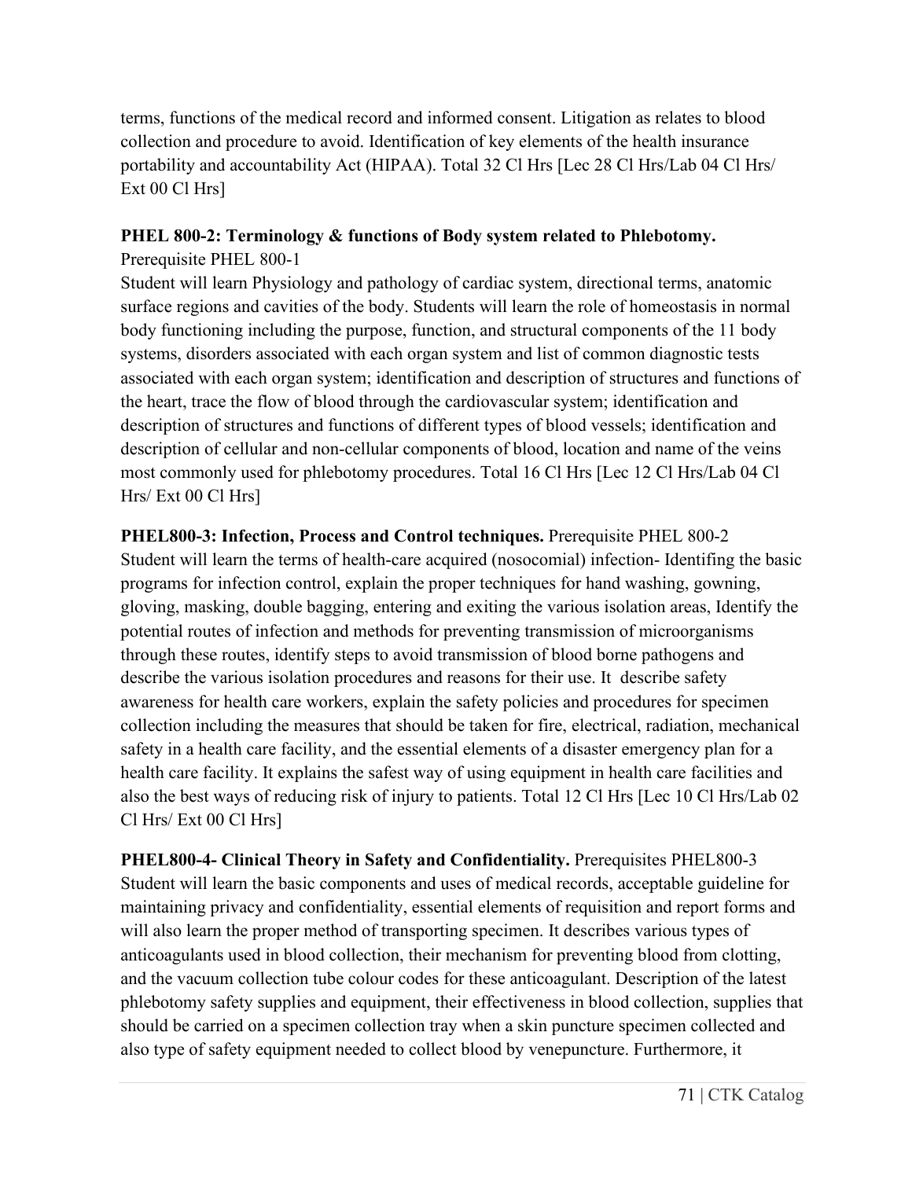terms, functions of the medical record and informed consent. Litigation as relates to blood collection and procedure to avoid. Identification of key elements of the health insurance portability and accountability Act (HIPAA). Total 32 Cl Hrs [Lec 28 Cl Hrs/Lab 04 Cl Hrs/ Ext 00 Cl Hrs]

**PHEL 800-2: Terminology & functions of Body system related to Phlebotomy.**
Prerequisite PHEL 800-1
Student will learn Physiology and pathology of cardiac system, directional terms, anatomic surface regions and cavities of the body. Students will learn the role of homeostasis in normal body functioning including the purpose, function, and structural components of the 11 body systems, disorders associated with each organ system and list of common diagnostic tests associated with each organ system; identification and description of structures and functions of the heart, trace the flow of blood through the cardiovascular system; identification and description of structures and functions of different types of blood vessels; identification and description of cellular and non-cellular components of blood, location and name of the veins most commonly used for phlebotomy procedures. Total 16 Cl Hrs [Lec 12 Cl Hrs/Lab 04 Cl Hrs/ Ext 00 Cl Hrs]

**PHEL800-3: Infection, Process and Control techniques.** Prerequisite PHEL 800-2
Student will learn the terms of health-care acquired (nosocomial) infection- Identifing the basic programs for infection control, explain the proper techniques for hand washing, gowning, gloving, masking, double bagging, entering and exiting the various isolation areas, Identify the potential routes of infection and methods for preventing transmission of microorganisms through these routes, identify steps to avoid transmission of blood borne pathogens and describe the various isolation procedures and reasons for their use. It describe safety awareness for health care workers, explain the safety policies and procedures for specimen collection including the measures that should be taken for fire, electrical, radiation, mechanical safety in a health care facility, and the essential elements of a disaster emergency plan for a health care facility. It explains the safest way of using equipment in health care facilities and also the best ways of reducing risk of injury to patients. Total 12 Cl Hrs [Lec 10 Cl Hrs/Lab 02 Cl Hrs/ Ext 00 Cl Hrs]

**PHEL800-4- Clinical Theory in Safety and Confidentiality.** Prerequisites PHEL800-3
Student will learn the basic components and uses of medical records, acceptable guideline for maintaining privacy and confidentiality, essential elements of requisition and report forms and will also learn the proper method of transporting specimen. It describes various types of anticoagulants used in blood collection, their mechanism for preventing blood from clotting, and the vacuum collection tube colour codes for these anticoagulant. Description of the latest phlebotomy safety supplies and equipment, their effectiveness in blood collection, supplies that should be carried on a specimen collection tray when a skin puncture specimen collected and also type of safety equipment needed to collect blood by venepuncture. Furthermore, it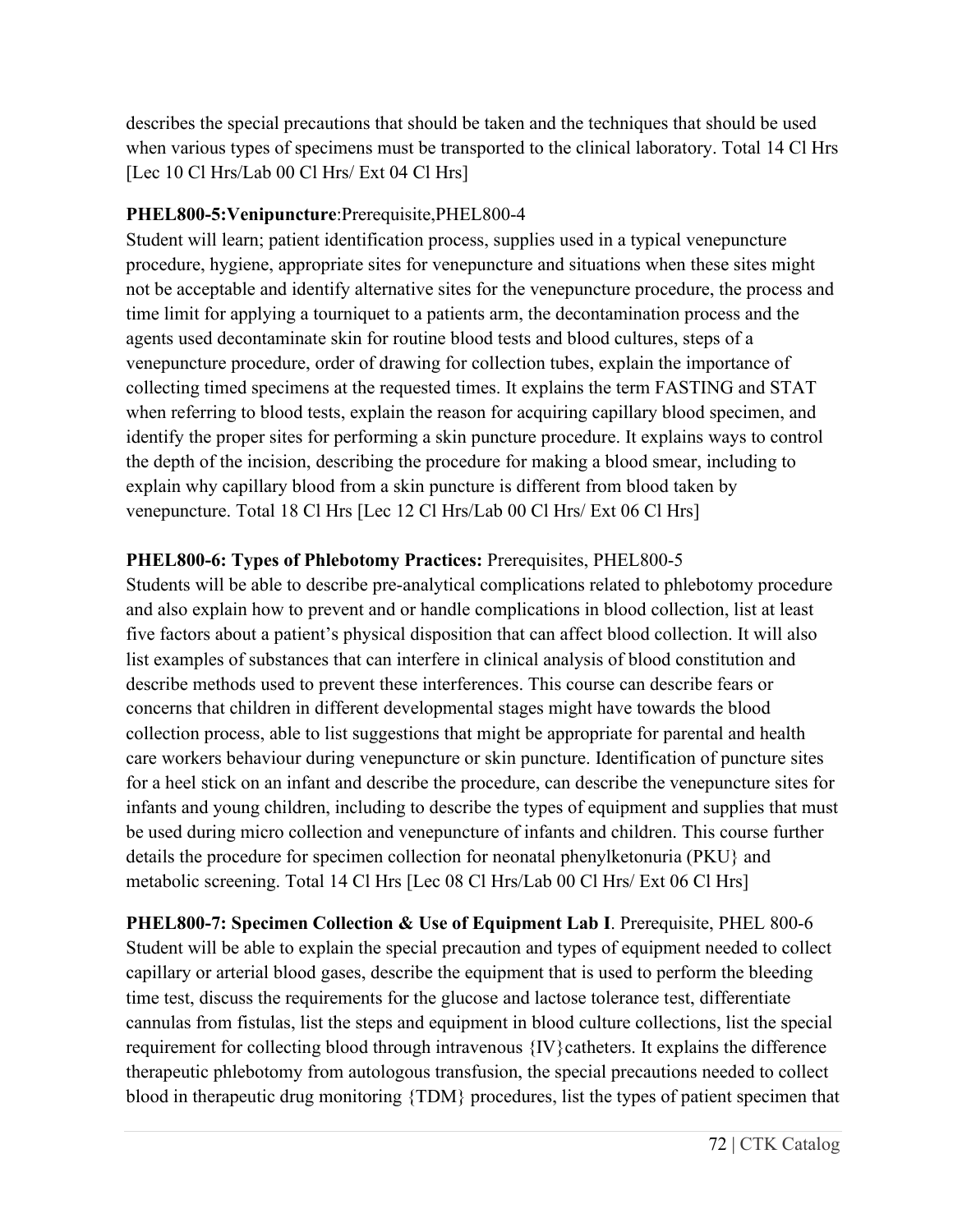describes the special precautions that should be taken and the techniques that should be used when various types of specimens must be transported to the clinical laboratory. Total 14 Cl Hrs [Lec 10 Cl Hrs/Lab 00 Cl Hrs/ Ext 04 Cl Hrs]

**PHEL800-5:Venipuncture**:Prerequisite,PHEL800-4
Student will learn; patient identification process, supplies used in a typical venepuncture procedure, hygiene, appropriate sites for venepuncture and situations when these sites might not be acceptable and identify alternative sites for the venepuncture procedure, the process and time limit for applying a tourniquet to a patients arm, the decontamination process and the agents used decontaminate skin for routine blood tests and blood cultures, steps of a venepuncture procedure, order of drawing for collection tubes, explain the importance of collecting timed specimens at the requested times. It explains the term FASTING and STAT when referring to blood tests, explain the reason for acquiring capillary blood specimen, and identify the proper sites for performing a skin puncture procedure. It explains ways to control the depth of the incision, describing the procedure for making a blood smear, including to explain why capillary blood from a skin puncture is different from blood taken by venepuncture. Total 18 Cl Hrs [Lec 12 Cl Hrs/Lab 00 Cl Hrs/ Ext 06 Cl Hrs]

**PHEL800-6: Types of Phlebotomy Practices:** Prerequisites, PHEL800-5
Students will be able to describe pre-analytical complications related to phlebotomy procedure and also explain how to prevent and or handle complications in blood collection, list at least five factors about a patient's physical disposition that can affect blood collection. It will also list examples of substances that can interfere in clinical analysis of blood constitution and describe methods used to prevent these interferences. This course can describe fears or concerns that children in different developmental stages might have towards the blood collection process, able to list suggestions that might be appropriate for parental and health care workers behaviour during venepuncture or skin puncture. Identification of puncture sites for a heel stick on an infant and describe the procedure, can describe the venepuncture sites for infants and young children, including to describe the types of equipment and supplies that must be used during micro collection and venepuncture of infants and children. This course further details the procedure for specimen collection for neonatal phenylketonuria (PKU} and metabolic screening. Total 14 Cl Hrs [Lec 08 Cl Hrs/Lab 00 Cl Hrs/ Ext 06 Cl Hrs]

**PHEL800-7: Specimen Collection & Use of Equipment Lab I**. Prerequisite, PHEL 800-6
Student will be able to explain the special precaution and types of equipment needed to collect capillary or arterial blood gases, describe the equipment that is used to perform the bleeding time test, discuss the requirements for the glucose and lactose tolerance test, differentiate cannulas from fistulas, list the steps and equipment in blood culture collections, list the special requirement for collecting blood through intravenous {IV}catheters. It explains the difference therapeutic phlebotomy from autologous transfusion, the special precautions needed to collect blood in therapeutic drug monitoring {TDM} procedures, list the types of patient specimen that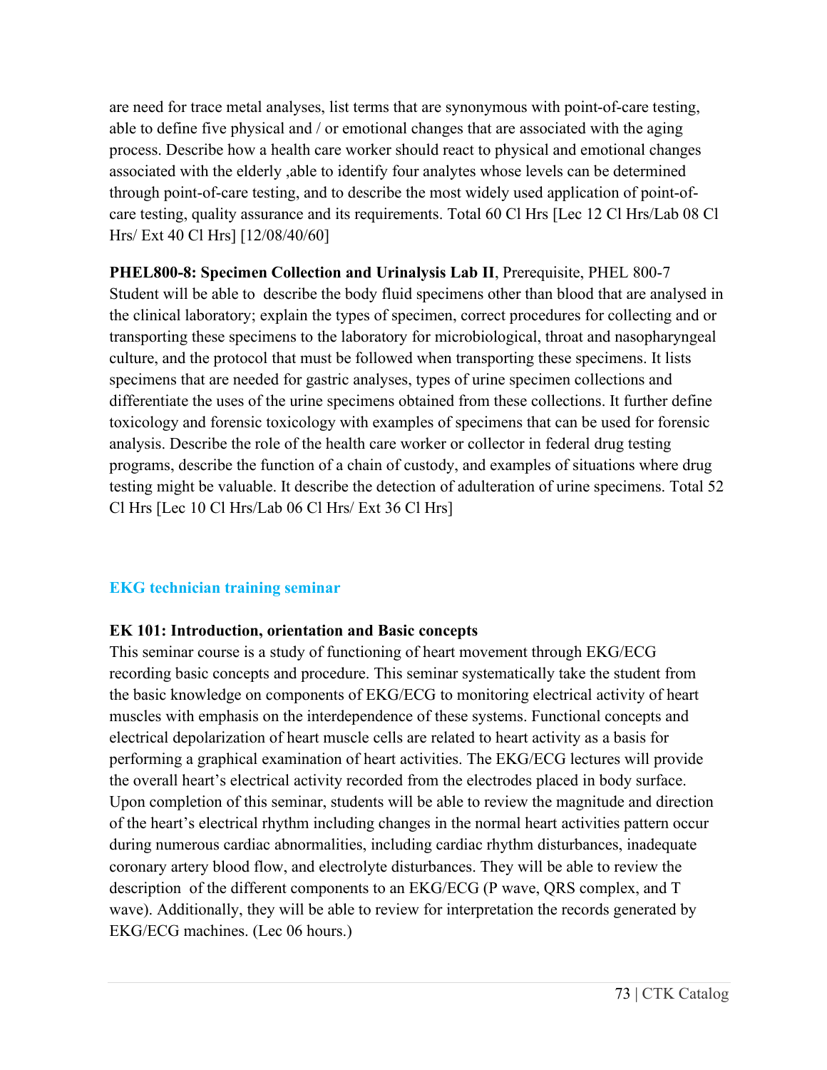are need for trace metal analyses, list terms that are synonymous with point-of-care testing, able to define five physical and / or emotional changes that are associated with the aging process. Describe how a health care worker should react to physical and emotional changes associated with the elderly ,able to identify four analytes whose levels can be determined through point-of-care testing, and to describe the most widely used application of point-of-care testing, quality assurance and its requirements. Total 60 Cl Hrs [Lec 12 Cl Hrs/Lab 08 Cl Hrs/ Ext 40 Cl Hrs] [12/08/40/60]

**PHEL800-8: Specimen Collection and Urinalysis Lab II**, Prerequisite, PHEL 800-7 Student will be able to describe the body fluid specimens other than blood that are analysed in the clinical laboratory; explain the types of specimen, correct procedures for collecting and or transporting these specimens to the laboratory for microbiological, throat and nasopharyngeal culture, and the protocol that must be followed when transporting these specimens. It lists specimens that are needed for gastric analyses, types of urine specimen collections and differentiate the uses of the urine specimens obtained from these collections. It further define toxicology and forensic toxicology with examples of specimens that can be used for forensic analysis. Describe the role of the health care worker or collector in federal drug testing programs, describe the function of a chain of custody, and examples of situations where drug testing might be valuable. It describe the detection of adulteration of urine specimens. Total 52 Cl Hrs [Lec 10 Cl Hrs/Lab 06 Cl Hrs/ Ext 36 Cl Hrs]

## EKG technician training seminar

**EK 101: Introduction, orientation and Basic concepts**

This seminar course is a study of functioning of heart movement through EKG/ECG recording basic concepts and procedure. This seminar systematically take the student from the basic knowledge on components of EKG/ECG to monitoring electrical activity of heart muscles with emphasis on the interdependence of these systems. Functional concepts and electrical depolarization of heart muscle cells are related to heart activity as a basis for performing a graphical examination of heart activities. The EKG/ECG lectures will provide the overall heart's electrical activity recorded from the electrodes placed in body surface. Upon completion of this seminar, students will be able to review the magnitude and direction of the heart's electrical rhythm including changes in the normal heart activities pattern occur during numerous cardiac abnormalities, including cardiac rhythm disturbances, inadequate coronary artery blood flow, and electrolyte disturbances. They will be able to review the description of the different components to an EKG/ECG (P wave, QRS complex, and T wave). Additionally, they will be able to review for interpretation the records generated by EKG/ECG machines. (Lec 06 hours.)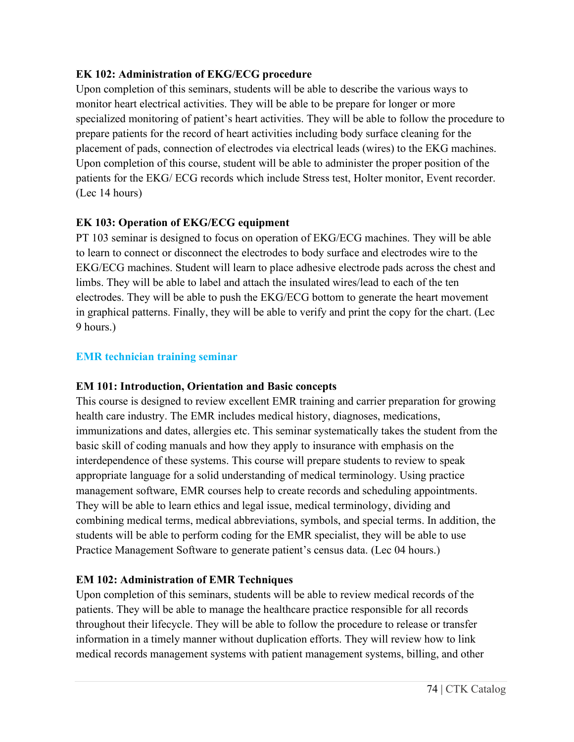**EK 102: Administration of EKG/ECG procedure**

Upon completion of this seminars, students will be able to describe the various ways to monitor heart electrical activities. They will be able to be prepare for longer or more specialized monitoring of patient's heart activities. They will be able to follow the procedure to prepare patients for the record of heart activities including body surface cleaning for the placement of pads, connection of electrodes via electrical leads (wires) to the EKG machines. Upon completion of this course, student will be able to administer the proper position of the patients for the EKG/ ECG records which include Stress test, Holter monitor, Event recorder. (Lec 14 hours)

**EK 103: Operation of EKG/ECG equipment**

PT 103 seminar is designed to focus on operation of EKG/ECG machines. They will be able to learn to connect or disconnect the electrodes to body surface and electrodes wire to the EKG/ECG machines. Student will learn to place adhesive electrode pads across the chest and limbs. They will be able to label and attach the insulated wires/lead to each of the ten electrodes. They will be able to push the EKG/ECG bottom to generate the heart movement in graphical patterns. Finally, they will be able to verify and print the copy for the chart. (Lec 9 hours.)

## EMR technician training seminar

**EM 101: Introduction, Orientation and Basic concepts**

This course is designed to review excellent EMR training and carrier preparation for growing health care industry. The EMR includes medical history, diagnoses, medications, immunizations and dates, allergies etc. This seminar systematically takes the student from the basic skill of coding manuals and how they apply to insurance with emphasis on the interdependence of these systems. This course will prepare students to review to speak appropriate language for a solid understanding of medical terminology. Using practice management software, EMR courses help to create records and scheduling appointments. They will be able to learn ethics and legal issue, medical terminology, dividing and combining medical terms, medical abbreviations, symbols, and special terms. In addition, the students will be able to perform coding for the EMR specialist, they will be able to use Practice Management Software to generate patient's census data. (Lec 04 hours.)

**EM 102: Administration of EMR Techniques**

Upon completion of this seminars, students will be able to review medical records of the patients. They will be able to manage the healthcare practice responsible for all records throughout their lifecycle. They will be able to follow the procedure to release or transfer information in a timely manner without duplication efforts. They will review how to link medical records management systems with patient management systems, billing, and other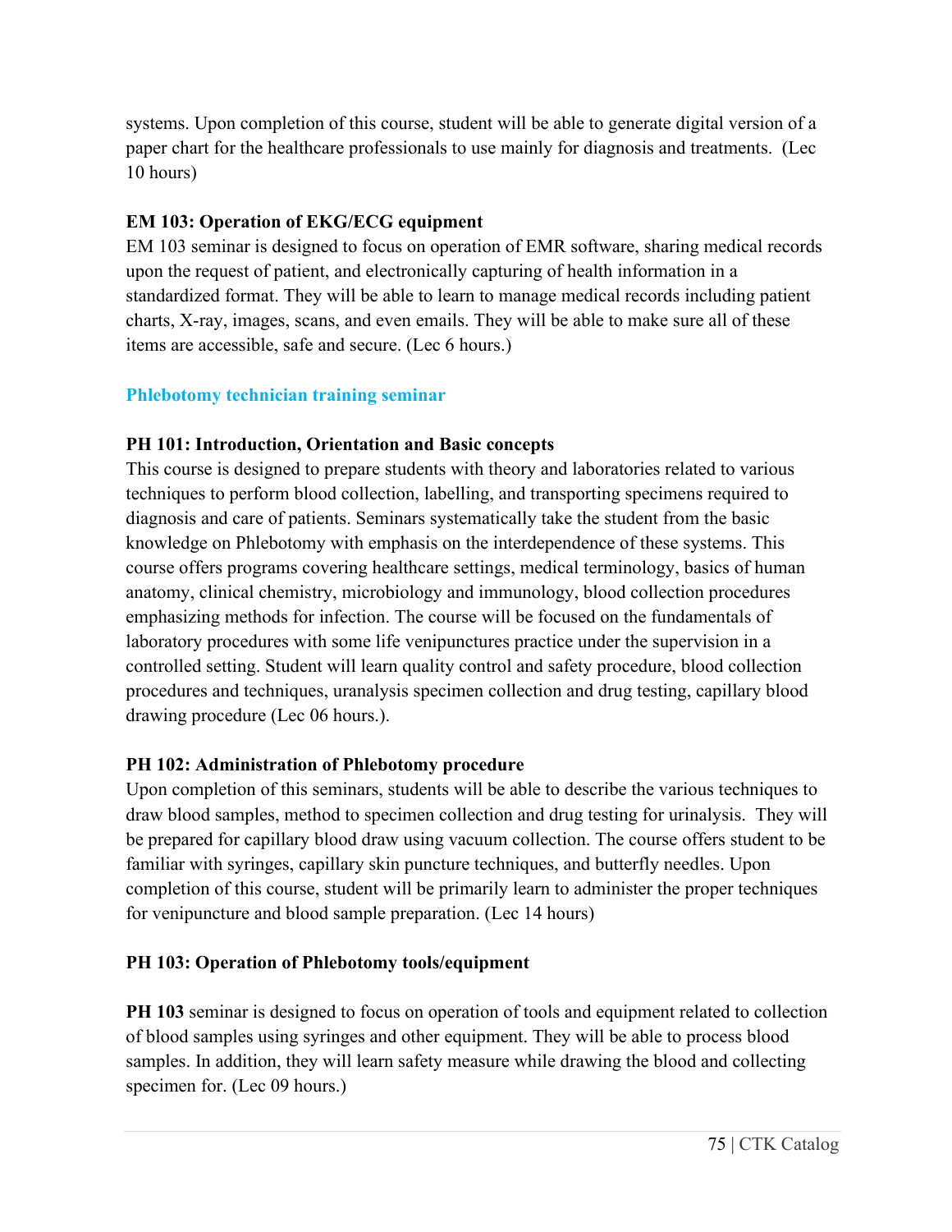systems. Upon completion of this course, student will be able to generate digital version of a paper chart for the healthcare professionals to use mainly for diagnosis and treatments. (Lec 10 hours)

**EM 103: Operation of EKG/ECG equipment**

EM 103 seminar is designed to focus on operation of EMR software, sharing medical records upon the request of patient, and electronically capturing of health information in a standardized format. They will be able to learn to manage medical records including patient charts, X-ray, images, scans, and even emails. They will be able to make sure all of these items are accessible, safe and secure. (Lec 6 hours.)

## Phlebotomy technician training seminar

**PH 101: Introduction, Orientation and Basic concepts**

This course is designed to prepare students with theory and laboratories related to various techniques to perform blood collection, labelling, and transporting specimens required to diagnosis and care of patients. Seminars systematically take the student from the basic knowledge on Phlebotomy with emphasis on the interdependence of these systems. This course offers programs covering healthcare settings, medical terminology, basics of human anatomy, clinical chemistry, microbiology and immunology, blood collection procedures emphasizing methods for infection. The course will be focused on the fundamentals of laboratory procedures with some life venipunctures practice under the supervision in a controlled setting. Student will learn quality control and safety procedure, blood collection procedures and techniques, uranalysis specimen collection and drug testing, capillary blood drawing procedure (Lec 06 hours.).

**PH 102: Administration of Phlebotomy procedure**

Upon completion of this seminars, students will be able to describe the various techniques to draw blood samples, method to specimen collection and drug testing for urinalysis. They will be prepared for capillary blood draw using vacuum collection. The course offers student to be familiar with syringes, capillary skin puncture techniques, and butterfly needles. Upon completion of this course, student will be primarily learn to administer the proper techniques for venipuncture and blood sample preparation. (Lec 14 hours)

**PH 103: Operation of Phlebotomy tools/equipment**

**PH 103** seminar is designed to focus on operation of tools and equipment related to collection of blood samples using syringes and other equipment. They will be able to process blood samples. In addition, they will learn safety measure while drawing the blood and collecting specimen for. (Lec 09 hours.)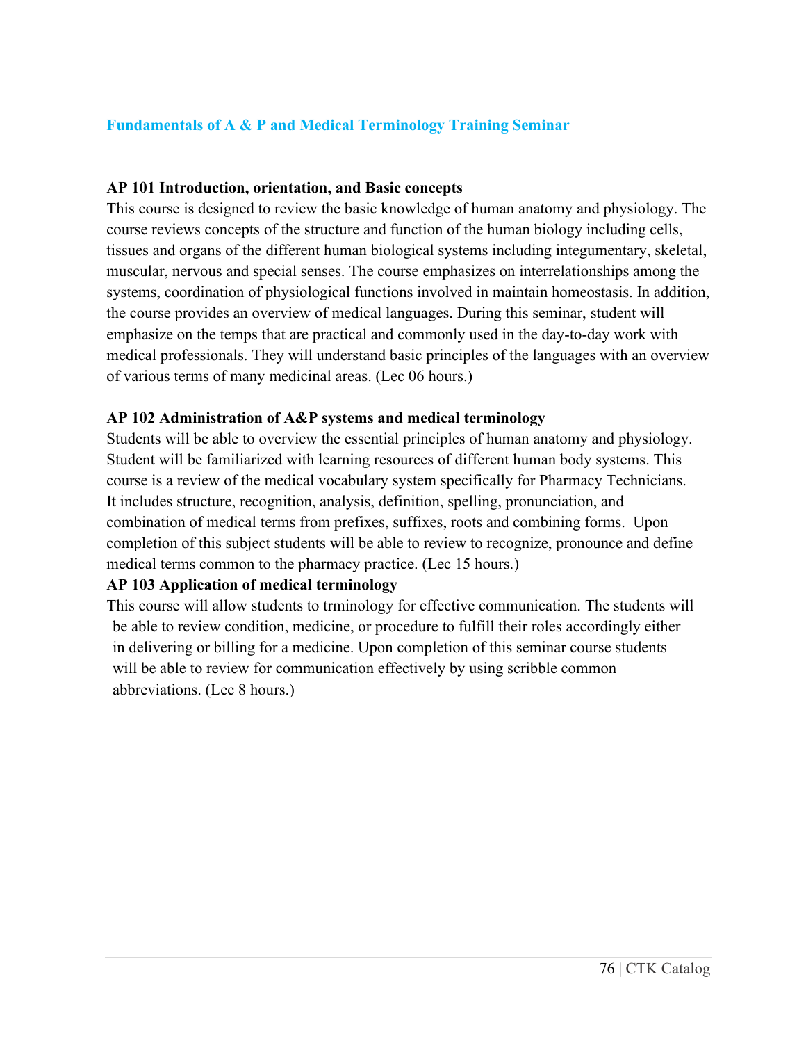## Fundamentals of A & P and Medical Terminology Training Seminar

**AP 101 Introduction, orientation, and Basic concepts**

This course is designed to review the basic knowledge of human anatomy and physiology. The course reviews concepts of the structure and function of the human biology including cells, tissues and organs of the different human biological systems including integumentary, skeletal, muscular, nervous and special senses. The course emphasizes on interrelationships among the systems, coordination of physiological functions involved in maintain homeostasis. In addition, the course provides an overview of medical languages. During this seminar, student will emphasize on the temps that are practical and commonly used in the day-to-day work with medical professionals. They will understand basic principles of the languages with an overview of various terms of many medicinal areas. (Lec 06 hours.)

**AP 102 Administration of A&P systems and medical terminology**

Students will be able to overview the essential principles of human anatomy and physiology. Student will be familiarized with learning resources of different human body systems. This course is a review of the medical vocabulary system specifically for Pharmacy Technicians. It includes structure, recognition, analysis, definition, spelling, pronunciation, and combination of medical terms from prefixes, suffixes, roots and combining forms. Upon completion of this subject students will be able to review to recognize, pronounce and define medical terms common to the pharmacy practice. (Lec 15 hours.)

**AP 103 Application of medical terminology**

This course will allow students to trminology for effective communication. The students will be able to review condition, medicine, or procedure to fulfill their roles accordingly either in delivering or billing for a medicine. Upon completion of this seminar course students will be able to review for communication effectively by using scribble common abbreviations. (Lec 8 hours.)